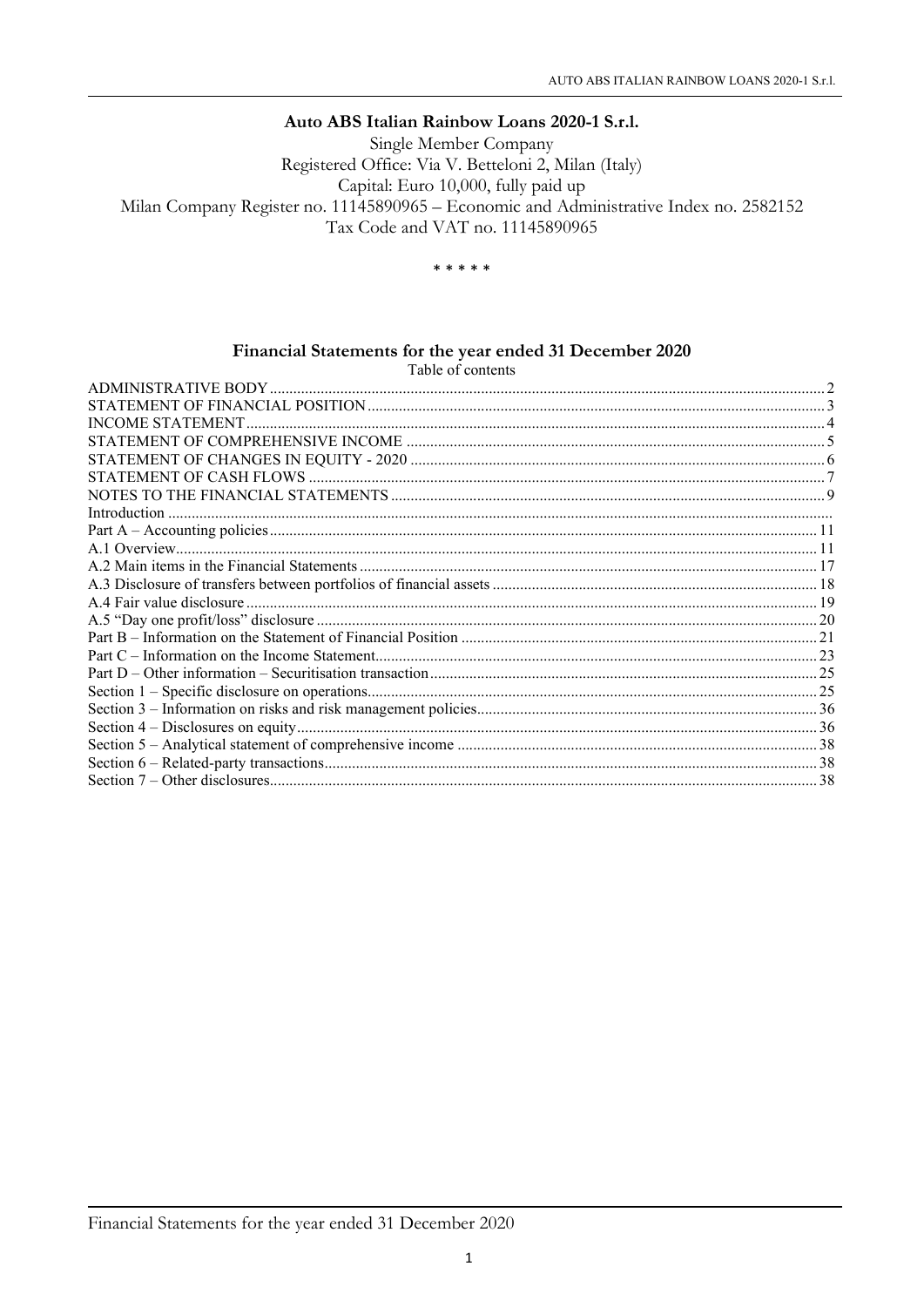**Auto ABS Italian Rainbow Loans 2020-1 S.r.l.**

Single Member Company
Registered Office: Via V. Betteloni 2, Milan (Italy)
Capital: Euro 10,000, fully paid up
Milan Company Register no. 11145890965 – Economic and Administrative Index no. 2582152
Tax Code and VAT no. 11145890965

\* \* \* \* \*

## Financial Statements for the year ended 31 December 2020

Table of contents

| | |
|---|---|
| ADMINISTRATIVE BODY | 2 |
| STATEMENT OF FINANCIAL POSITION | 3 |
| INCOME STATEMENT | 4 |
| STATEMENT OF COMPREHENSIVE INCOME | 5 |
| STATEMENT OF CHANGES IN EQUITY - 2020 | 6 |
| STATEMENT OF CASH FLOWS | 7 |
| NOTES TO THE FINANCIAL STATEMENTS | 9 |
| Introduction | |
| Part A – Accounting policies | 11 |
| A.1 Overview | 11 |
| A.2 Main items in the Financial Statements | 17 |
| A.3 Disclosure of transfers between portfolios of financial assets | 18 |
| A.4 Fair value disclosure | 19 |
| A.5 "Day one profit/loss" disclosure | 20 |
| Part B – Information on the Statement of Financial Position | 21 |
| Part C – Information on the Income Statement | 23 |
| Part D – Other information – Securitisation transaction | 25 |
| Section 1 – Specific disclosure on operations | 25 |
| Section 3 – Information on risks and risk management policies | 36 |
| Section 4 – Disclosures on equity | 36 |
| Section 5 – Analytical statement of comprehensive income | 38 |
| Section 6 – Related-party transactions | 38 |
| Section 7 – Other disclosures | 38 |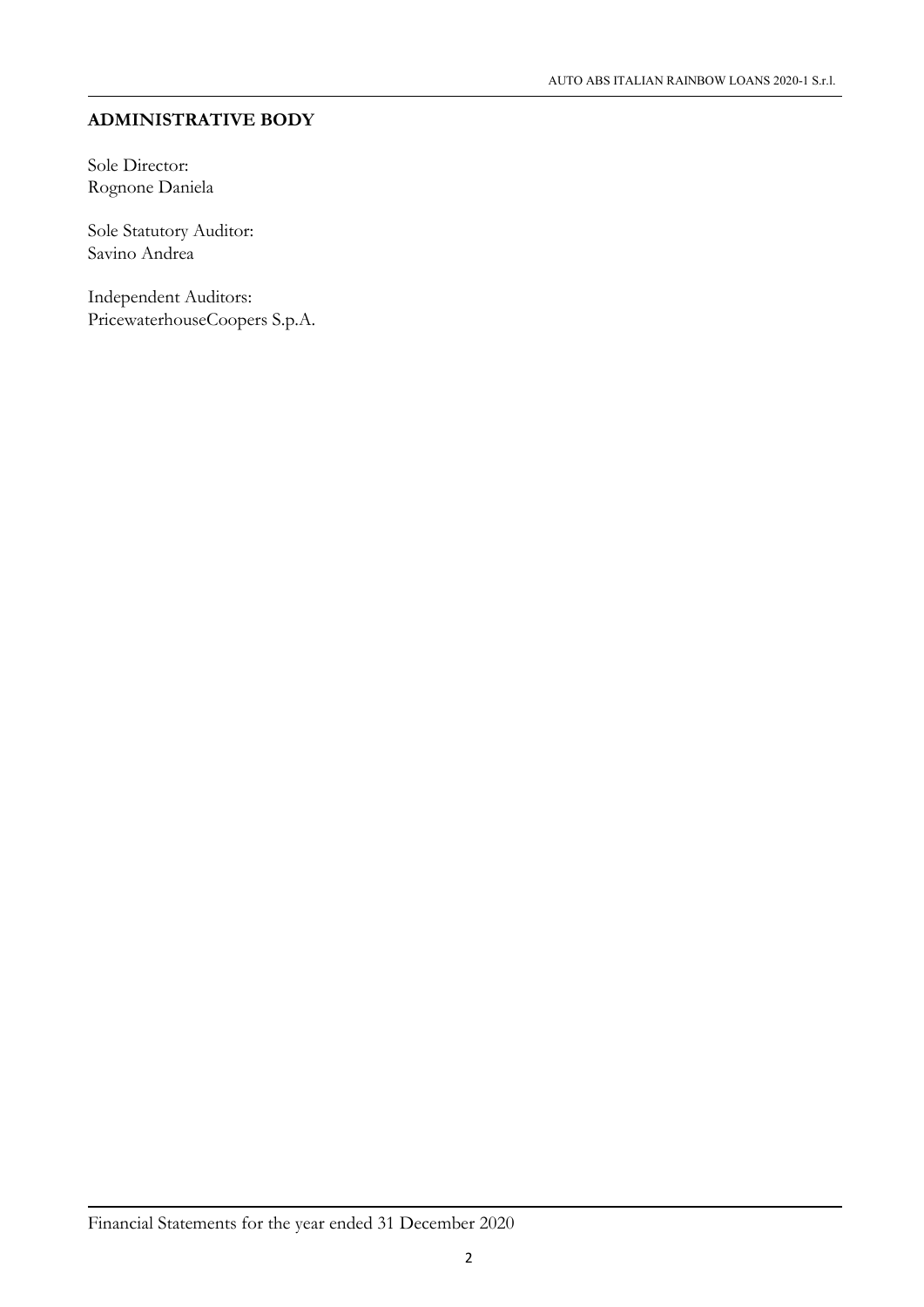## ADMINISTRATIVE BODY

Sole Director:
Rognone Daniela

Sole Statutory Auditor:
Savino Andrea

Independent Auditors:
PricewaterhouseCoopers S.p.A.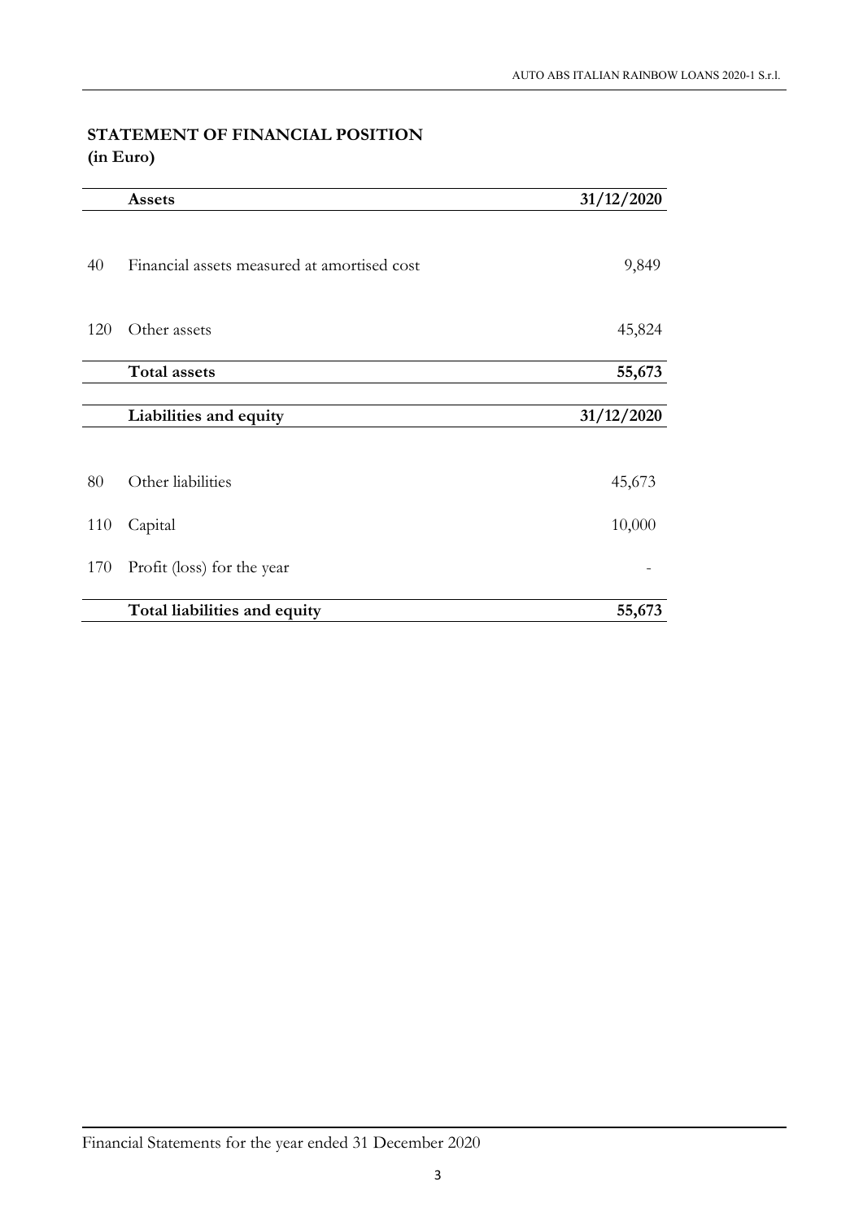## STATEMENT OF FINANCIAL POSITION
**(in Euro)**

| | **Assets** | **31/12/2020** |
|---|---|---|
| 40 | Financial assets measured at amortised cost | 9,849 |
| 120 | Other assets | 45,824 |
| | **Total assets** | **55,673** |

| | **Liabilities and equity** | **31/12/2020** |
|---|---|---|
| 80 | Other liabilities | 45,673 |
| 110 | Capital | 10,000 |
| 170 | Profit (loss) for the year | - |
| | **Total liabilities and equity** | **55,673** |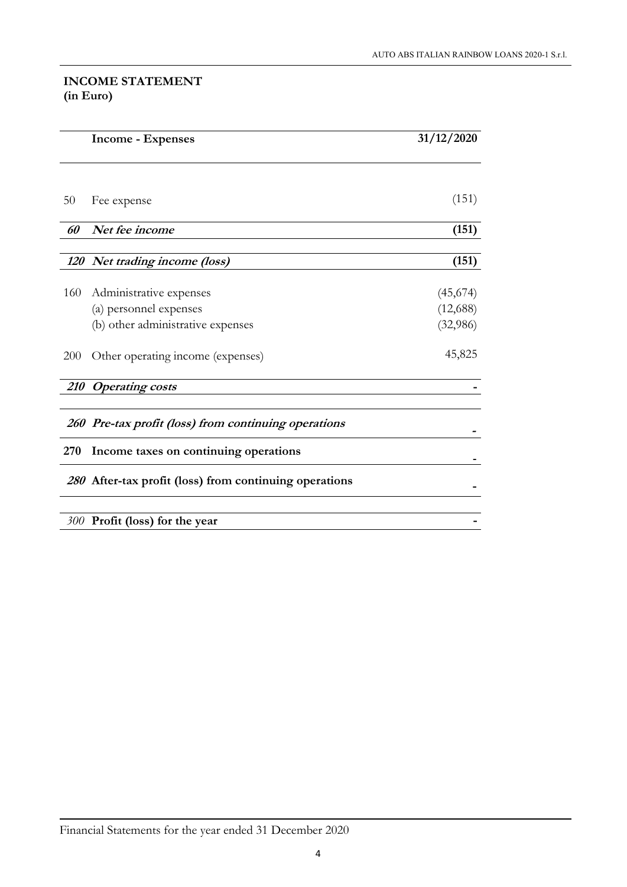## INCOME STATEMENT
**(in Euro)**

| | Income - Expenses | 31/12/2020 |
|---|---|---|
| 50 | Fee expense | (151) |
| ***60*** | ***Net fee income*** | **(151)** |
| ***120*** | ***Net trading income (loss)*** | **(151)** |
| 160 | Administrative expenses | (45,674) |
| | (a) personnel expenses | (12,688) |
| | (b) other administrative expenses | (32,986) |
| 200 | Other operating income (expenses) | 45,825 |
| ***210*** | ***Operating costs*** | **-** |
| ***260*** | ***Pre-tax profit (loss) from continuing operations*** | **-** |
| **270** | **Income taxes on continuing operations** | **-** |
| ***280*** | **After-tax profit (loss) from continuing operations** | **-** |
| *300* | **Profit (loss) for the year** | **-** |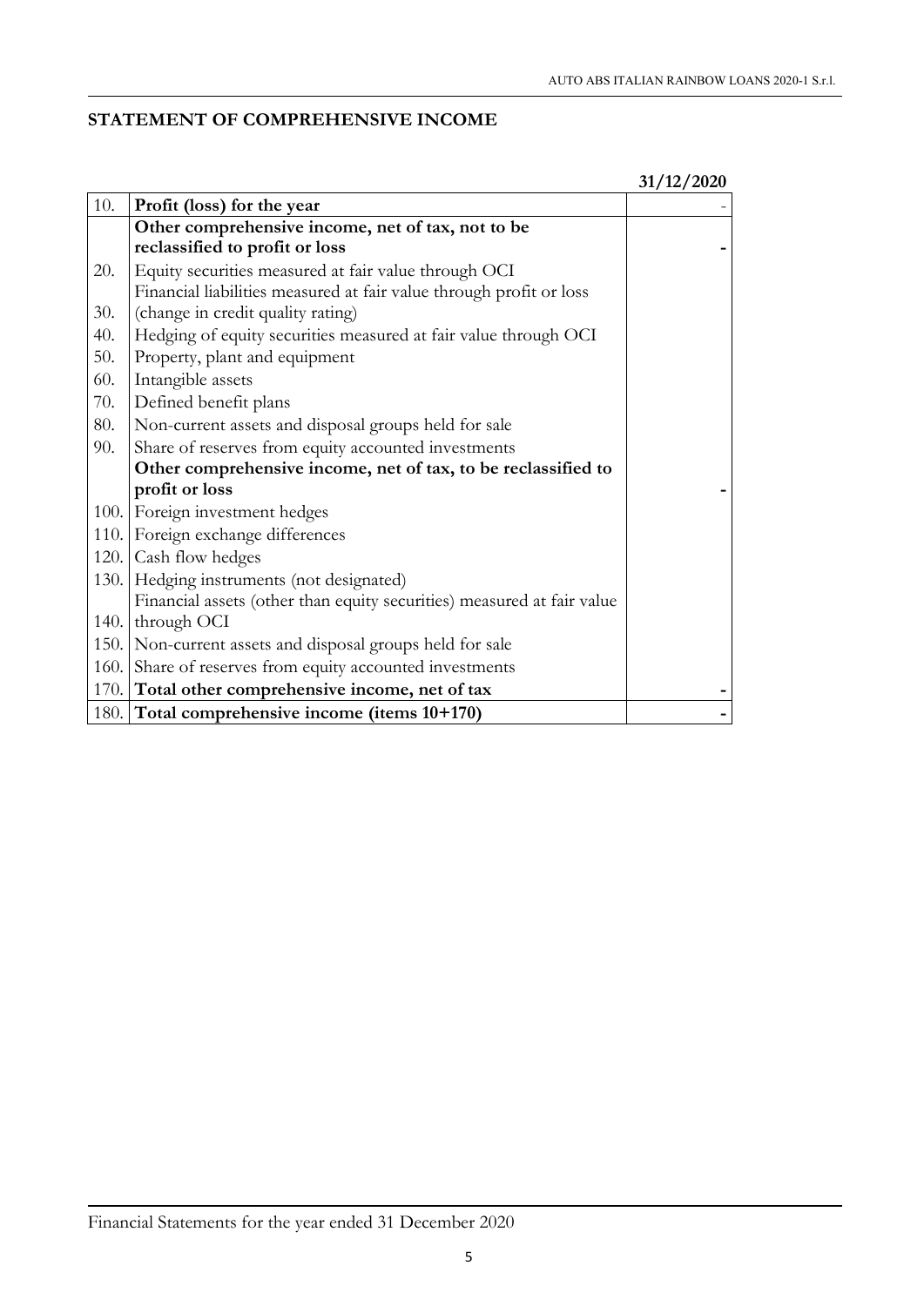## STATEMENT OF COMPREHENSIVE INCOME

| | | 31/12/2020 |
|---|---|---|
| 10. | **Profit (loss) for the year** | - |
| | **Other comprehensive income, net of tax, not to be reclassified to profit or loss** | **-** |
| 20. | Equity securities measured at fair value through OCI | |
| 30. | Financial liabilities measured at fair value through profit or loss (change in credit quality rating) | |
| 40. | Hedging of equity securities measured at fair value through OCI | |
| 50. | Property, plant and equipment | |
| 60. | Intangible assets | |
| 70. | Defined benefit plans | |
| 80. | Non-current assets and disposal groups held for sale | |
| 90. | Share of reserves from equity accounted investments | |
| | **Other comprehensive income, net of tax, to be reclassified to profit or loss** | **-** |
| 100. | Foreign investment hedges | |
| 110. | Foreign exchange differences | |
| 120. | Cash flow hedges | |
| 130. | Hedging instruments (not designated) | |
| 140. | Financial assets (other than equity securities) measured at fair value through OCI | |
| 150. | Non-current assets and disposal groups held for sale | |
| 160. | Share of reserves from equity accounted investments | |
| 170. | **Total other comprehensive income, net of tax** | **-** |
| 180. | **Total comprehensive income (items 10+170)** | **-** |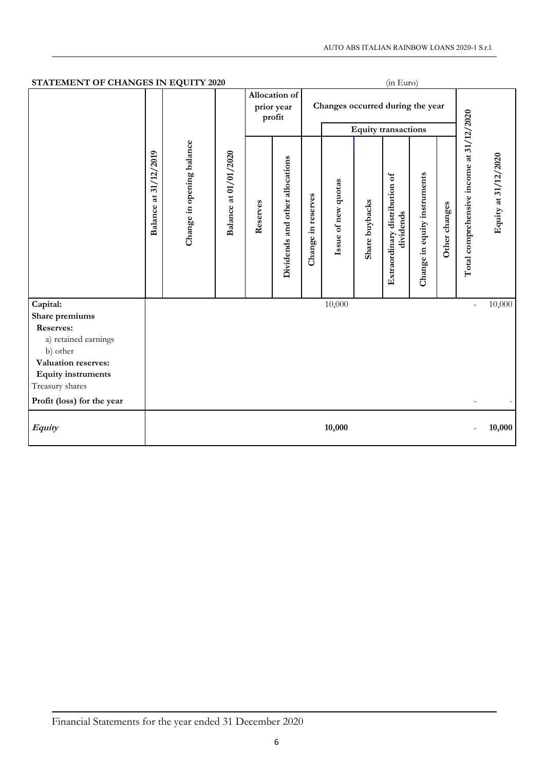## STATEMENT OF CHANGES IN EQUITY 2020

(in Euro)

| | Balance at 31/12/2019 | Change in opening balance | Balance at 01/01/2020 | Allocation of prior year profit | | Changes occurred during the year | | | | | | Total comprehensive income at 31/12/2020 | Equity at 31/12/2020 |
|---|---|---|---|---|---|---|---|---|---|---|---|---|---|
| | | | | | | | Equity transactions | | | | | | |
| | | | | Reserves | Dividends and other allocations | Change in reserves | Issue of new quotas | Share buybacks | Extraordinary distribution of dividends | Change in equity instruments | Other changes | | |
| **Capital:** | | | | | | | 10,000 | | | | | - | 10,000 |
| **Share premiums** | | | | | | | | | | | | | |
| **Reserves:** | | | | | | | | | | | | | |
| a) retained earnings | | | | | | | | | | | | | |
| b) other | | | | | | | | | | | | | |
| **Valuation reserves:** | | | | | | | | | | | | | |
| **Equity instruments** | | | | | | | | | | | | | |
| Treasury shares | | | | | | | | | | | | | |
| **Profit (loss) for the year** | | | | | | | | | | | | - | - |
| ***Equity*** | | | | | | | **10,000** | | | | | - | **10,000** |

Financial Statements for the year ended 31 December 2020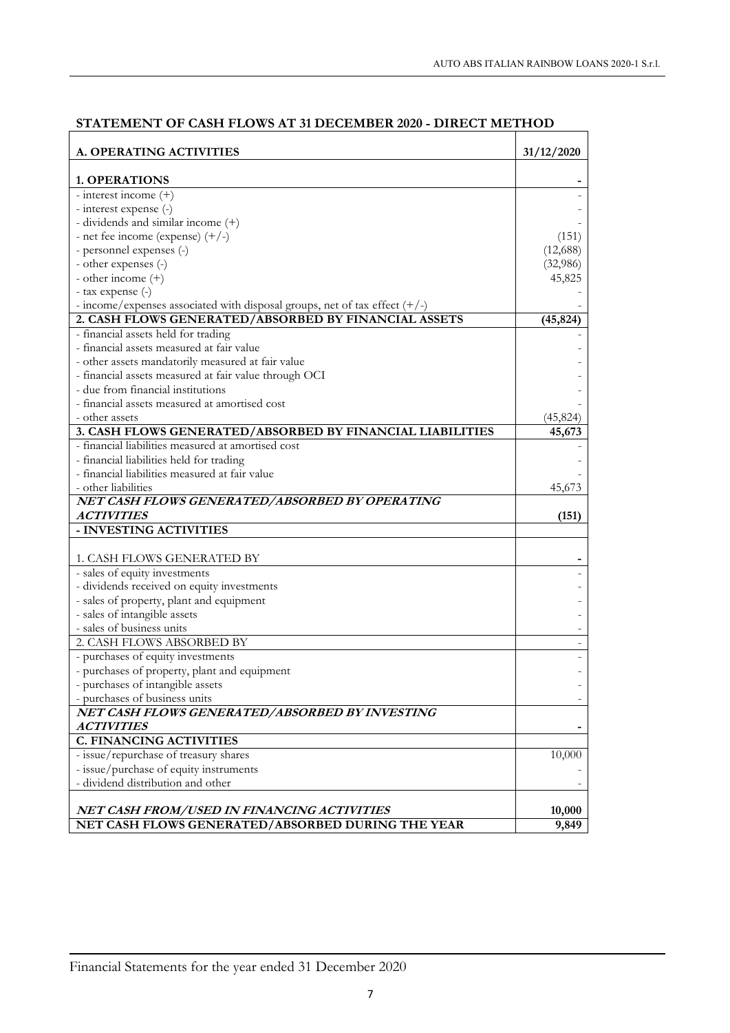## STATEMENT OF CASH FLOWS AT 31 DECEMBER 2020 - DIRECT METHOD

| A. OPERATING ACTIVITIES | 31/12/2020 |
|---|---|
| **1. OPERATIONS** | **-** |
| - interest income (+) | - |
| - interest expense (-) | - |
| - dividends and similar income (+) | - |
| - net fee income (expense) (+/-) | (151) |
| - personnel expenses (-) | (12,688) |
| - other expenses (-) | (32,986) |
| - other income (+) | 45,825 |
| - tax expense (-) | - |
| - income/expenses associated with disposal groups, net of tax effect (+/-) | - |
| **2. CASH FLOWS GENERATED/ABSORBED BY FINANCIAL ASSETS** | **(45,824)** |
| - financial assets held for trading | - |
| - financial assets measured at fair value | - |
| - other assets mandatorily measured at fair value | - |
| - financial assets measured at fair value through OCI | - |
| - due from financial institutions | - |
| - financial assets measured at amortised cost | - |
| - other assets | (45,824) |
| **3. CASH FLOWS GENERATED/ABSORBED BY FINANCIAL LIABILITIES** | **45,673** |
| - financial liabilities measured at amortised cost | - |
| - financial liabilities held for trading | - |
| - financial liabilities measured at fair value | - |
| - other liabilities | 45,673 |
| ***NET CASH FLOWS GENERATED/ABSORBED BY OPERATING ACTIVITIES*** | **(151)** |
| **- INVESTING ACTIVITIES** | |
| 1. CASH FLOWS GENERATED BY | **-** |
| - sales of equity investments | - |
| - dividends received on equity investments | - |
| - sales of property, plant and equipment | - |
| - sales of intangible assets | - |
| - sales of business units | - |
| 2. CASH FLOWS ABSORBED BY | - |
| - purchases of equity investments | - |
| - purchases of property, plant and equipment | - |
| - purchases of intangible assets | - |
| - purchases of business units | - |
| ***NET CASH FLOWS GENERATED/ABSORBED BY INVESTING ACTIVITIES*** | **-** |
| **C. FINANCING ACTIVITIES** | |
| - issue/repurchase of treasury shares | 10,000 |
| - issue/purchase of equity instruments | - |
| - dividend distribution and other | - |
| ***NET CASH FROM/USED IN FINANCING ACTIVITIES*** | **10,000** |
| **NET CASH FLOWS GENERATED/ABSORBED DURING THE YEAR** | **9,849** |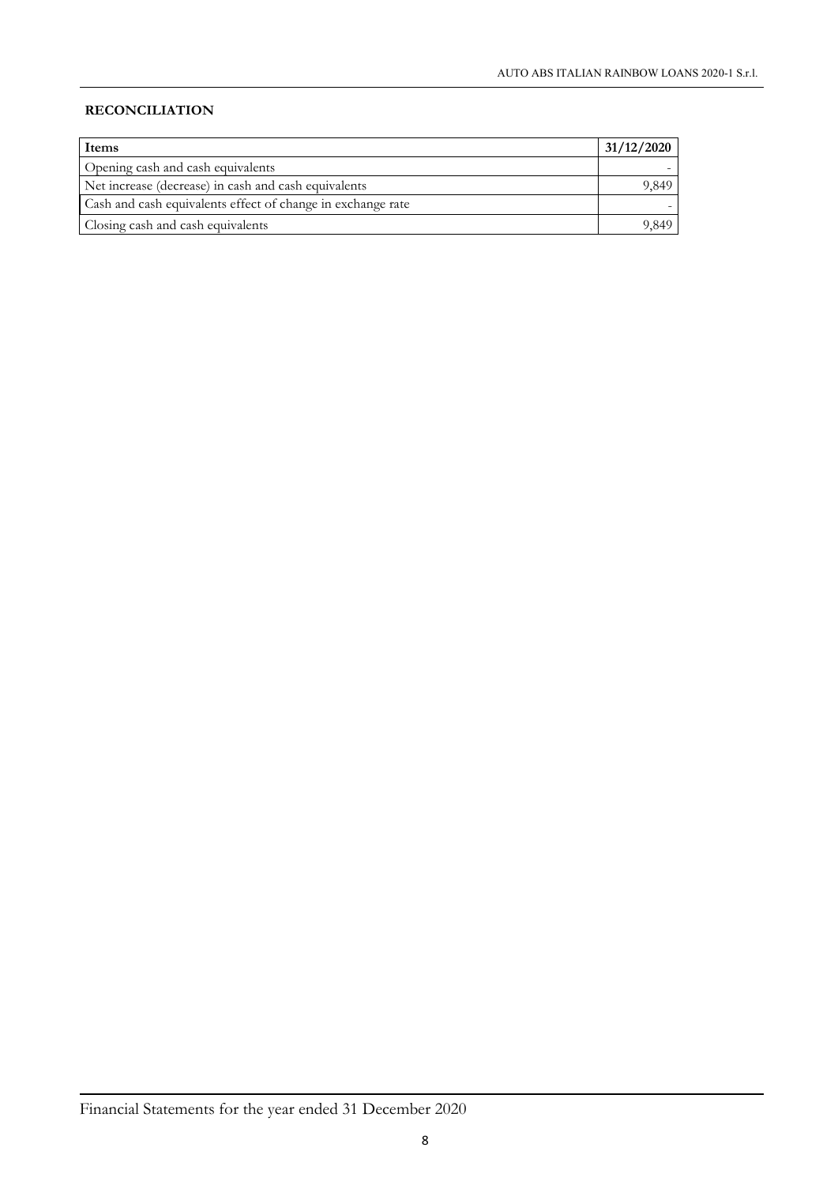**RECONCILIATION**

| Items | 31/12/2020 |
|---|---|
| Opening cash and cash equivalents | - |
| Net increase (decrease) in cash and cash equivalents | 9,849 |
| Cash and cash equivalents effect of change in exchange rate | - |
| Closing cash and cash equivalents | 9,849 |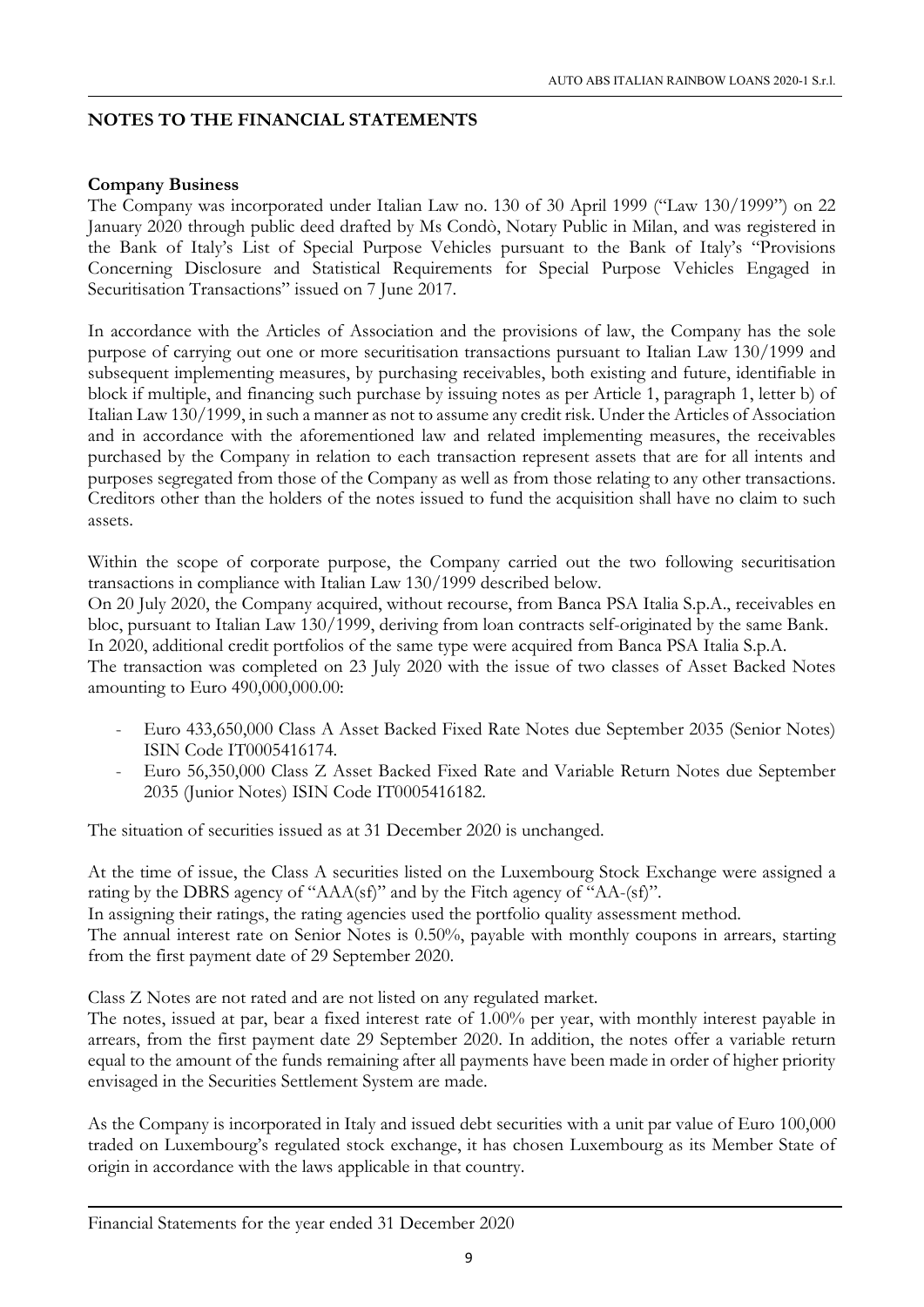## NOTES TO THE FINANCIAL STATEMENTS

**Company Business**

The Company was incorporated under Italian Law no. 130 of 30 April 1999 ("Law 130/1999") on 22 January 2020 through public deed drafted by Ms Condò, Notary Public in Milan, and was registered in the Bank of Italy's List of Special Purpose Vehicles pursuant to the Bank of Italy's "Provisions Concerning Disclosure and Statistical Requirements for Special Purpose Vehicles Engaged in Securitisation Transactions" issued on 7 June 2017.

In accordance with the Articles of Association and the provisions of law, the Company has the sole purpose of carrying out one or more securitisation transactions pursuant to Italian Law 130/1999 and subsequent implementing measures, by purchasing receivables, both existing and future, identifiable in block if multiple, and financing such purchase by issuing notes as per Article 1, paragraph 1, letter b) of Italian Law 130/1999, in such a manner as not to assume any credit risk. Under the Articles of Association and in accordance with the aforementioned law and related implementing measures, the receivables purchased by the Company in relation to each transaction represent assets that are for all intents and purposes segregated from those of the Company as well as from those relating to any other transactions. Creditors other than the holders of the notes issued to fund the acquisition shall have no claim to such assets.

Within the scope of corporate purpose, the Company carried out the two following securitisation transactions in compliance with Italian Law 130/1999 described below.
On 20 July 2020, the Company acquired, without recourse, from Banca PSA Italia S.p.A., receivables en bloc, pursuant to Italian Law 130/1999, deriving from loan contracts self-originated by the same Bank.
In 2020, additional credit portfolios of the same type were acquired from Banca PSA Italia S.p.A.
The transaction was completed on 23 July 2020 with the issue of two classes of Asset Backed Notes amounting to Euro 490,000,000.00:

- Euro 433,650,000 Class A Asset Backed Fixed Rate Notes due September 2035 (Senior Notes) ISIN Code IT0005416174.
- Euro 56,350,000 Class Z Asset Backed Fixed Rate and Variable Return Notes due September 2035 (Junior Notes) ISIN Code IT0005416182.

The situation of securities issued as at 31 December 2020 is unchanged.

At the time of issue, the Class A securities listed on the Luxembourg Stock Exchange were assigned a rating by the DBRS agency of "AAA(sf)" and by the Fitch agency of "AA-(sf)".
In assigning their ratings, the rating agencies used the portfolio quality assessment method.
The annual interest rate on Senior Notes is 0.50%, payable with monthly coupons in arrears, starting from the first payment date of 29 September 2020.

Class Z Notes are not rated and are not listed on any regulated market.
The notes, issued at par, bear a fixed interest rate of 1.00% per year, with monthly interest payable in arrears, from the first payment date 29 September 2020. In addition, the notes offer a variable return equal to the amount of the funds remaining after all payments have been made in order of higher priority envisaged in the Securities Settlement System are made.

As the Company is incorporated in Italy and issued debt securities with a unit par value of Euro 100,000 traded on Luxembourg's regulated stock exchange, it has chosen Luxembourg as its Member State of origin in accordance with the laws applicable in that country.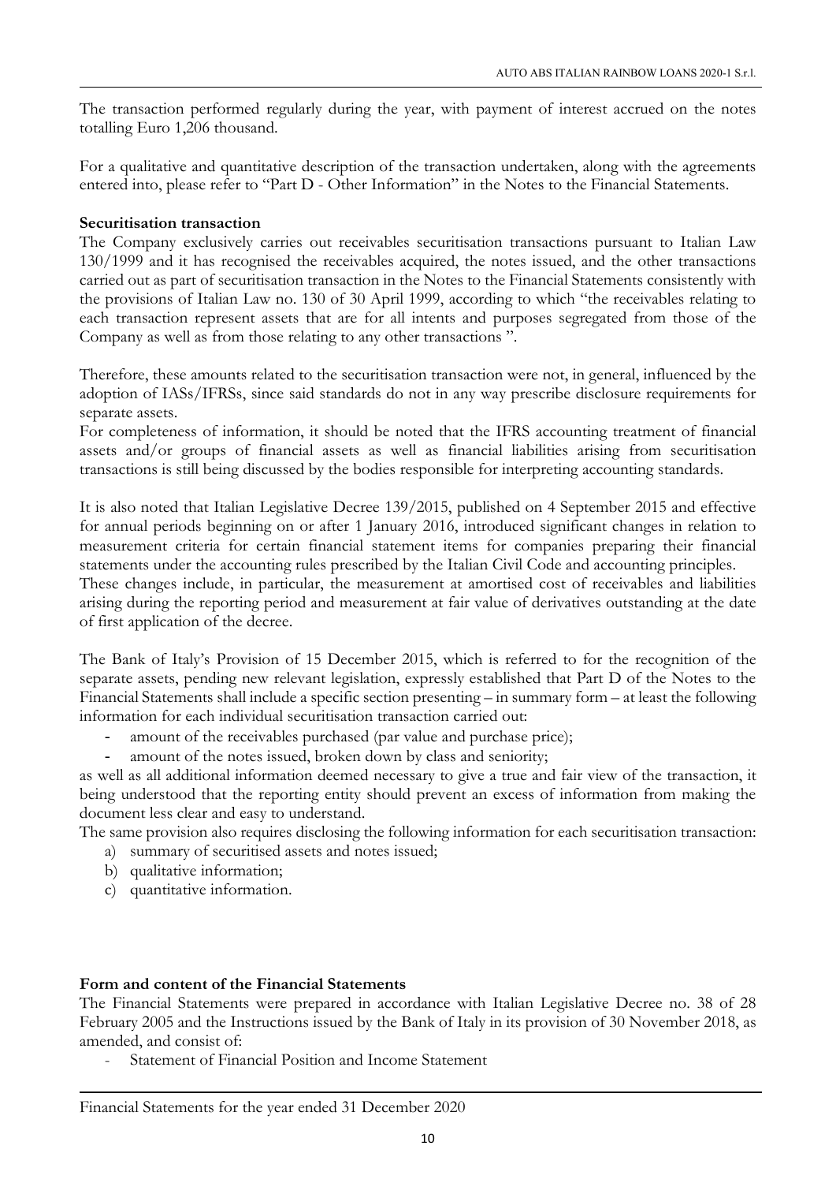The transaction performed regularly during the year, with payment of interest accrued on the notes totalling Euro 1,206 thousand.

For a qualitative and quantitative description of the transaction undertaken, along with the agreements entered into, please refer to "Part D - Other Information" in the Notes to the Financial Statements.

**Securitisation transaction**

The Company exclusively carries out receivables securitisation transactions pursuant to Italian Law 130/1999 and it has recognised the receivables acquired, the notes issued, and the other transactions carried out as part of securitisation transaction in the Notes to the Financial Statements consistently with the provisions of Italian Law no. 130 of 30 April 1999, according to which "the receivables relating to each transaction represent assets that are for all intents and purposes segregated from those of the Company as well as from those relating to any other transactions ".

Therefore, these amounts related to the securitisation transaction were not, in general, influenced by the adoption of IASs/IFRSs, since said standards do not in any way prescribe disclosure requirements for separate assets.

For completeness of information, it should be noted that the IFRS accounting treatment of financial assets and/or groups of financial assets as well as financial liabilities arising from securitisation transactions is still being discussed by the bodies responsible for interpreting accounting standards.

It is also noted that Italian Legislative Decree 139/2015, published on 4 September 2015 and effective for annual periods beginning on or after 1 January 2016, introduced significant changes in relation to measurement criteria for certain financial statement items for companies preparing their financial statements under the accounting rules prescribed by the Italian Civil Code and accounting principles.

These changes include, in particular, the measurement at amortised cost of receivables and liabilities arising during the reporting period and measurement at fair value of derivatives outstanding at the date of first application of the decree.

The Bank of Italy's Provision of 15 December 2015, which is referred to for the recognition of the separate assets, pending new relevant legislation, expressly established that Part D of the Notes to the Financial Statements shall include a specific section presenting – in summary form – at least the following information for each individual securitisation transaction carried out:

- amount of the receivables purchased (par value and purchase price);
- amount of the notes issued, broken down by class and seniority;

as well as all additional information deemed necessary to give a true and fair view of the transaction, it being understood that the reporting entity should prevent an excess of information from making the document less clear and easy to understand.

The same provision also requires disclosing the following information for each securitisation transaction:

a) summary of securitised assets and notes issued;
b) qualitative information;
c) quantitative information.

**Form and content of the Financial Statements**

The Financial Statements were prepared in accordance with Italian Legislative Decree no. 38 of 28 February 2005 and the Instructions issued by the Bank of Italy in its provision of 30 November 2018, as amended, and consist of:

- Statement of Financial Position and Income Statement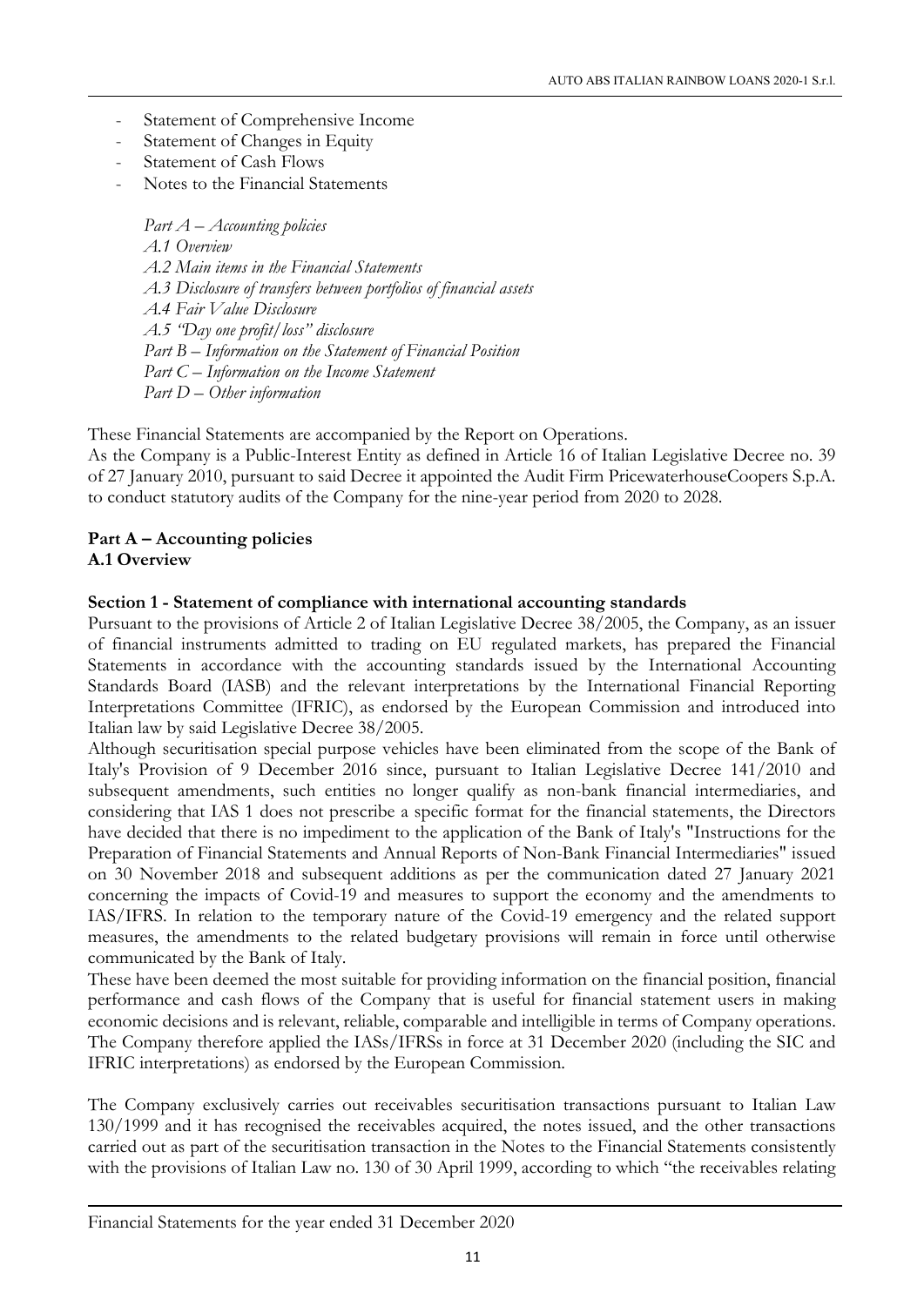- Statement of Comprehensive Income
- Statement of Changes in Equity
- Statement of Cash Flows
- Notes to the Financial Statements

*Part A – Accounting policies*
*A.1 Overview*
*A.2 Main items in the Financial Statements*
*A.3 Disclosure of transfers between portfolios of financial assets*
*A.4 Fair Value Disclosure*
*A.5 "Day one profit/loss" disclosure*
*Part B – Information on the Statement of Financial Position*
*Part C – Information on the Income Statement*
*Part D – Other information*

These Financial Statements are accompanied by the Report on Operations.
As the Company is a Public-Interest Entity as defined in Article 16 of Italian Legislative Decree no. 39 of 27 January 2010, pursuant to said Decree it appointed the Audit Firm PricewaterhouseCoopers S.p.A. to conduct statutory audits of the Company for the nine-year period from 2020 to 2028.

## Part A – Accounting policies

### A.1 Overview

#### Section 1 - Statement of compliance with international accounting standards

Pursuant to the provisions of Article 2 of Italian Legislative Decree 38/2005, the Company, as an issuer of financial instruments admitted to trading on EU regulated markets, has prepared the Financial Statements in accordance with the accounting standards issued by the International Accounting Standards Board (IASB) and the relevant interpretations by the International Financial Reporting Interpretations Committee (IFRIC), as endorsed by the European Commission and introduced into Italian law by said Legislative Decree 38/2005.
Although securitisation special purpose vehicles have been eliminated from the scope of the Bank of Italy's Provision of 9 December 2016 since, pursuant to Italian Legislative Decree 141/2010 and subsequent amendments, such entities no longer qualify as non-bank financial intermediaries, and considering that IAS 1 does not prescribe a specific format for the financial statements, the Directors have decided that there is no impediment to the application of the Bank of Italy's "Instructions for the Preparation of Financial Statements and Annual Reports of Non-Bank Financial Intermediaries" issued on 30 November 2018 and subsequent additions as per the communication dated 27 January 2021 concerning the impacts of Covid-19 and measures to support the economy and the amendments to IAS/IFRS. In relation to the temporary nature of the Covid-19 emergency and the related support measures, the amendments to the related budgetary provisions will remain in force until otherwise communicated by the Bank of Italy.
These have been deemed the most suitable for providing information on the financial position, financial performance and cash flows of the Company that is useful for financial statement users in making economic decisions and is relevant, reliable, comparable and intelligible in terms of Company operations. The Company therefore applied the IASs/IFRSs in force at 31 December 2020 (including the SIC and IFRIC interpretations) as endorsed by the European Commission.

The Company exclusively carries out receivables securitisation transactions pursuant to Italian Law 130/1999 and it has recognised the receivables acquired, the notes issued, and the other transactions carried out as part of the securitisation transaction in the Notes to the Financial Statements consistently with the provisions of Italian Law no. 130 of 30 April 1999, according to which "the receivables relating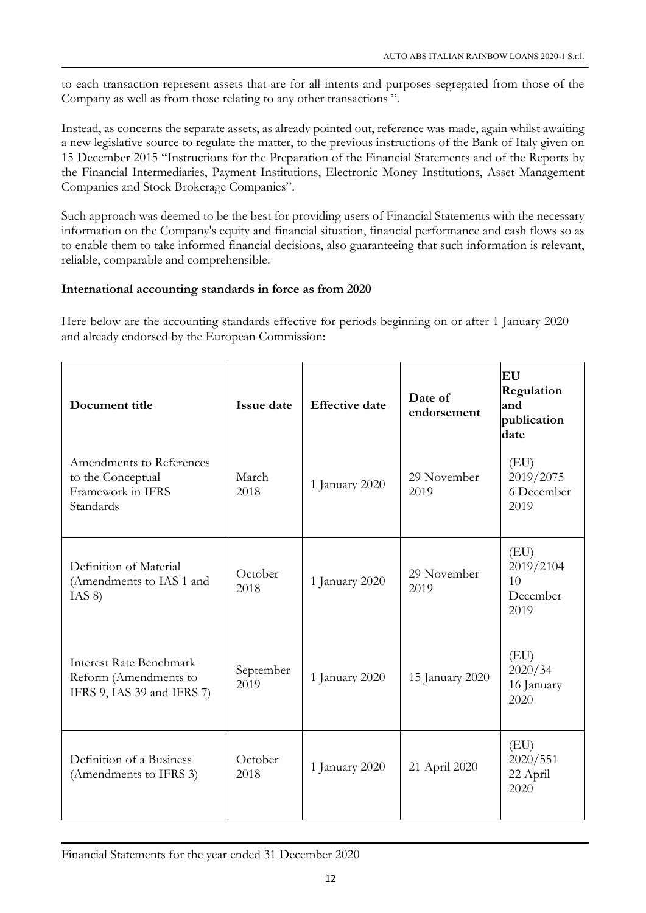to each transaction represent assets that are for all intents and purposes segregated from those of the Company as well as from those relating to any other transactions ".

Instead, as concerns the separate assets, as already pointed out, reference was made, again whilst awaiting a new legislative source to regulate the matter, to the previous instructions of the Bank of Italy given on 15 December 2015 "Instructions for the Preparation of the Financial Statements and of the Reports by the Financial Intermediaries, Payment Institutions, Electronic Money Institutions, Asset Management Companies and Stock Brokerage Companies".

Such approach was deemed to be the best for providing users of Financial Statements with the necessary information on the Company's equity and financial situation, financial performance and cash flows so as to enable them to take informed financial decisions, also guaranteeing that such information is relevant, reliable, comparable and comprehensible.

**International accounting standards in force as from 2020**

Here below are the accounting standards effective for periods beginning on or after 1 January 2020 and already endorsed by the European Commission:

| Document title | Issue date | Effective date | Date of endorsement | EU Regulation and publication date |
|---|---|---|---|---|
| Amendments to References to the Conceptual Framework in IFRS Standards | March 2018 | 1 January 2020 | 29 November 2019 | (EU) 2019/2075 6 December 2019 |
| Definition of Material (Amendments to IAS 1 and IAS 8) | October 2018 | 1 January 2020 | 29 November 2019 | (EU) 2019/2104 10 December 2019 |
| Interest Rate Benchmark Reform (Amendments to IFRS 9, IAS 39 and IFRS 7) | September 2019 | 1 January 2020 | 15 January 2020 | (EU) 2020/34 16 January 2020 |
| Definition of a Business (Amendments to IFRS 3) | October 2018 | 1 January 2020 | 21 April 2020 | (EU) 2020/551 22 April 2020 |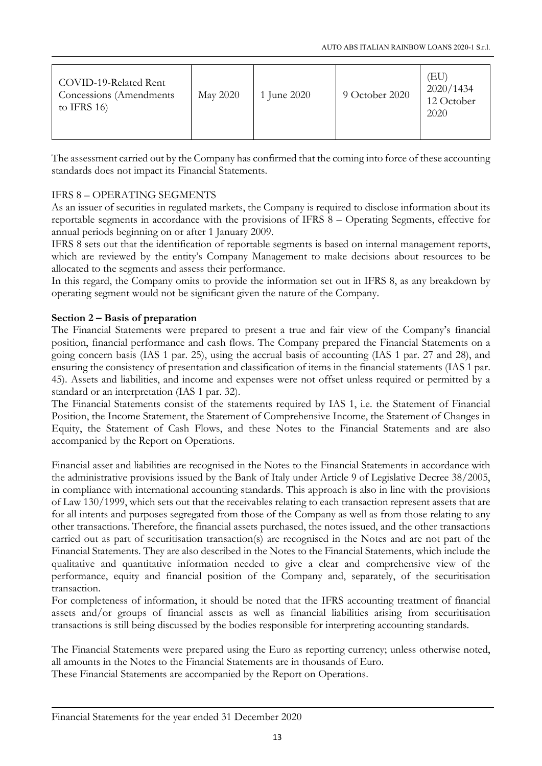| COVID-19-Related Rent Concessions (Amendments to IFRS 16) | May 2020 | 1 June 2020 | 9 October 2020 | (EU) 2020/1434 12 October 2020 |
|---|---|---|---|---|

The assessment carried out by the Company has confirmed that the coming into force of these accounting standards does not impact its Financial Statements.

IFRS 8 – OPERATING SEGMENTS

As an issuer of securities in regulated markets, the Company is required to disclose information about its reportable segments in accordance with the provisions of IFRS 8 – Operating Segments, effective for annual periods beginning on or after 1 January 2009.

IFRS 8 sets out that the identification of reportable segments is based on internal management reports, which are reviewed by the entity's Company Management to make decisions about resources to be allocated to the segments and assess their performance.

In this regard, the Company omits to provide the information set out in IFRS 8, as any breakdown by operating segment would not be significant given the nature of the Company.

**Section 2 – Basis of preparation**

The Financial Statements were prepared to present a true and fair view of the Company's financial position, financial performance and cash flows. The Company prepared the Financial Statements on a going concern basis (IAS 1 par. 25), using the accrual basis of accounting (IAS 1 par. 27 and 28), and ensuring the consistency of presentation and classification of items in the financial statements (IAS 1 par. 45). Assets and liabilities, and income and expenses were not offset unless required or permitted by a standard or an interpretation (IAS 1 par. 32).

The Financial Statements consist of the statements required by IAS 1, i.e. the Statement of Financial Position, the Income Statement, the Statement of Comprehensive Income, the Statement of Changes in Equity, the Statement of Cash Flows, and these Notes to the Financial Statements and are also accompanied by the Report on Operations.

Financial asset and liabilities are recognised in the Notes to the Financial Statements in accordance with the administrative provisions issued by the Bank of Italy under Article 9 of Legislative Decree 38/2005, in compliance with international accounting standards. This approach is also in line with the provisions of Law 130/1999, which sets out that the receivables relating to each transaction represent assets that are for all intents and purposes segregated from those of the Company as well as from those relating to any other transactions. Therefore, the financial assets purchased, the notes issued, and the other transactions carried out as part of securitisation transaction(s) are recognised in the Notes and are not part of the Financial Statements. They are also described in the Notes to the Financial Statements, which include the qualitative and quantitative information needed to give a clear and comprehensive view of the performance, equity and financial position of the Company and, separately, of the securitisation transaction.

For completeness of information, it should be noted that the IFRS accounting treatment of financial assets and/or groups of financial assets as well as financial liabilities arising from securitisation transactions is still being discussed by the bodies responsible for interpreting accounting standards.

The Financial Statements were prepared using the Euro as reporting currency; unless otherwise noted, all amounts in the Notes to the Financial Statements are in thousands of Euro.

These Financial Statements are accompanied by the Report on Operations.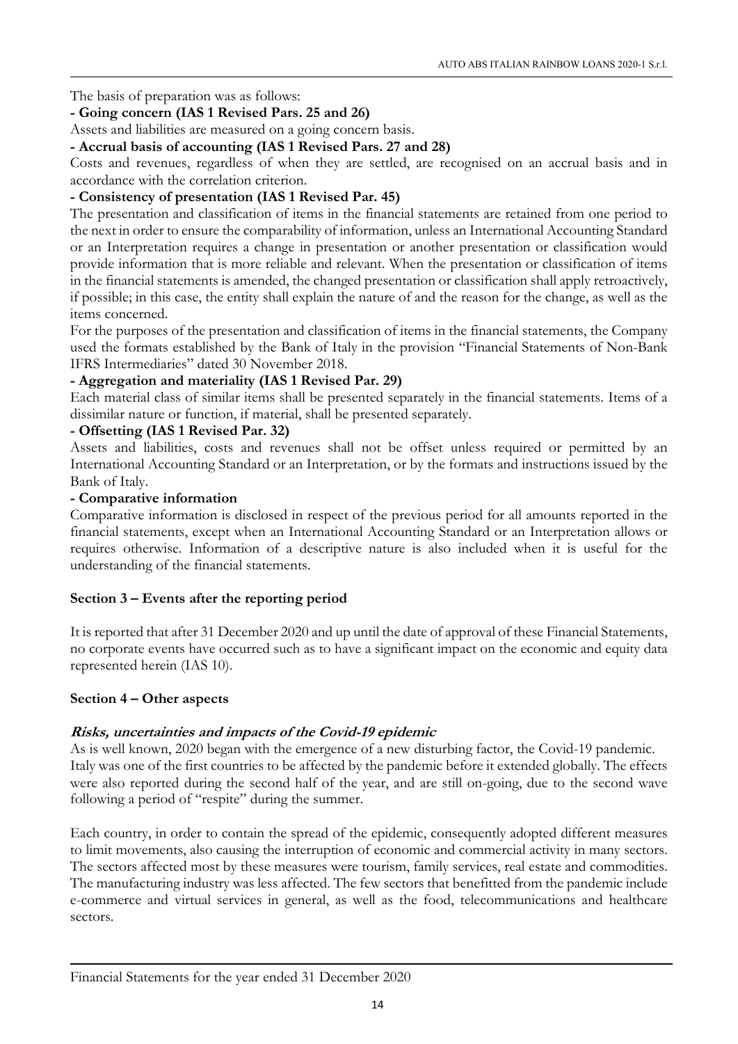The basis of preparation was as follows:

**- Going concern (IAS 1 Revised Pars. 25 and 26)**

Assets and liabilities are measured on a going concern basis.

**- Accrual basis of accounting (IAS 1 Revised Pars. 27 and 28)**

Costs and revenues, regardless of when they are settled, are recognised on an accrual basis and in accordance with the correlation criterion.

**- Consistency of presentation (IAS 1 Revised Par. 45)**

The presentation and classification of items in the financial statements are retained from one period to the next in order to ensure the comparability of information, unless an International Accounting Standard or an Interpretation requires a change in presentation or another presentation or classification would provide information that is more reliable and relevant. When the presentation or classification of items in the financial statements is amended, the changed presentation or classification shall apply retroactively, if possible; in this case, the entity shall explain the nature of and the reason for the change, as well as the items concerned.

For the purposes of the presentation and classification of items in the financial statements, the Company used the formats established by the Bank of Italy in the provision "Financial Statements of Non-Bank IFRS Intermediaries" dated 30 November 2018.

**- Aggregation and materiality (IAS 1 Revised Par. 29)**

Each material class of similar items shall be presented separately in the financial statements. Items of a dissimilar nature or function, if material, shall be presented separately.

**- Offsetting (IAS 1 Revised Par. 32)**

Assets and liabilities, costs and revenues shall not be offset unless required or permitted by an International Accounting Standard or an Interpretation, or by the formats and instructions issued by the Bank of Italy.

**- Comparative information**

Comparative information is disclosed in respect of the previous period for all amounts reported in the financial statements, except when an International Accounting Standard or an Interpretation allows or requires otherwise. Information of a descriptive nature is also included when it is useful for the understanding of the financial statements.

## Section 3 – Events after the reporting period

It is reported that after 31 December 2020 and up until the date of approval of these Financial Statements, no corporate events have occurred such as to have a significant impact on the economic and equity data represented herein (IAS 10).

## Section 4 – Other aspects

***Risks, uncertainties and impacts of the Covid-19 epidemic***

As is well known, 2020 began with the emergence of a new disturbing factor, the Covid-19 pandemic. Italy was one of the first countries to be affected by the pandemic before it extended globally. The effects were also reported during the second half of the year, and are still on-going, due to the second wave following a period of "respite" during the summer.

Each country, in order to contain the spread of the epidemic, consequently adopted different measures to limit movements, also causing the interruption of economic and commercial activity in many sectors. The sectors affected most by these measures were tourism, family services, real estate and commodities. The manufacturing industry was less affected. The few sectors that benefitted from the pandemic include e-commerce and virtual services in general, as well as the food, telecommunications and healthcare sectors.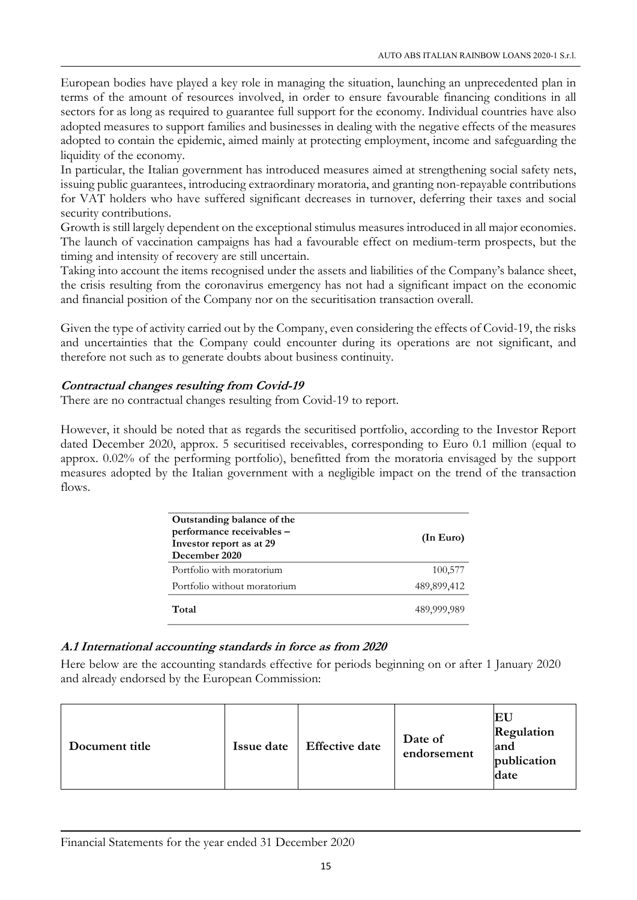European bodies have played a key role in managing the situation, launching an unprecedented plan in terms of the amount of resources involved, in order to ensure favourable financing conditions in all sectors for as long as required to guarantee full support for the economy. Individual countries have also adopted measures to support families and businesses in dealing with the negative effects of the measures adopted to contain the epidemic, aimed mainly at protecting employment, income and safeguarding the liquidity of the economy.
In particular, the Italian government has introduced measures aimed at strengthening social safety nets, issuing public guarantees, introducing extraordinary moratoria, and granting non-repayable contributions for VAT holders who have suffered significant decreases in turnover, deferring their taxes and social security contributions.
Growth is still largely dependent on the exceptional stimulus measures introduced in all major economies. The launch of vaccination campaigns has had a favourable effect on medium-term prospects, but the timing and intensity of recovery are still uncertain.
Taking into account the items recognised under the assets and liabilities of the Company's balance sheet, the crisis resulting from the coronavirus emergency has not had a significant impact on the economic and financial position of the Company nor on the securitisation transaction overall.

Given the type of activity carried out by the Company, even considering the effects of Covid-19, the risks and uncertainties that the Company could encounter during its operations are not significant, and therefore not such as to generate doubts about business continuity.

### *Contractual changes resulting from Covid-19*

There are no contractual changes resulting from Covid-19 to report.

However, it should be noted that as regards the securitised portfolio, according to the Investor Report dated December 2020, approx. 5 securitised receivables, corresponding to Euro 0.1 million (equal to approx. 0.02% of the performing portfolio), benefitted from the moratoria envisaged by the support measures adopted by the Italian government with a negligible impact on the trend of the transaction flows.

| **Outstanding balance of the performance receivables – Investor report as at 29 December 2020** | **(In Euro)** |
|---|---|
| Portfolio with moratorium | 100,577 |
| Portfolio without moratorium | 489,899,412 |
| **Total** | 489,999,989 |

### *A.1 International accounting standards in force as from 2020*

Here below are the accounting standards effective for periods beginning on or after 1 January 2020 and already endorsed by the European Commission:

| **Document title** | **Issue date** | **Effective date** | **Date of endorsement** | **EU Regulation and publication date** |
|---|---|---|---|---|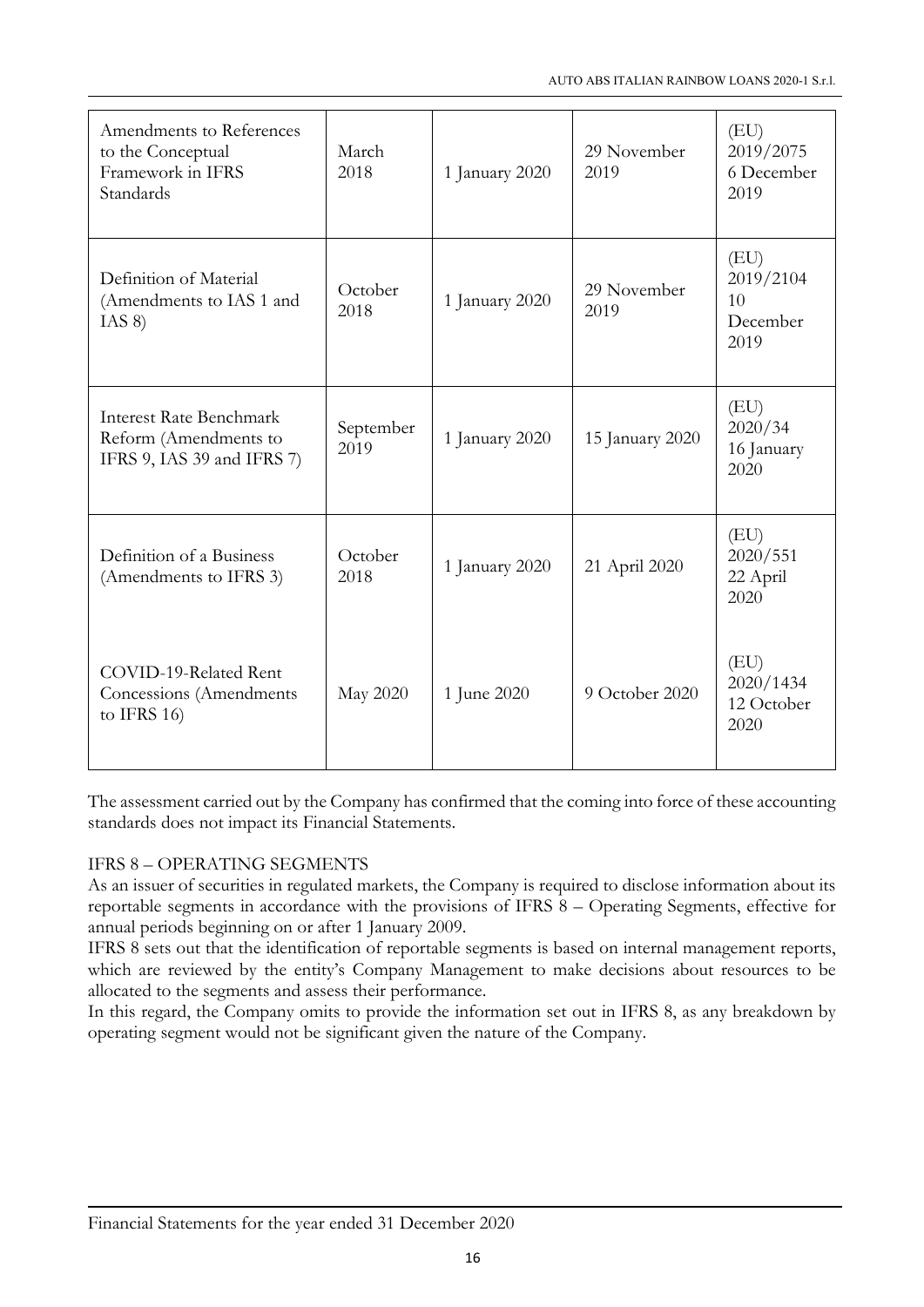| Amendments to References to the Conceptual Framework in IFRS Standards | March 2018 | 1 January 2020 | 29 November 2019 | (EU) 2019/2075 6 December 2019 |
|---|---|---|---|---|
| Definition of Material (Amendments to IAS 1 and IAS 8) | October 2018 | 1 January 2020 | 29 November 2019 | (EU) 2019/2104 10 December 2019 |
| Interest Rate Benchmark Reform (Amendments to IFRS 9, IAS 39 and IFRS 7) | September 2019 | 1 January 2020 | 15 January 2020 | (EU) 2020/34 16 January 2020 |
| Definition of a Business (Amendments to IFRS 3) | October 2018 | 1 January 2020 | 21 April 2020 | (EU) 2020/551 22 April 2020 |
| COVID-19-Related Rent Concessions (Amendments to IFRS 16) | May 2020 | 1 June 2020 | 9 October 2020 | (EU) 2020/1434 12 October 2020 |

The assessment carried out by the Company has confirmed that the coming into force of these accounting standards does not impact its Financial Statements.

IFRS 8 – OPERATING SEGMENTS

As an issuer of securities in regulated markets, the Company is required to disclose information about its reportable segments in accordance with the provisions of IFRS 8 – Operating Segments, effective for annual periods beginning on or after 1 January 2009.

IFRS 8 sets out that the identification of reportable segments is based on internal management reports, which are reviewed by the entity's Company Management to make decisions about resources to be allocated to the segments and assess their performance.

In this regard, the Company omits to provide the information set out in IFRS 8, as any breakdown by operating segment would not be significant given the nature of the Company.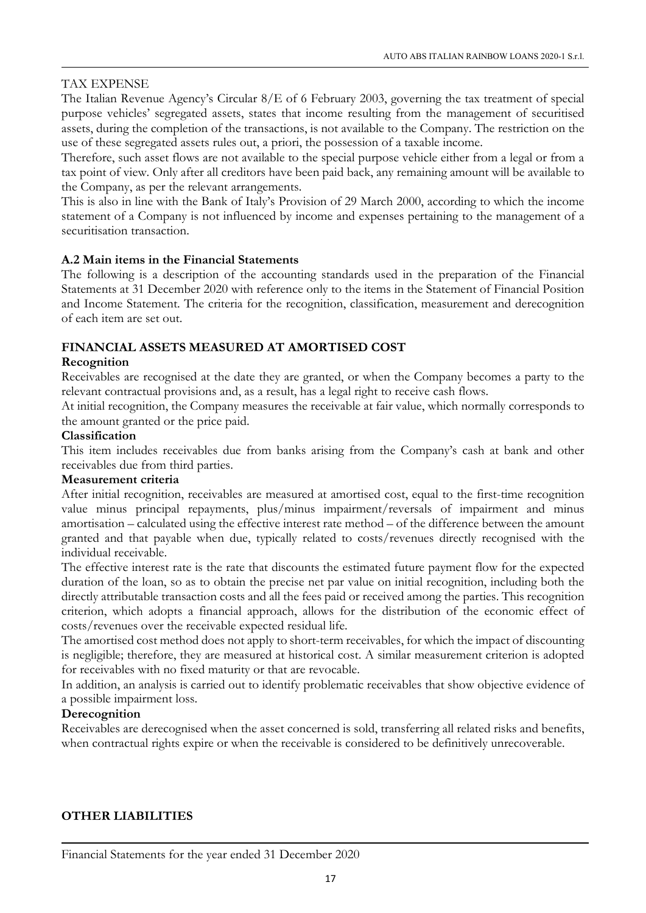TAX EXPENSE

The Italian Revenue Agency's Circular 8/E of 6 February 2003, governing the tax treatment of special purpose vehicles' segregated assets, states that income resulting from the management of securitised assets, during the completion of the transactions, is not available to the Company. The restriction on the use of these segregated assets rules out, a priori, the possession of a taxable income.

Therefore, such asset flows are not available to the special purpose vehicle either from a legal or from a tax point of view. Only after all creditors have been paid back, any remaining amount will be available to the Company, as per the relevant arrangements.

This is also in line with the Bank of Italy's Provision of 29 March 2000, according to which the income statement of a Company is not influenced by income and expenses pertaining to the management of a securitisation transaction.

## A.2 Main items in the Financial Statements

The following is a description of the accounting standards used in the preparation of the Financial Statements at 31 December 2020 with reference only to the items in the Statement of Financial Position and Income Statement. The criteria for the recognition, classification, measurement and derecognition of each item are set out.

## FINANCIAL ASSETS MEASURED AT AMORTISED COST

**Recognition**

Receivables are recognised at the date they are granted, or when the Company becomes a party to the relevant contractual provisions and, as a result, has a legal right to receive cash flows.

At initial recognition, the Company measures the receivable at fair value, which normally corresponds to the amount granted or the price paid.

**Classification**

This item includes receivables due from banks arising from the Company's cash at bank and other receivables due from third parties.

**Measurement criteria**

After initial recognition, receivables are measured at amortised cost, equal to the first-time recognition value minus principal repayments, plus/minus impairment/reversals of impairment and minus amortisation – calculated using the effective interest rate method – of the difference between the amount granted and that payable when due, typically related to costs/revenues directly recognised with the individual receivable.

The effective interest rate is the rate that discounts the estimated future payment flow for the expected duration of the loan, so as to obtain the precise net par value on initial recognition, including both the directly attributable transaction costs and all the fees paid or received among the parties. This recognition criterion, which adopts a financial approach, allows for the distribution of the economic effect of costs/revenues over the receivable expected residual life.

The amortised cost method does not apply to short-term receivables, for which the impact of discounting is negligible; therefore, they are measured at historical cost. A similar measurement criterion is adopted for receivables with no fixed maturity or that are revocable.

In addition, an analysis is carried out to identify problematic receivables that show objective evidence of a possible impairment loss.

**Derecognition**

Receivables are derecognised when the asset concerned is sold, transferring all related risks and benefits, when contractual rights expire or when the receivable is considered to be definitively unrecoverable.

## OTHER LIABILITIES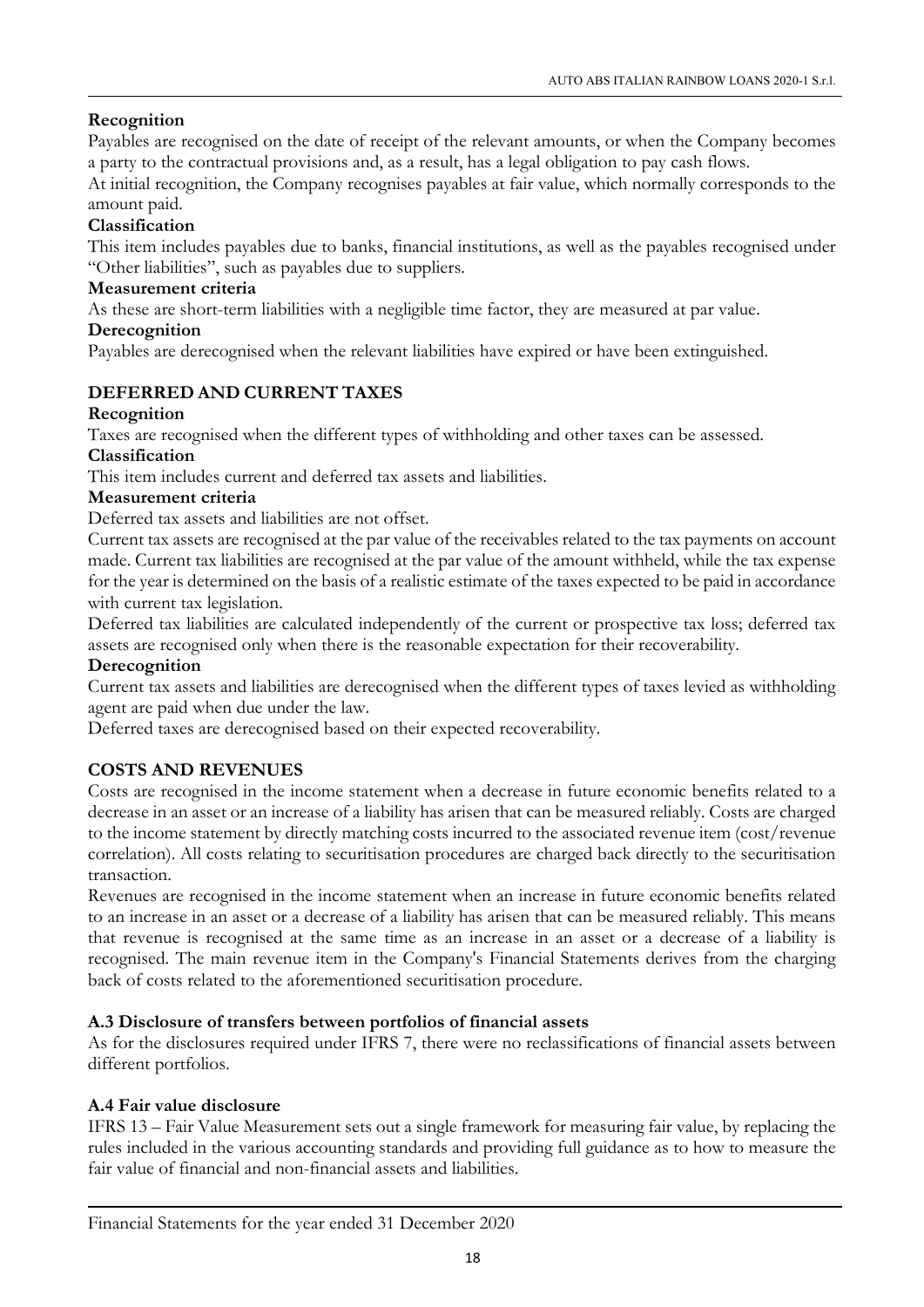**Recognition**

Payables are recognised on the date of receipt of the relevant amounts, or when the Company becomes a party to the contractual provisions and, as a result, has a legal obligation to pay cash flows.

At initial recognition, the Company recognises payables at fair value, which normally corresponds to the amount paid.

**Classification**

This item includes payables due to banks, financial institutions, as well as the payables recognised under "Other liabilities", such as payables due to suppliers.

**Measurement criteria**

As these are short-term liabilities with a negligible time factor, they are measured at par value.

**Derecognition**

Payables are derecognised when the relevant liabilities have expired or have been extinguished.

## DEFERRED AND CURRENT TAXES

**Recognition**

Taxes are recognised when the different types of withholding and other taxes can be assessed.

**Classification**

This item includes current and deferred tax assets and liabilities.

**Measurement criteria**

Deferred tax assets and liabilities are not offset.

Current tax assets are recognised at the par value of the receivables related to the tax payments on account made. Current tax liabilities are recognised at the par value of the amount withheld, while the tax expense for the year is determined on the basis of a realistic estimate of the taxes expected to be paid in accordance with current tax legislation.

Deferred tax liabilities are calculated independently of the current or prospective tax loss; deferred tax assets are recognised only when there is the reasonable expectation for their recoverability.

**Derecognition**

Current tax assets and liabilities are derecognised when the different types of taxes levied as withholding agent are paid when due under the law.

Deferred taxes are derecognised based on their expected recoverability.

## COSTS AND REVENUES

Costs are recognised in the income statement when a decrease in future economic benefits related to a decrease in an asset or an increase of a liability has arisen that can be measured reliably. Costs are charged to the income statement by directly matching costs incurred to the associated revenue item (cost/revenue correlation). All costs relating to securitisation procedures are charged back directly to the securitisation transaction.

Revenues are recognised in the income statement when an increase in future economic benefits related to an increase in an asset or a decrease of a liability has arisen that can be measured reliably. This means that revenue is recognised at the same time as an increase in an asset or a decrease of a liability is recognised. The main revenue item in the Company's Financial Statements derives from the charging back of costs related to the aforementioned securitisation procedure.

### A.3 Disclosure of transfers between portfolios of financial assets

As for the disclosures required under IFRS 7, there were no reclassifications of financial assets between different portfolios.

### A.4 Fair value disclosure

IFRS 13 – Fair Value Measurement sets out a single framework for measuring fair value, by replacing the rules included in the various accounting standards and providing full guidance as to how to measure the fair value of financial and non-financial assets and liabilities.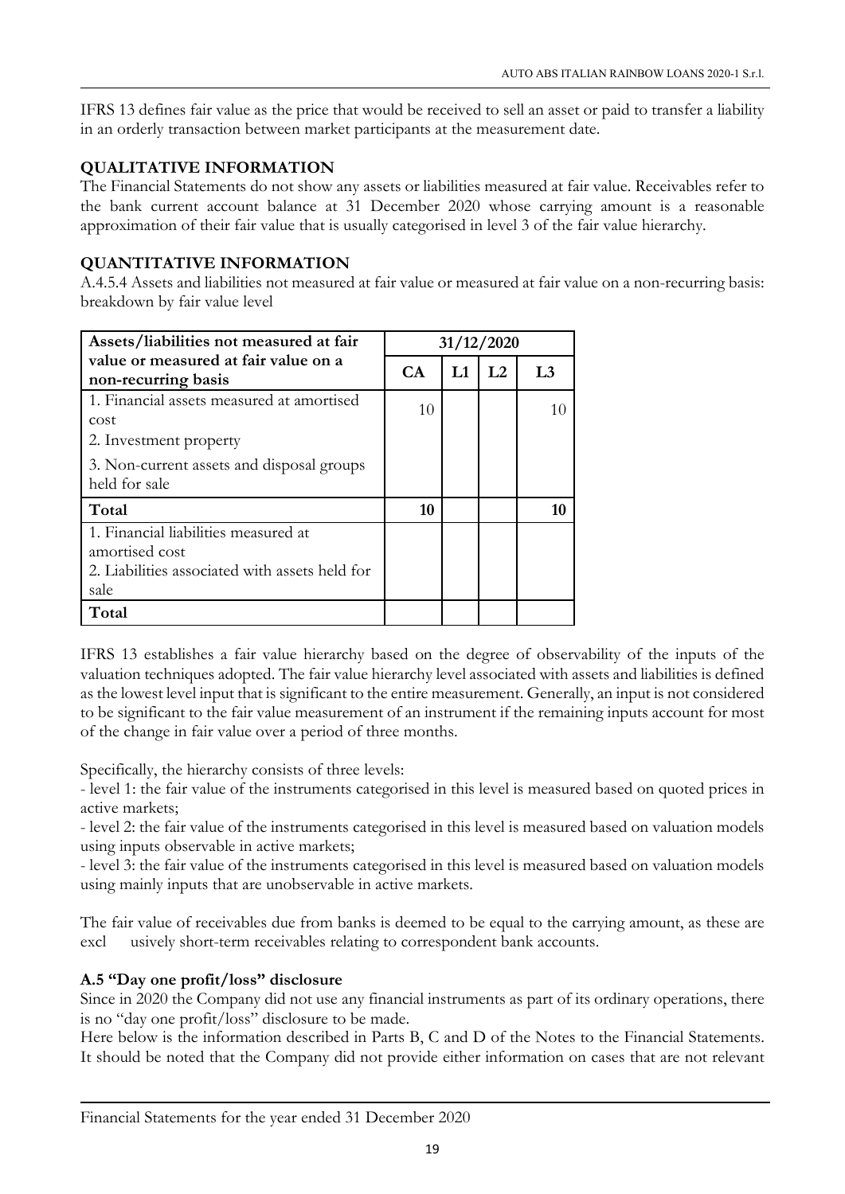IFRS 13 defines fair value as the price that would be received to sell an asset or paid to transfer a liability in an orderly transaction between market participants at the measurement date.

## QUALITATIVE INFORMATION

The Financial Statements do not show any assets or liabilities measured at fair value. Receivables refer to the bank current account balance at 31 December 2020 whose carrying amount is a reasonable approximation of their fair value that is usually categorised in level 3 of the fair value hierarchy.

## QUANTITATIVE INFORMATION

A.4.5.4 Assets and liabilities not measured at fair value or measured at fair value on a non-recurring basis: breakdown by fair value level

| Assets/liabilities not measured at fair value or measured at fair value on a non-recurring basis | 31/12/2020 | | | |
|---|---|---|---|---|
| | CA | L1 | L2 | L3 |
| 1. Financial assets measured at amortised cost | 10 | | | 10 |
| 2. Investment property | | | | |
| 3. Non-current assets and disposal groups held for sale | | | | |
| **Total** | **10** | | | **10** |
| 1. Financial liabilities measured at amortised cost | | | | |
| 2. Liabilities associated with assets held for sale | | | | |
| **Total** | | | | |

IFRS 13 establishes a fair value hierarchy based on the degree of observability of the inputs of the valuation techniques adopted. The fair value hierarchy level associated with assets and liabilities is defined as the lowest level input that is significant to the entire measurement. Generally, an input is not considered to be significant to the fair value measurement of an instrument if the remaining inputs account for most of the change in fair value over a period of three months.

Specifically, the hierarchy consists of three levels:
- level 1: the fair value of the instruments categorised in this level is measured based on quoted prices in active markets;
- level 2: the fair value of the instruments categorised in this level is measured based on valuation models using inputs observable in active markets;
- level 3: the fair value of the instruments categorised in this level is measured based on valuation models using mainly inputs that are unobservable in active markets.

The fair value of receivables due from banks is deemed to be equal to the carrying amount, as these are excl usively short-term receivables relating to correspondent bank accounts.

## A.5 "Day one profit/loss" disclosure

Since in 2020 the Company did not use any financial instruments as part of its ordinary operations, there is no "day one profit/loss" disclosure to be made.

Here below is the information described in Parts B, C and D of the Notes to the Financial Statements. It should be noted that the Company did not provide either information on cases that are not relevant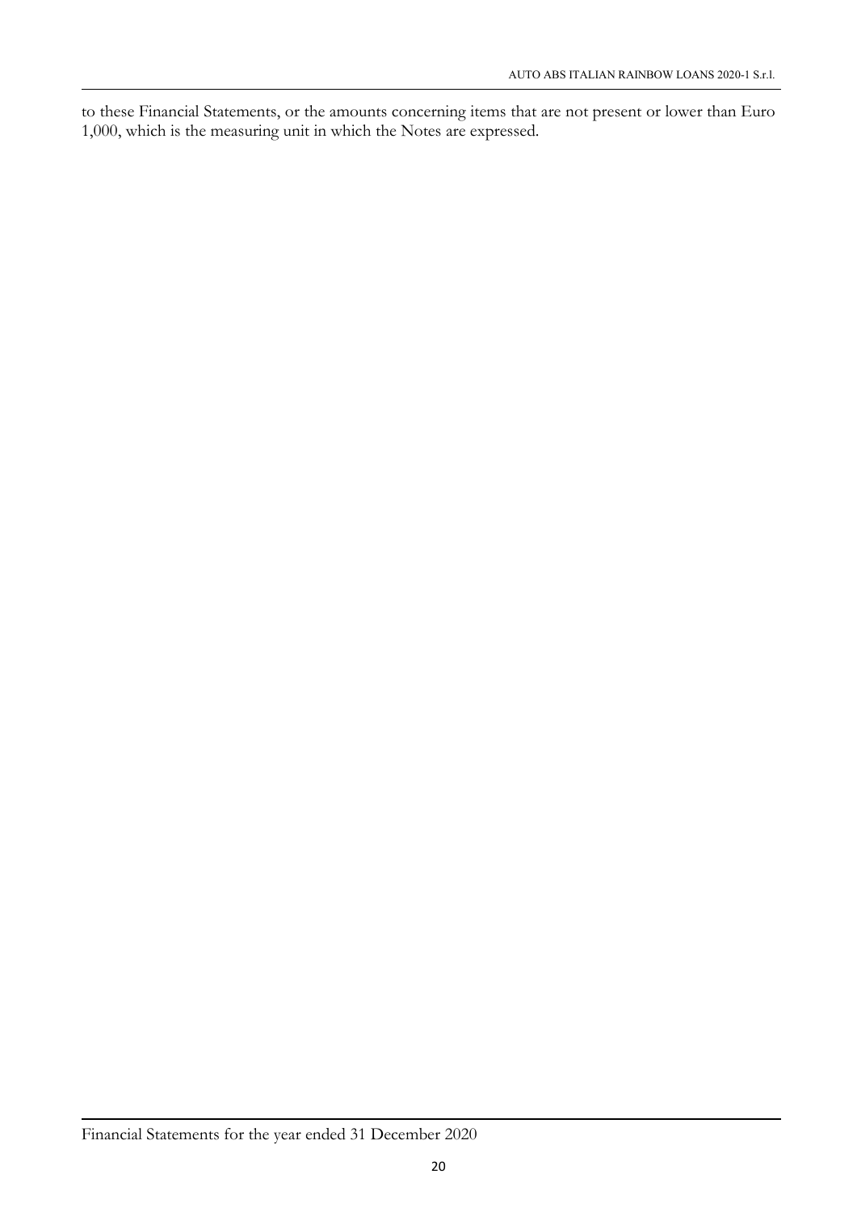to these Financial Statements, or the amounts concerning items that are not present or lower than Euro 1,000, which is the measuring unit in which the Notes are expressed.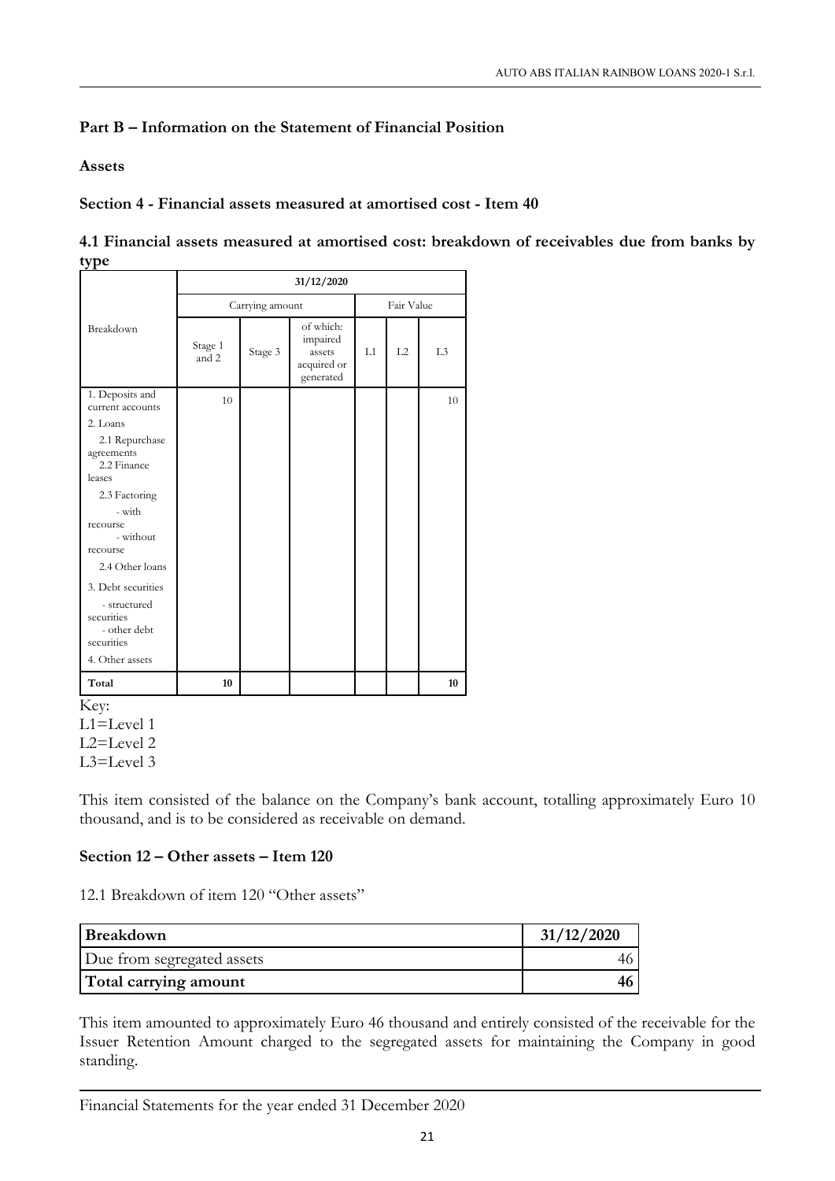## Part B – Information on the Statement of Financial Position

### Assets

### Section 4 - Financial assets measured at amortised cost - Item 40

**4.1 Financial assets measured at amortised cost: breakdown of receivables due from banks by type**

| Breakdown | 31/12/2020 | | | | | |
|---|---|---|---|---|---|---|
| | Carrying amount | | | Fair Value | | |
| | Stage 1 and 2 | Stage 3 | of which: impaired assets acquired or generated | L1 | L2 | L3 |
| 1. Deposits and current accounts | 10 | | | | | 10 |
| 2. Loans | | | | | | |
| 2.1 Repurchase agreements | | | | | | |
| 2.2 Finance leases | | | | | | |
| 2.3 Factoring | | | | | | |
| - with recourse | | | | | | |
| - without recourse | | | | | | |
| 2.4 Other loans | | | | | | |
| 3. Debt securities | | | | | | |
| - structured securities | | | | | | |
| - other debt securities | | | | | | |
| 4. Other assets | | | | | | |
| **Total** | **10** | | | | | **10** |

Key:
L1=Level 1
L2=Level 2
L3=Level 3

This item consisted of the balance on the Company's bank account, totalling approximately Euro 10 thousand, and is to be considered as receivable on demand.

### Section 12 – Other assets – Item 120

12.1 Breakdown of item 120 "Other assets"

| **Breakdown** | **31/12/2020** |
|---|---|
| Due from segregated assets | 46 |
| **Total carrying amount** | **46** |

This item amounted to approximately Euro 46 thousand and entirely consisted of the receivable for the Issuer Retention Amount charged to the segregated assets for maintaining the Company in good standing.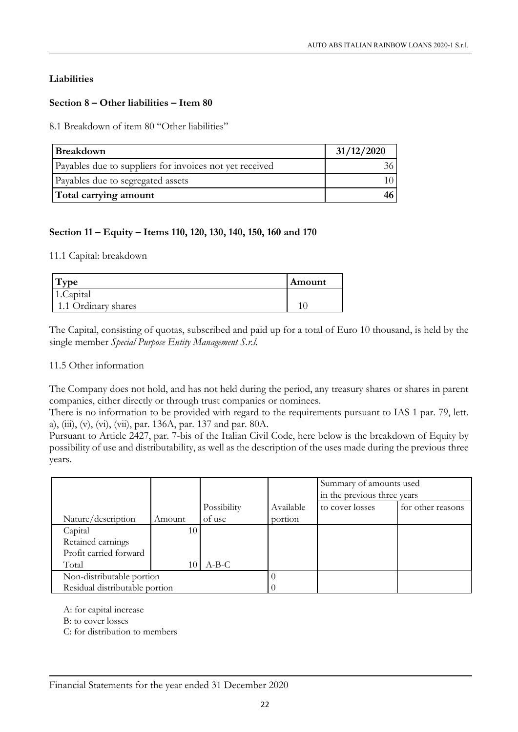## Liabilities

### Section 8 – Other liabilities – Item 80

8.1 Breakdown of item 80 "Other liabilities"

| Breakdown | 31/12/2020 |
|---|---|
| Payables due to suppliers for invoices not yet received | 36 |
| Payables due to segregated assets | 10 |
| **Total carrying amount** | **46** |

### Section 11 – Equity – Items 110, 120, 130, 140, 150, 160 and 170

11.1 Capital: breakdown

| Type | Amount |
|---|---|
| 1.Capital | |
| 1.1 Ordinary shares | 10 |

The Capital, consisting of quotas, subscribed and paid up for a total of Euro 10 thousand, is held by the single member *Special Purpose Entity Management S.r.l.*

11.5 Other information

The Company does not hold, and has not held during the period, any treasury shares or shares in parent companies, either directly or through trust companies or nominees.
There is no information to be provided with regard to the requirements pursuant to IAS 1 par. 79, lett. a), (iii), (v), (vi), (vii), par. 136A, par. 137 and par. 80A.
Pursuant to Article 2427, par. 7-bis of the Italian Civil Code, here below is the breakdown of Equity by possibility of use and distributability, as well as the description of the uses made during the previous three years.

| | | | | Summary of amounts used in the previous three years | |
|---|---|---|---|---|---|
| Nature/description | Amount | Possibility of use | Available portion | to cover losses | for other reasons |
| Capital | 10 | | | | |
| Retained earnings | | | | | |
| Profit carried forward | | | | | |
| Total | 10 | A-B-C | | | |
| Non-distributable portion | | | 0 | | |
| Residual distributable portion | | | 0 | | |

A: for capital increase

B: to cover losses

C: for distribution to members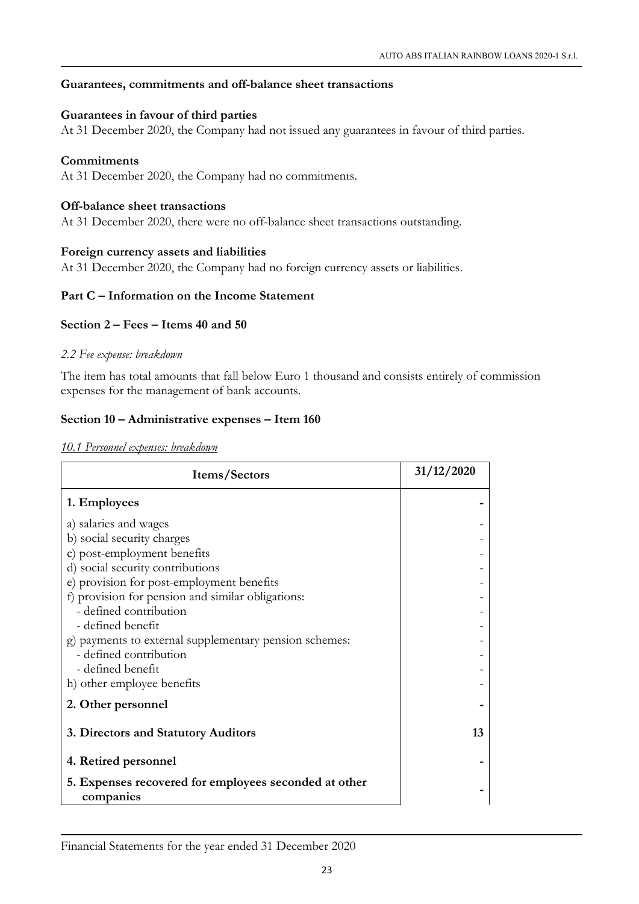### Guarantees, commitments and off-balance sheet transactions

**Guarantees in favour of third parties**

At 31 December 2020, the Company had not issued any guarantees in favour of third parties.

**Commitments**

At 31 December 2020, the Company had no commitments.

**Off-balance sheet transactions**

At 31 December 2020, there were no off-balance sheet transactions outstanding.

**Foreign currency assets and liabilities**

At 31 December 2020, the Company had no foreign currency assets or liabilities.

## Part C – Information on the Income Statement

### Section 2 – Fees – Items 40 and 50

*2.2 Fee expense: breakdown*

The item has total amounts that fall below Euro 1 thousand and consists entirely of commission expenses for the management of bank accounts.

### Section 10 – Administrative expenses – Item 160

*10.1 Personnel expenses: breakdown*

| Items/Sectors | 31/12/2020 |
|---|---|
| **1. Employees** | **-** |
| a) salaries and wages | - |
| b) social security charges | - |
| c) post-employment benefits | - |
| d) social security contributions | - |
| e) provision for post-employment benefits | - |
| f) provision for pension and similar obligations: | - |
| - defined contribution | - |
| - defined benefit | - |
| g) payments to external supplementary pension schemes: | - |
| - defined contribution | - |
| - defined benefit | - |
| h) other employee benefits | - |
| **2. Other personnel** | **-** |
| **3. Directors and Statutory Auditors** | **13** |
| **4. Retired personnel** | **-** |
| **5. Expenses recovered for employees seconded at other companies** | **-** |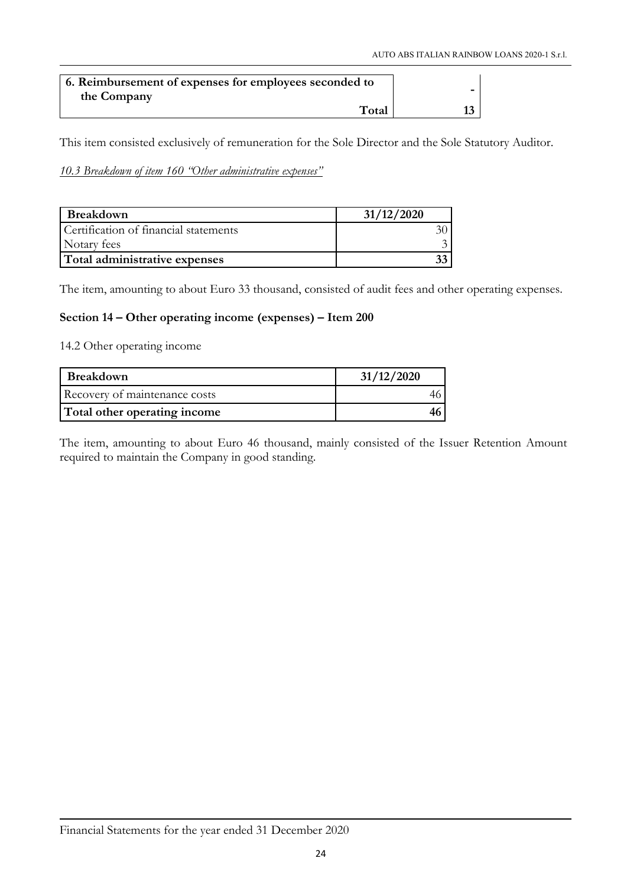| | |
|---|---|
| **6. Reimbursement of expenses for employees seconded to the Company** | **-** |
| **Total** | **13** |

This item consisted exclusively of remuneration for the Sole Director and the Sole Statutory Auditor.

*10.3 Breakdown of item 160 "Other administrative expenses"*

| **Breakdown** | **31/12/2020** |
|---|---|
| Certification of financial statements | 30 |
| Notary fees | 3 |
| **Total administrative expenses** | **33** |

The item, amounting to about Euro 33 thousand, consisted of audit fees and other operating expenses.

### Section 14 – Other operating income (expenses) – Item 200

14.2 Other operating income

| **Breakdown** | **31/12/2020** |
|---|---|
| Recovery of maintenance costs | 46 |
| **Total other operating income** | **46** |

The item, amounting to about Euro 46 thousand, mainly consisted of the Issuer Retention Amount required to maintain the Company in good standing.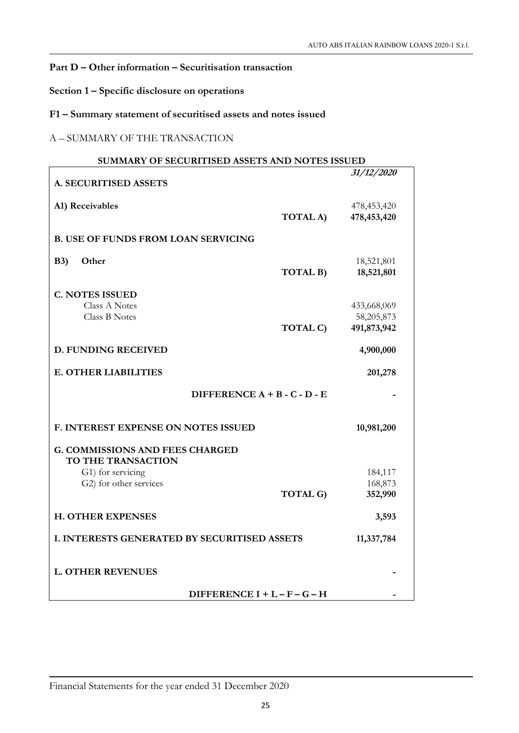**Part D – Other information – Securitisation transaction**

**Section 1 – Specific disclosure on operations**

**F1 – Summary statement of securitised assets and notes issued**

A – SUMMARY OF THE TRANSACTION

**SUMMARY OF SECURITISED ASSETS AND NOTES ISSUED**

| | | ***31/12/2020*** |
|---|---|---|
| **A. SECURITISED ASSETS** | | |
| **A1) Receivables** | | 478,453,420 |
| | **TOTAL A)** | **478,453,420** |
| **B. USE OF FUNDS FROM LOAN SERVICING** | | |
| **B3) Other** | | 18,521,801 |
| | **TOTAL B)** | **18,521,801** |
| **C. NOTES ISSUED** | | |
| Class A Notes | | 433,668,069 |
| Class B Notes | | 58,205,873 |
| | **TOTAL C)** | **491,873,942** |
| **D. FUNDING RECEIVED** | | **4,900,000** |
| **E. OTHER LIABILITIES** | | **201,278** |
| | **DIFFERENCE A + B - C - D - E** | **-** |
| **F. INTEREST EXPENSE ON NOTES ISSUED** | | **10,981,200** |
| **G. COMMISSIONS AND FEES CHARGED TO THE TRANSACTION** | | |
| G1) for servicing | | 184,117 |
| G2) for other services | | 168,873 |
| | **TOTAL G)** | **352,990** |
| **H. OTHER EXPENSES** | | **3,593** |
| **I. INTERESTS GENERATED BY SECURITISED ASSETS** | | **11,337,784** |
| **L. OTHER REVENUES** | | **-** |
| | **DIFFERENCE I + L – F – G – H** | **-** |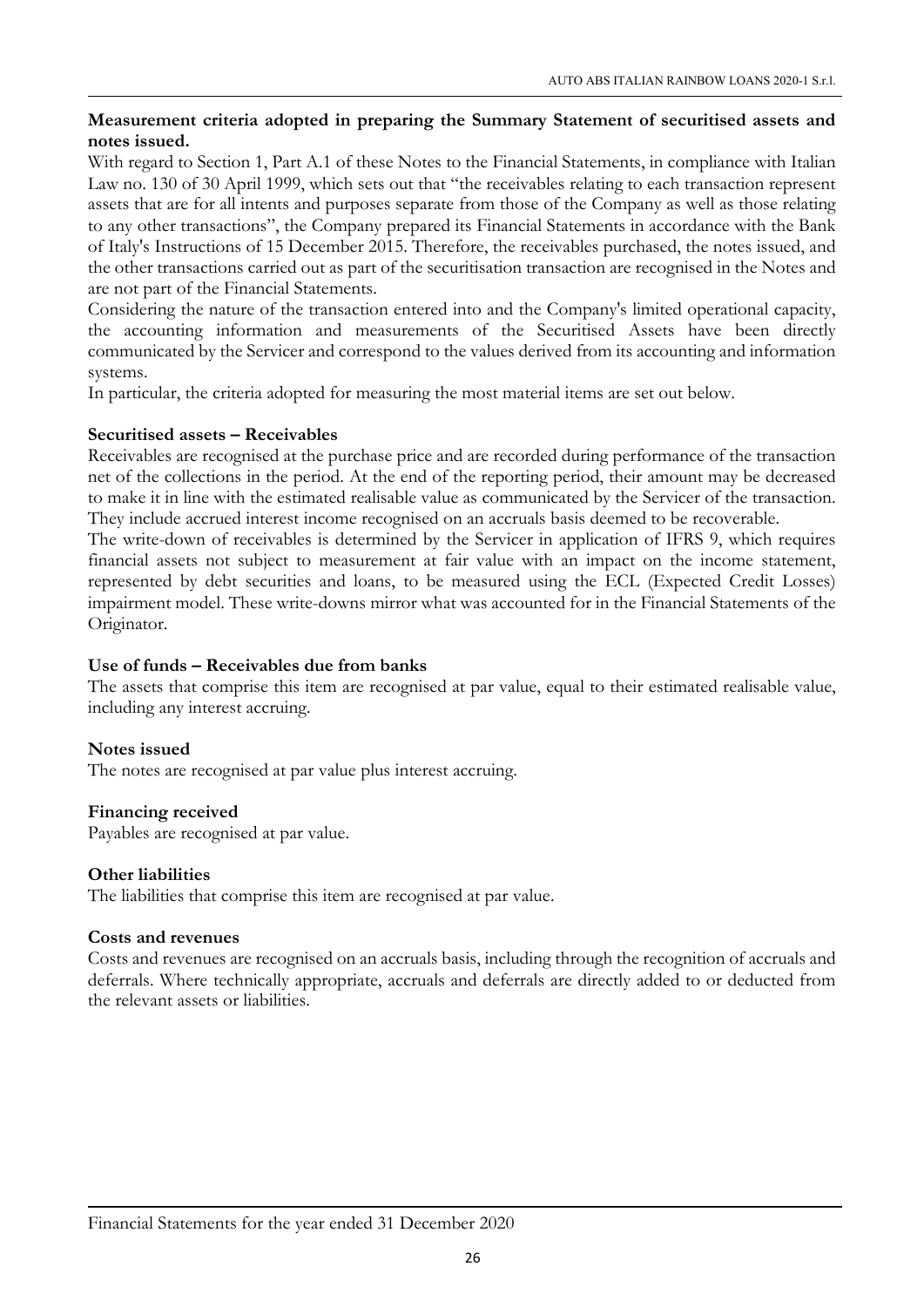**Measurement criteria adopted in preparing the Summary Statement of securitised assets and notes issued.**

With regard to Section 1, Part A.1 of these Notes to the Financial Statements, in compliance with Italian Law no. 130 of 30 April 1999, which sets out that "the receivables relating to each transaction represent assets that are for all intents and purposes separate from those of the Company as well as those relating to any other transactions", the Company prepared its Financial Statements in accordance with the Bank of Italy's Instructions of 15 December 2015. Therefore, the receivables purchased, the notes issued, and the other transactions carried out as part of the securitisation transaction are recognised in the Notes and are not part of the Financial Statements.

Considering the nature of the transaction entered into and the Company's limited operational capacity, the accounting information and measurements of the Securitised Assets have been directly communicated by the Servicer and correspond to the values derived from its accounting and information systems.

In particular, the criteria adopted for measuring the most material items are set out below.

**Securitised assets – Receivables**

Receivables are recognised at the purchase price and are recorded during performance of the transaction net of the collections in the period. At the end of the reporting period, their amount may be decreased to make it in line with the estimated realisable value as communicated by the Servicer of the transaction. They include accrued interest income recognised on an accruals basis deemed to be recoverable.

The write-down of receivables is determined by the Servicer in application of IFRS 9, which requires financial assets not subject to measurement at fair value with an impact on the income statement, represented by debt securities and loans, to be measured using the ECL (Expected Credit Losses) impairment model. These write-downs mirror what was accounted for in the Financial Statements of the Originator.

**Use of funds – Receivables due from banks**

The assets that comprise this item are recognised at par value, equal to their estimated realisable value, including any interest accruing.

**Notes issued**

The notes are recognised at par value plus interest accruing.

**Financing received**

Payables are recognised at par value.

**Other liabilities**

The liabilities that comprise this item are recognised at par value.

**Costs and revenues**

Costs and revenues are recognised on an accruals basis, including through the recognition of accruals and deferrals. Where technically appropriate, accruals and deferrals are directly added to or deducted from the relevant assets or liabilities.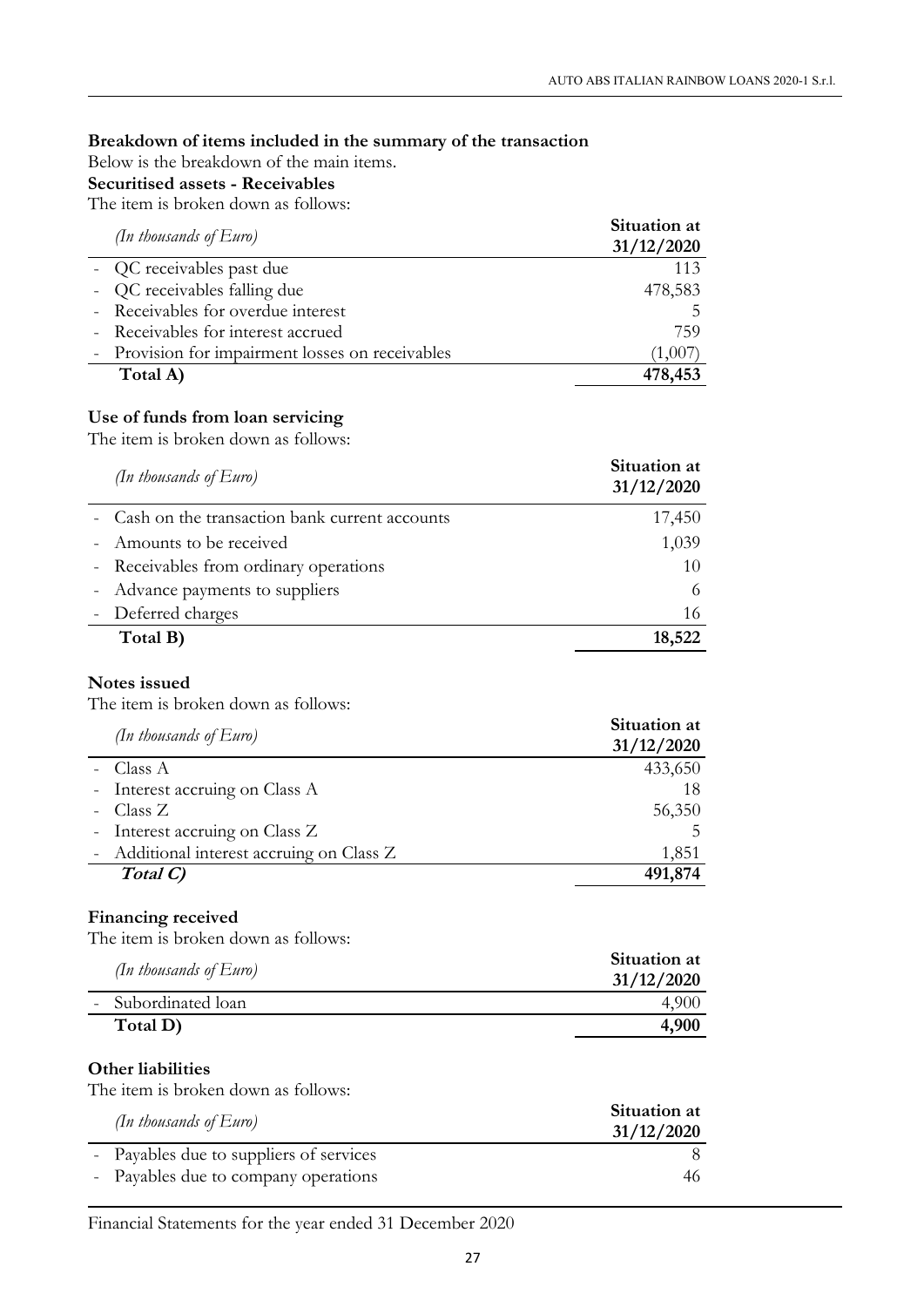**Breakdown of items included in the summary of the transaction**

Below is the breakdown of the main items.

**Securitised assets - Receivables**

The item is broken down as follows:

| *(In thousands of Euro)* | **Situation at 31/12/2020** |
|---|---|
| - QC receivables past due | 113 |
| - QC receivables falling due | 478,583 |
| - Receivables for overdue interest | 5 |
| - Receivables for interest accrued | 759 |
| - Provision for impairment losses on receivables | (1,007) |
| **Total A)** | **478,453** |

**Use of funds from loan servicing**

The item is broken down as follows:

| *(In thousands of Euro)* | **Situation at 31/12/2020** |
|---|---|
| - Cash on the transaction bank current accounts | 17,450 |
| - Amounts to be received | 1,039 |
| - Receivables from ordinary operations | 10 |
| - Advance payments to suppliers | 6 |
| - Deferred charges | 16 |
| **Total B)** | **18,522** |

**Notes issued**

The item is broken down as follows:

| *(In thousands of Euro)* | **Situation at 31/12/2020** |
|---|---|
| - Class A | 433,650 |
| - Interest accruing on Class A | 18 |
| - Class Z | 56,350 |
| - Interest accruing on Class Z | 5 |
| - Additional interest accruing on Class Z | 1,851 |
| ***Total C)*** | **491,874** |

**Financing received**

The item is broken down as follows:

| *(In thousands of Euro)* | **Situation at 31/12/2020** |
|---|---|
| - Subordinated loan | 4,900 |
| **Total D)** | **4,900** |

**Other liabilities**

The item is broken down as follows:

| *(In thousands of Euro)* | **Situation at 31/12/2020** |
|---|---|
| - Payables due to suppliers of services | 8 |
| - Payables due to company operations | 46 |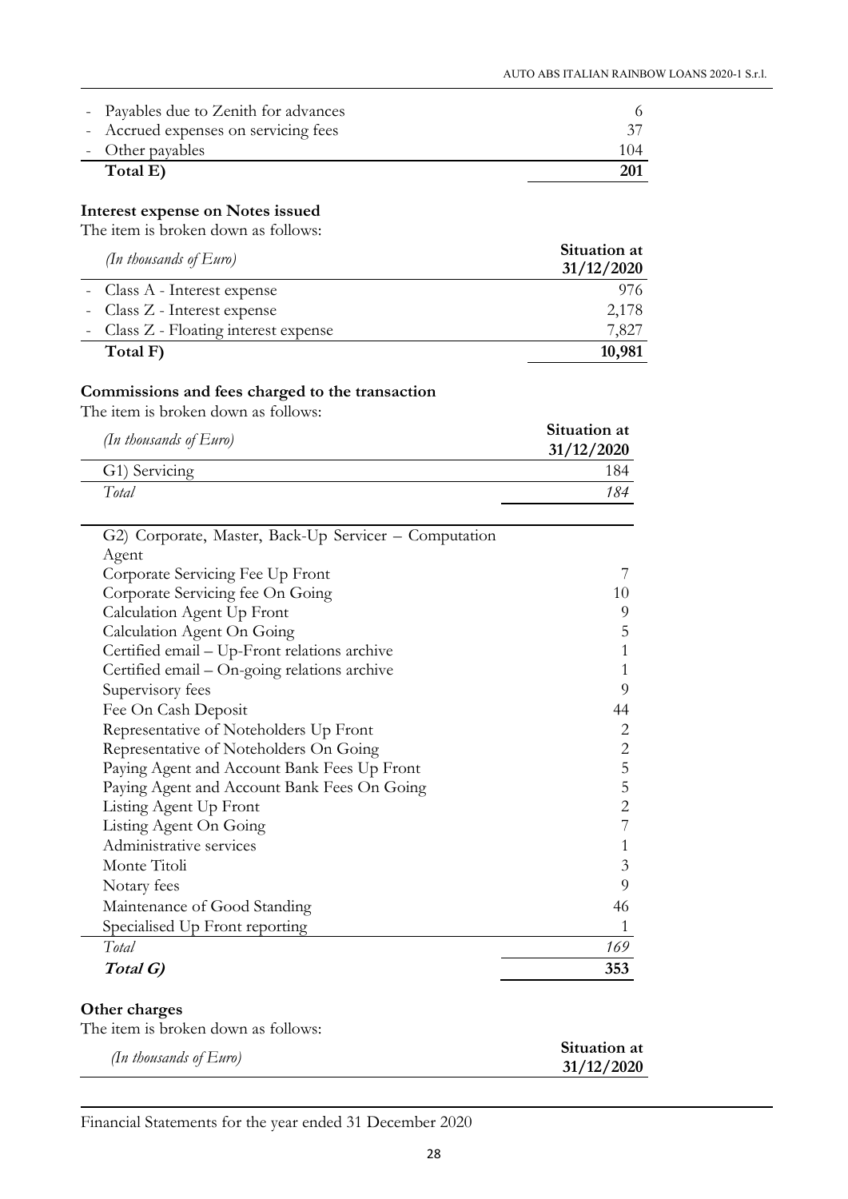| | |
|---|---|
| - Payables due to Zenith for advances | 6 |
| - Accrued expenses on servicing fees | 37 |
| - Other payables | 104 |
| **Total E)** | **201** |

**Interest expense on Notes issued**

The item is broken down as follows:

| *(In thousands of Euro)* | **Situation at 31/12/2020** |
|---|---|
| - Class A - Interest expense | 976 |
| - Class Z - Interest expense | 2,178 |
| - Class Z - Floating interest expense | 7,827 |
| **Total F)** | **10,981** |

**Commissions and fees charged to the transaction**

The item is broken down as follows:

| *(In thousands of Euro)* | **Situation at 31/12/2020** |
|---|---|
| G1) Servicing | 184 |
| *Total* | *184* |
| | |
| G2) Corporate, Master, Back-Up Servicer – Computation Agent | |
| Corporate Servicing Fee Up Front | 7 |
| Corporate Servicing fee On Going | 10 |
| Calculation Agent Up Front | 9 |
| Calculation Agent On Going | 5 |
| Certified email – Up-Front relations archive | 1 |
| Certified email – On-going relations archive | 1 |
| Supervisory fees | 9 |
| Fee On Cash Deposit | 44 |
| Representative of Noteholders Up Front | 2 |
| Representative of Noteholders On Going | 2 |
| Paying Agent and Account Bank Fees Up Front | 5 |
| Paying Agent and Account Bank Fees On Going | 5 |
| Listing Agent Up Front | 2 |
| Listing Agent On Going | 7 |
| Administrative services | 1 |
| Monte Titoli | 3 |
| Notary fees | 9 |
| Maintenance of Good Standing | 46 |
| Specialised Up Front reporting | 1 |
| *Total* | *169* |
| ***Total G)*** | **353** |

**Other charges**

The item is broken down as follows:

| *(In thousands of Euro)* | **Situation at 31/12/2020** |
|---|---|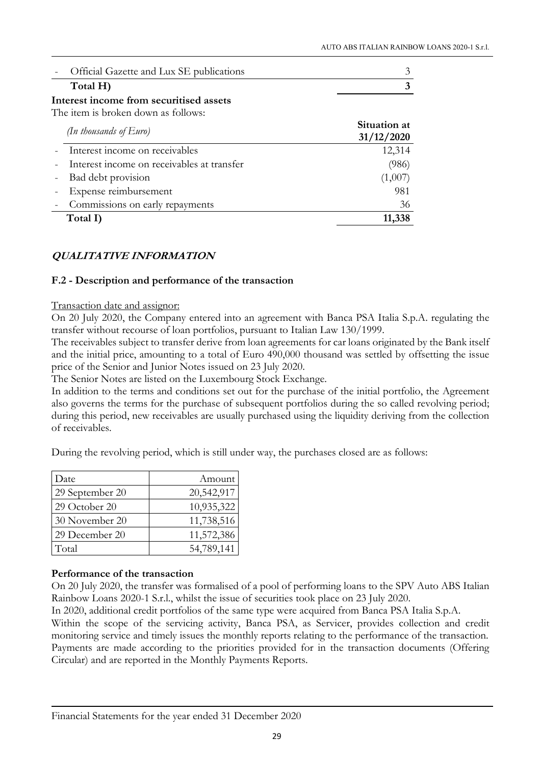| | |
|---|---|
| - Official Gazette and Lux SE publications | 3 |
| **Total H)** | **3** |

**Interest income from securitised assets**

The item is broken down as follows:

| *(In thousands of Euro)* | **Situation at 31/12/2020** |
|---|---|
| - Interest income on receivables | 12,314 |
| - Interest income on receivables at transfer | (986) |
| - Bad debt provision | (1,007) |
| - Expense reimbursement | 981 |
| - Commissions on early repayments | 36 |
| **Total I)** | **11,338** |

## ***QUALITATIVE INFORMATION***

### F.2 - Description and performance of the transaction

Transaction date and assignor:

On 20 July 2020, the Company entered into an agreement with Banca PSA Italia S.p.A. regulating the transfer without recourse of loan portfolios, pursuant to Italian Law 130/1999.

The receivables subject to transfer derive from loan agreements for car loans originated by the Bank itself and the initial price, amounting to a total of Euro 490,000 thousand was settled by offsetting the issue price of the Senior and Junior Notes issued on 23 July 2020.

The Senior Notes are listed on the Luxembourg Stock Exchange.

In addition to the terms and conditions set out for the purchase of the initial portfolio, the Agreement also governs the terms for the purchase of subsequent portfolios during the so called revolving period; during this period, new receivables are usually purchased using the liquidity deriving from the collection of receivables.

During the revolving period, which is still under way, the purchases closed are as follows:

| Date | Amount |
|---|---|
| 29 September 20 | 20,542,917 |
| 29 October 20 | 10,935,322 |
| 30 November 20 | 11,738,516 |
| 29 December 20 | 11,572,386 |
| Total | 54,789,141 |

**Performance of the transaction**

On 20 July 2020, the transfer was formalised of a pool of performing loans to the SPV Auto ABS Italian Rainbow Loans 2020-1 S.r.l., whilst the issue of securities took place on 23 July 2020.

In 2020, additional credit portfolios of the same type were acquired from Banca PSA Italia S.p.A.

Within the scope of the servicing activity, Banca PSA, as Servicer, provides collection and credit monitoring service and timely issues the monthly reports relating to the performance of the transaction. Payments are made according to the priorities provided for in the transaction documents (Offering Circular) and are reported in the Monthly Payments Reports.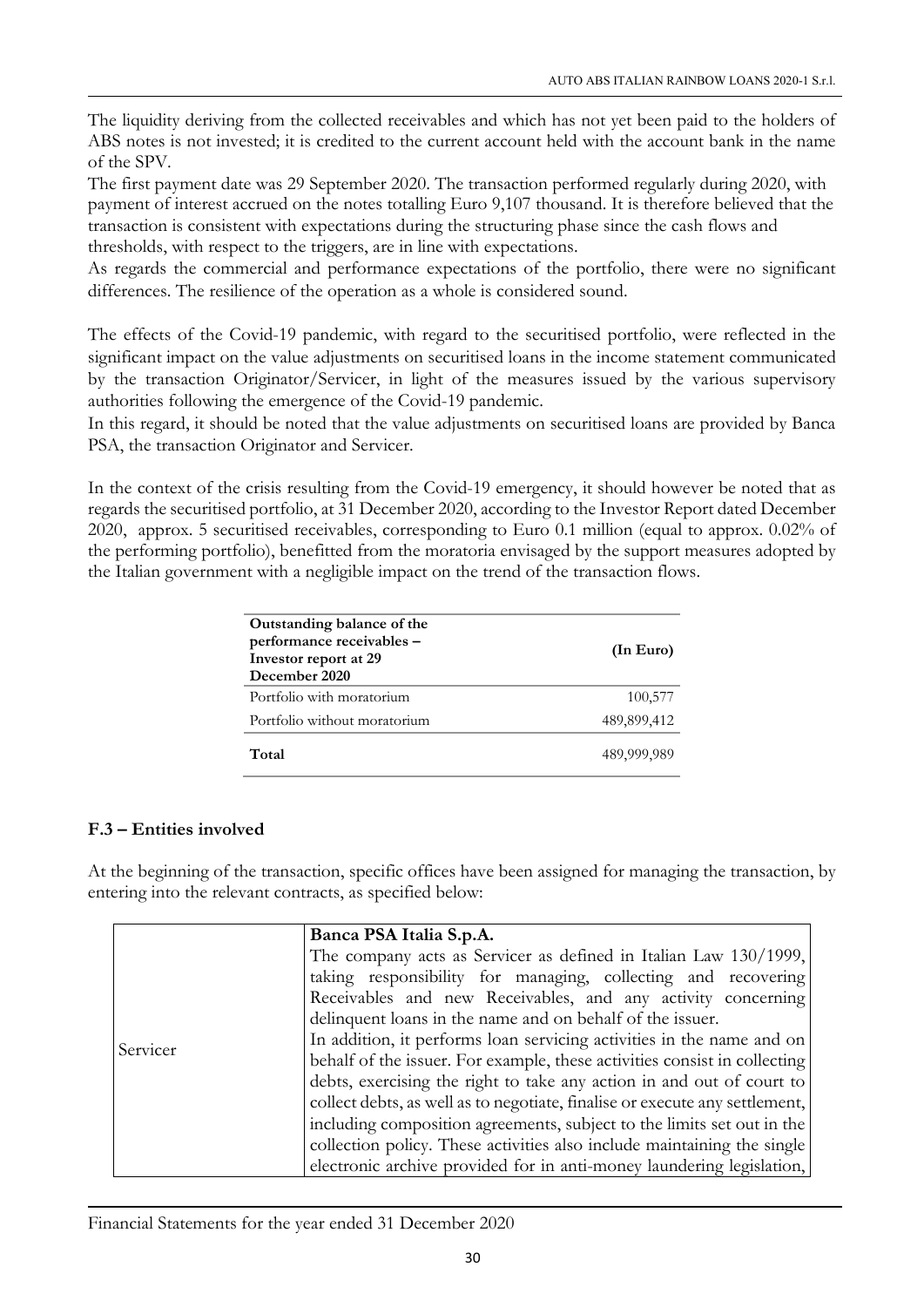The liquidity deriving from the collected receivables and which has not yet been paid to the holders of ABS notes is not invested; it is credited to the current account held with the account bank in the name of the SPV.

The first payment date was 29 September 2020. The transaction performed regularly during 2020, with payment of interest accrued on the notes totalling Euro 9,107 thousand. It is therefore believed that the transaction is consistent with expectations during the structuring phase since the cash flows and thresholds, with respect to the triggers, are in line with expectations.

As regards the commercial and performance expectations of the portfolio, there were no significant differences. The resilience of the operation as a whole is considered sound.

The effects of the Covid-19 pandemic, with regard to the securitised portfolio, were reflected in the significant impact on the value adjustments on securitised loans in the income statement communicated by the transaction Originator/Servicer, in light of the measures issued by the various supervisory authorities following the emergence of the Covid-19 pandemic.

In this regard, it should be noted that the value adjustments on securitised loans are provided by Banca PSA, the transaction Originator and Servicer.

In the context of the crisis resulting from the Covid-19 emergency, it should however be noted that as regards the securitised portfolio, at 31 December 2020, according to the Investor Report dated December 2020, approx. 5 securitised receivables, corresponding to Euro 0.1 million (equal to approx. 0.02% of the performing portfolio), benefitted from the moratoria envisaged by the support measures adopted by the Italian government with a negligible impact on the trend of the transaction flows.

| Outstanding balance of the performance receivables – Investor report at 29 December 2020 | (In Euro) |
|---|---|
| Portfolio with moratorium | 100,577 |
| Portfolio without moratorium | 489,899,412 |
| **Total** | 489,999,989 |

## F.3 – Entities involved

At the beginning of the transaction, specific offices have been assigned for managing the transaction, by entering into the relevant contracts, as specified below:

| | |
|---|---|
| Servicer | **Banca PSA Italia S.p.A.**<br>The company acts as Servicer as defined in Italian Law 130/1999, taking responsibility for managing, collecting and recovering Receivables and new Receivables, and any activity concerning delinquent loans in the name and on behalf of the issuer.<br>In addition, it performs loan servicing activities in the name and on behalf of the issuer. For example, these activities consist in collecting debts, exercising the right to take any action in and out of court to collect debts, as well as to negotiate, finalise or execute any settlement, including composition agreements, subject to the limits set out in the collection policy. These activities also include maintaining the single electronic archive provided for in anti-money laundering legislation, |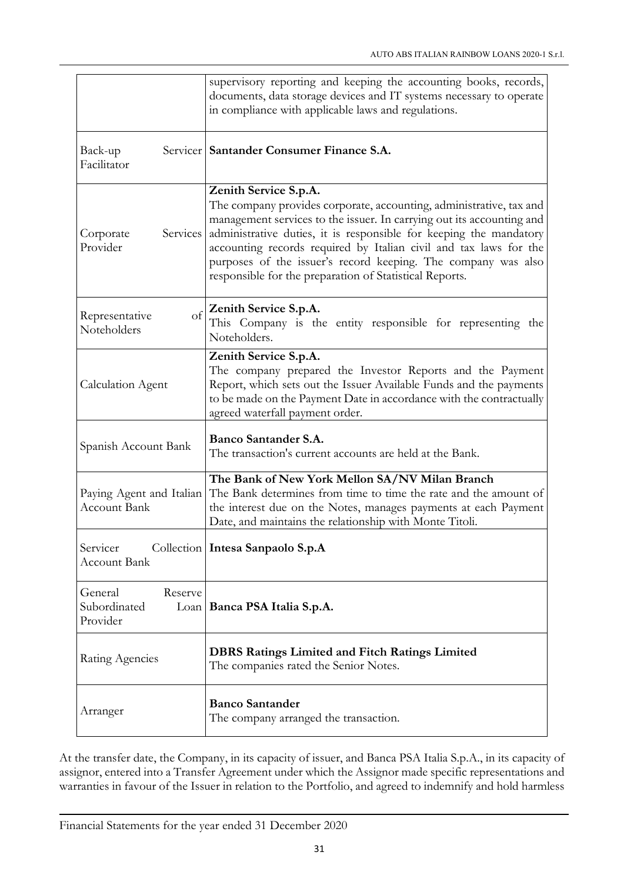| | |
|---|---|
| | supervisory reporting and keeping the accounting books, records, documents, data storage devices and IT systems necessary to operate in compliance with applicable laws and regulations. |
| Back-up Servicer Facilitator | **Santander Consumer Finance S.A.** |
| Corporate Services Provider | **Zenith Service S.p.A.**<br>The company provides corporate, accounting, administrative, tax and management services to the issuer. In carrying out its accounting and administrative duties, it is responsible for keeping the mandatory accounting records required by Italian civil and tax laws for the purposes of the issuer's record keeping. The company was also responsible for the preparation of Statistical Reports. |
| Representative of Noteholders | **Zenith Service S.p.A.**<br>This Company is the entity responsible for representing the Noteholders. |
| Calculation Agent | **Zenith Service S.p.A.**<br>The company prepared the Investor Reports and the Payment Report, which sets out the Issuer Available Funds and the payments to be made on the Payment Date in accordance with the contractually agreed waterfall payment order. |
| Spanish Account Bank | **Banco Santander S.A.**<br>The transaction's current accounts are held at the Bank. |
| Paying Agent and Italian Account Bank | **The Bank of New York Mellon SA/NV Milan Branch**<br>The Bank determines from time to time the rate and the amount of the interest due on the Notes, manages payments at each Payment Date, and maintains the relationship with Monte Titoli. |
| Servicer Collection Account Bank | **Intesa Sanpaolo S.p.A** |
| General Reserve Subordinated Loan Provider | **Banca PSA Italia S.p.A.** |
| Rating Agencies | **DBRS Ratings Limited and Fitch Ratings Limited**<br>The companies rated the Senior Notes. |
| Arranger | **Banco Santander**<br>The company arranged the transaction. |

At the transfer date, the Company, in its capacity of issuer, and Banca PSA Italia S.p.A., in its capacity of assignor, entered into a Transfer Agreement under which the Assignor made specific representations and warranties in favour of the Issuer in relation to the Portfolio, and agreed to indemnify and hold harmless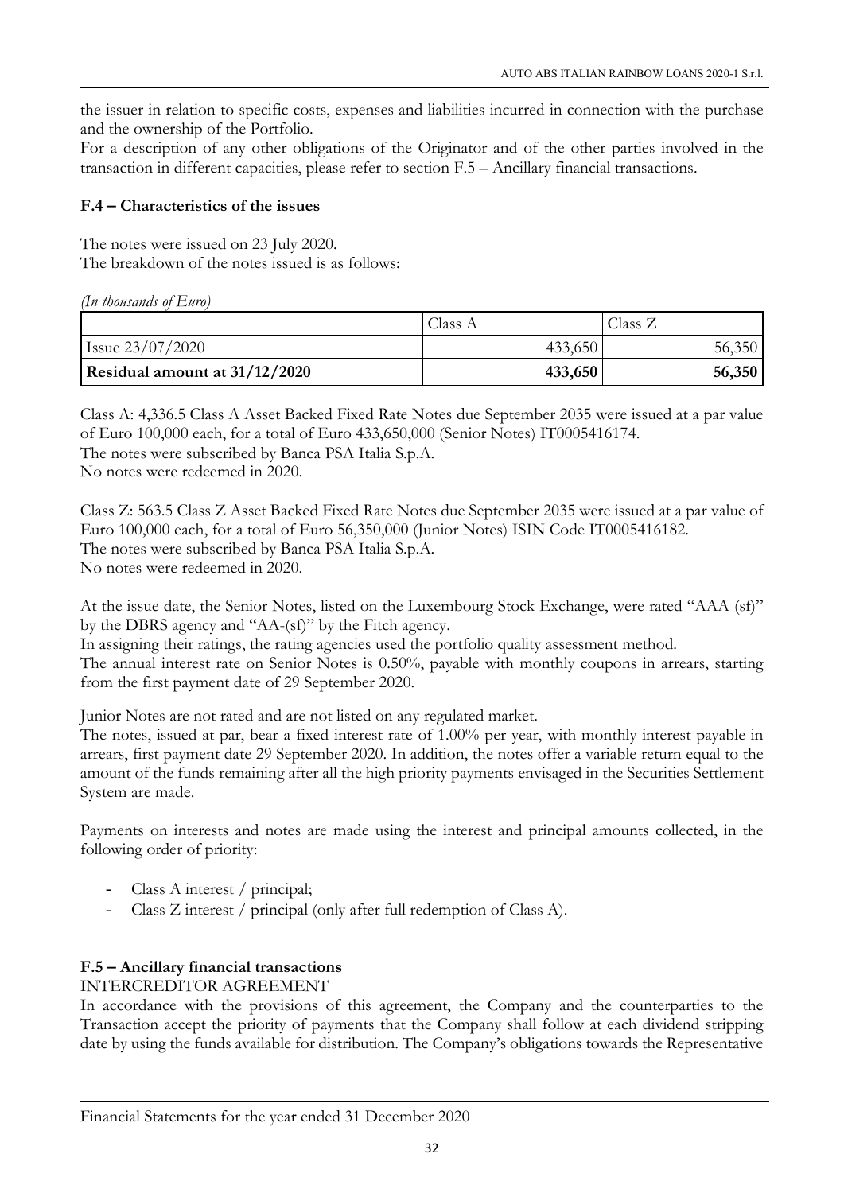the issuer in relation to specific costs, expenses and liabilities incurred in connection with the purchase and the ownership of the Portfolio.
For a description of any other obligations of the Originator and of the other parties involved in the transaction in different capacities, please refer to section F.5 – Ancillary financial transactions.

### F.4 – Characteristics of the issues

The notes were issued on 23 July 2020.
The breakdown of the notes issued is as follows:

*(In thousands of Euro)*

| | Class A | Class Z |
|---|---|---|
| Issue 23/07/2020 | 433,650 | 56,350 |
| **Residual amount at 31/12/2020** | **433,650** | **56,350** |

Class A: 4,336.5 Class A Asset Backed Fixed Rate Notes due September 2035 were issued at a par value of Euro 100,000 each, for a total of Euro 433,650,000 (Senior Notes) IT0005416174.
The notes were subscribed by Banca PSA Italia S.p.A.
No notes were redeemed in 2020.

Class Z: 563.5 Class Z Asset Backed Fixed Rate Notes due September 2035 were issued at a par value of Euro 100,000 each, for a total of Euro 56,350,000 (Junior Notes) ISIN Code IT0005416182.
The notes were subscribed by Banca PSA Italia S.p.A.
No notes were redeemed in 2020.

At the issue date, the Senior Notes, listed on the Luxembourg Stock Exchange, were rated "AAA (sf)" by the DBRS agency and "AA-(sf)" by the Fitch agency.
In assigning their ratings, the rating agencies used the portfolio quality assessment method.
The annual interest rate on Senior Notes is 0.50%, payable with monthly coupons in arrears, starting from the first payment date of 29 September 2020.

Junior Notes are not rated and are not listed on any regulated market.
The notes, issued at par, bear a fixed interest rate of 1.00% per year, with monthly interest payable in arrears, first payment date 29 September 2020. In addition, the notes offer a variable return equal to the amount of the funds remaining after all the high priority payments envisaged in the Securities Settlement System are made.

Payments on interests and notes are made using the interest and principal amounts collected, in the following order of priority:

- Class A interest / principal;
- Class Z interest / principal (only after full redemption of Class A).

### F.5 – Ancillary financial transactions

INTERCREDITOR AGREEMENT
In accordance with the provisions of this agreement, the Company and the counterparties to the Transaction accept the priority of payments that the Company shall follow at each dividend stripping date by using the funds available for distribution. The Company's obligations towards the Representative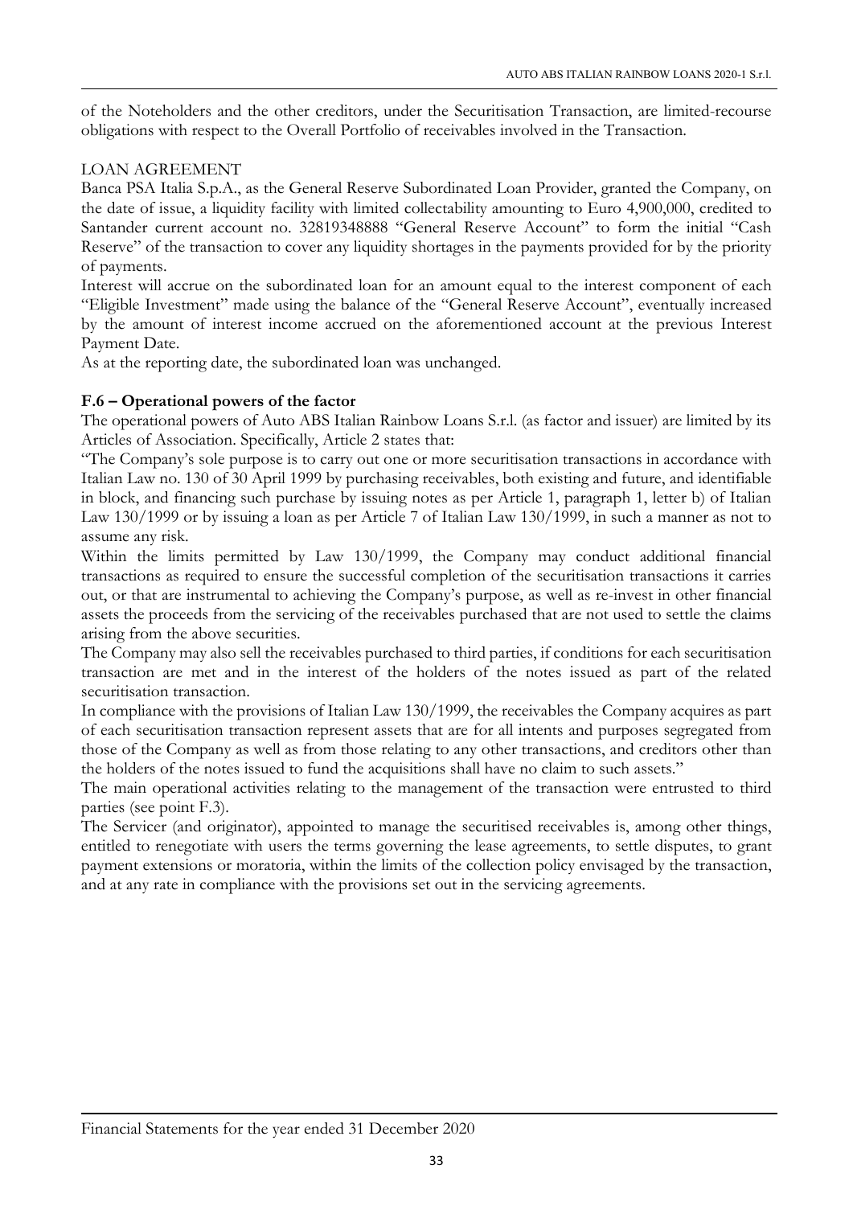of the Noteholders and the other creditors, under the Securitisation Transaction, are limited-recourse obligations with respect to the Overall Portfolio of receivables involved in the Transaction.

LOAN AGREEMENT

Banca PSA Italia S.p.A., as the General Reserve Subordinated Loan Provider, granted the Company, on the date of issue, a liquidity facility with limited collectability amounting to Euro 4,900,000, credited to Santander current account no. 32819348888 "General Reserve Account" to form the initial "Cash Reserve" of the transaction to cover any liquidity shortages in the payments provided for by the priority of payments.

Interest will accrue on the subordinated loan for an amount equal to the interest component of each "Eligible Investment" made using the balance of the "General Reserve Account", eventually increased by the amount of interest income accrued on the aforementioned account at the previous Interest Payment Date.

As at the reporting date, the subordinated loan was unchanged.

**F.6 – Operational powers of the factor**

The operational powers of Auto ABS Italian Rainbow Loans S.r.l. (as factor and issuer) are limited by its Articles of Association. Specifically, Article 2 states that:

"The Company's sole purpose is to carry out one or more securitisation transactions in accordance with Italian Law no. 130 of 30 April 1999 by purchasing receivables, both existing and future, and identifiable in block, and financing such purchase by issuing notes as per Article 1, paragraph 1, letter b) of Italian Law 130/1999 or by issuing a loan as per Article 7 of Italian Law 130/1999, in such a manner as not to assume any risk.

Within the limits permitted by Law 130/1999, the Company may conduct additional financial transactions as required to ensure the successful completion of the securitisation transactions it carries out, or that are instrumental to achieving the Company's purpose, as well as re-invest in other financial assets the proceeds from the servicing of the receivables purchased that are not used to settle the claims arising from the above securities.

The Company may also sell the receivables purchased to third parties, if conditions for each securitisation transaction are met and in the interest of the holders of the notes issued as part of the related securitisation transaction.

In compliance with the provisions of Italian Law 130/1999, the receivables the Company acquires as part of each securitisation transaction represent assets that are for all intents and purposes segregated from those of the Company as well as from those relating to any other transactions, and creditors other than the holders of the notes issued to fund the acquisitions shall have no claim to such assets."

The main operational activities relating to the management of the transaction were entrusted to third parties (see point F.3).

The Servicer (and originator), appointed to manage the securitised receivables is, among other things, entitled to renegotiate with users the terms governing the lease agreements, to settle disputes, to grant payment extensions or moratoria, within the limits of the collection policy envisaged by the transaction, and at any rate in compliance with the provisions set out in the servicing agreements.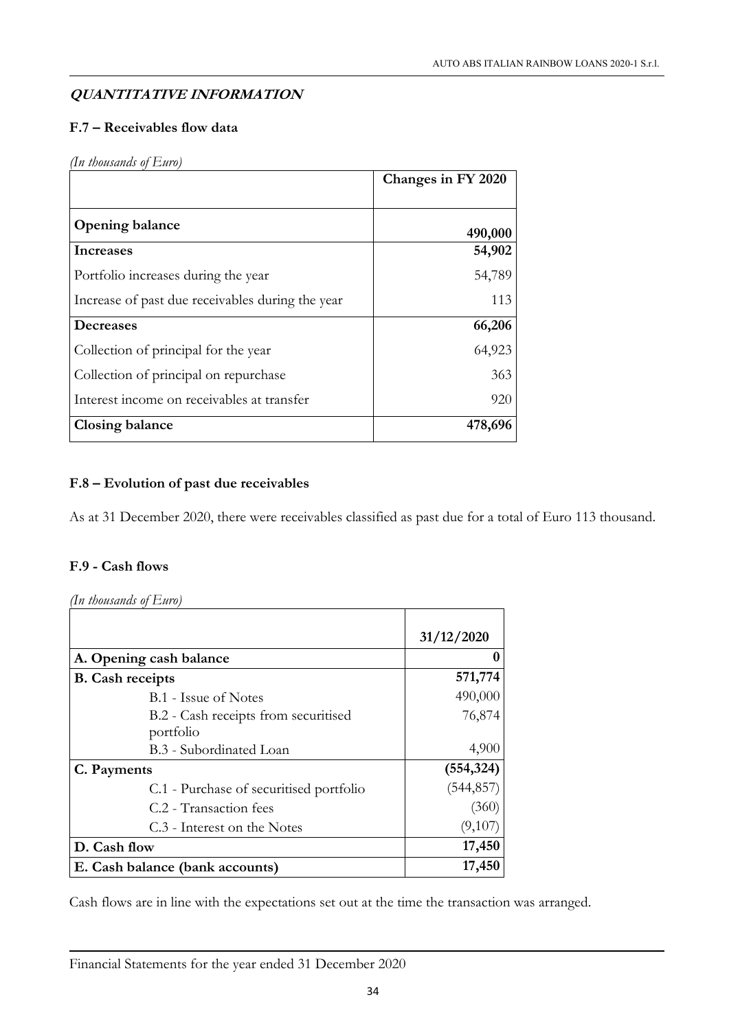## QUANTITATIVE INFORMATION

### F.7 – Receivables flow data

*(In thousands of Euro)*

| | Changes in FY 2020 |
|---|---:|
| **Opening balance** | **490,000** |
| **Increases** | **54,902** |
| Portfolio increases during the year | 54,789 |
| Increase of past due receivables during the year | 113 |
| **Decreases** | **66,206** |
| Collection of principal for the year | 64,923 |
| Collection of principal on repurchase | 363 |
| Interest income on receivables at transfer | 920 |
| **Closing balance** | **478,696** |

### F.8 – Evolution of past due receivables

As at 31 December 2020, there were receivables classified as past due for a total of Euro 113 thousand.

### F.9 - Cash flows

*(In thousands of Euro)*

| | 31/12/2020 |
|---|---:|
| **A. Opening cash balance** | **0** |
| **B. Cash receipts** | **571,774** |
| B.1 - Issue of Notes | 490,000 |
| B.2 - Cash receipts from securitised portfolio | 76,874 |
| B.3 - Subordinated Loan | 4,900 |
| **C. Payments** | **(554,324)** |
| C.1 - Purchase of securitised portfolio | (544,857) |
| C.2 - Transaction fees | (360) |
| C.3 - Interest on the Notes | (9,107) |
| **D. Cash flow** | **17,450** |
| **E. Cash balance (bank accounts)** | **17,450** |

Cash flows are in line with the expectations set out at the time the transaction was arranged.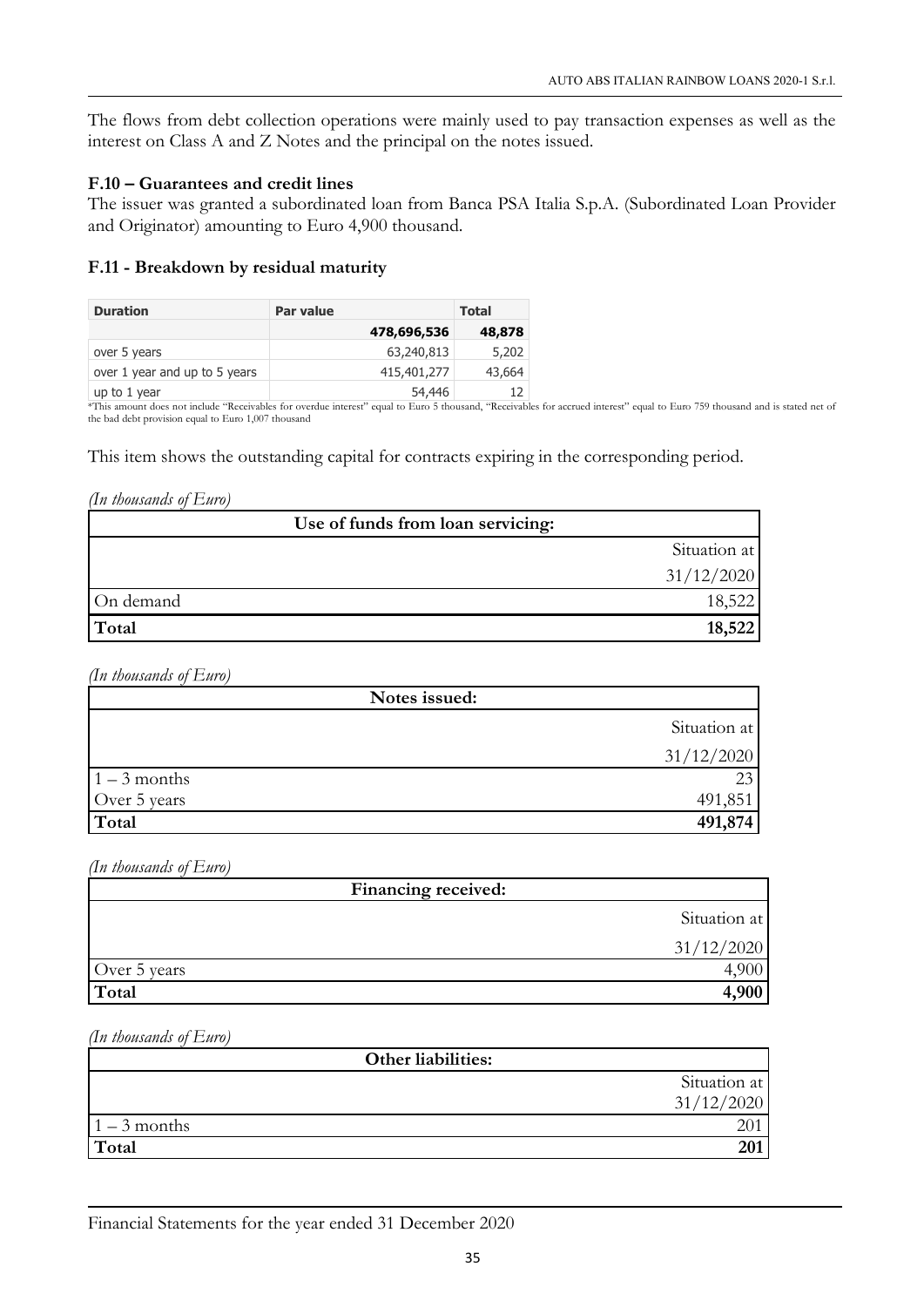The flows from debt collection operations were mainly used to pay transaction expenses as well as the interest on Class A and Z Notes and the principal on the notes issued.

### F.10 – Guarantees and credit lines

The issuer was granted a subordinated loan from Banca PSA Italia S.p.A. (Subordinated Loan Provider and Originator) amounting to Euro 4,900 thousand.

### F.11 - Breakdown by residual maturity

| Duration | Par value | Total |
|---|---|---|
| | **478,696,536** | **48,878** |
| over 5 years | 63,240,813 | 5,202 |
| over 1 year and up to 5 years | 415,401,277 | 43,664 |
| up to 1 year | 54,446 | 12 |

*This amount does not include "Receivables for overdue interest" equal to Euro 5 thousand, "Receivables for accrued interest" equal to Euro 759 thousand and is stated net of the bad debt provision equal to Euro 1,007 thousand

This item shows the outstanding capital for contracts expiring in the corresponding period.

*(In thousands of Euro)*

| Use of funds from loan servicing: | |
|---|---|
| | Situation at 31/12/2020 |
| On demand | 18,522 |
| **Total** | **18,522** |

*(In thousands of Euro)*

| Notes issued: | |
|---|---|
| | Situation at 31/12/2020 |
| 1 – 3 months | 23 |
| Over 5 years | 491,851 |
| **Total** | **491,874** |

*(In thousands of Euro)*

| Financing received: | |
|---|---|
| | Situation at 31/12/2020 |
| Over 5 years | 4,900 |
| **Total** | **4,900** |

*(In thousands of Euro)*

| Other liabilities: | |
|---|---|
| | Situation at 31/12/2020 |
| 1 – 3 months | 201 |
| **Total** | **201** |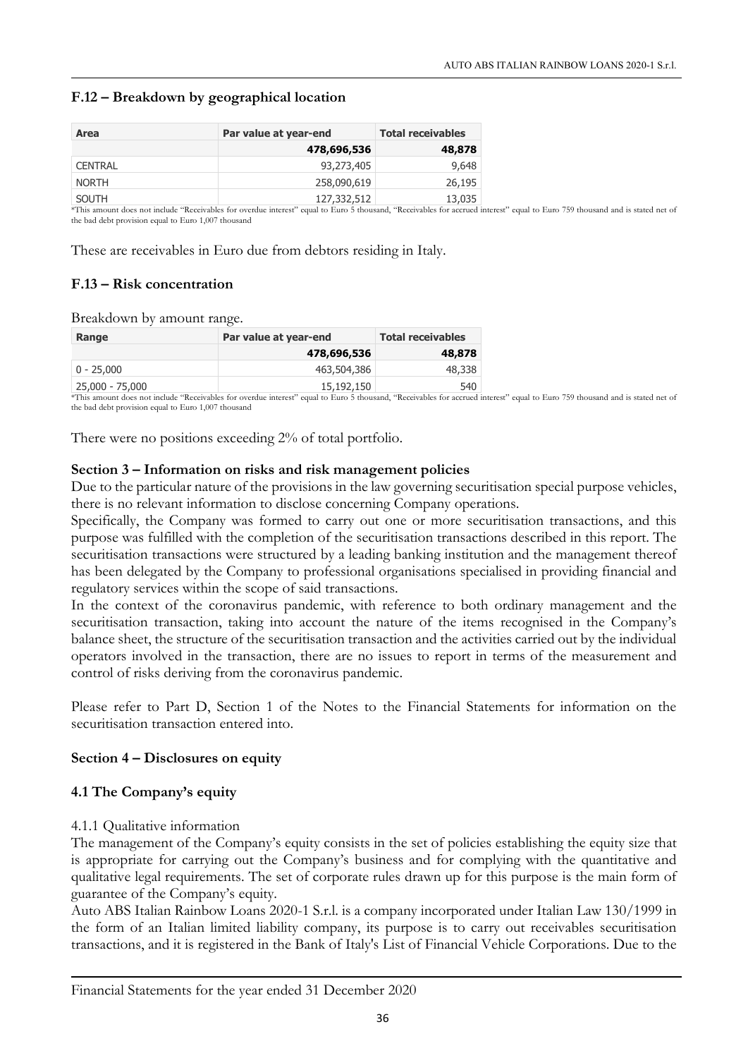### F.12 – Breakdown by geographical location

| Area | Par value at year-end | Total receivables |
|---|---|---|
| | **478,696,536** | **48,878** |
| CENTRAL | 93,273,405 | 9,648 |
| NORTH | 258,090,619 | 26,195 |
| SOUTH | 127,332,512 | 13,035 |

*This amount does not include "Receivables for overdue interest" equal to Euro 5 thousand, "Receivables for accrued interest" equal to Euro 759 thousand and is stated net of the bad debt provision equal to Euro 1,007 thousand

These are receivables in Euro due from debtors residing in Italy.

### F.13 – Risk concentration

Breakdown by amount range.

| Range | Par value at year-end | Total receivables |
|---|---|---|
| | **478,696,536** | **48,878** |
| 0 - 25,000 | 463,504,386 | 48,338 |
| 25,000 - 75,000 | 15,192,150 | 540 |

*This amount does not include "Receivables for overdue interest" equal to Euro 5 thousand, "Receivables for accrued interest" equal to Euro 759 thousand and is stated net of the bad debt provision equal to Euro 1,007 thousand

There were no positions exceeding 2% of total portfolio.

**Section 3 – Information on risks and risk management policies**

Due to the particular nature of the provisions in the law governing securitisation special purpose vehicles, there is no relevant information to disclose concerning Company operations.

Specifically, the Company was formed to carry out one or more securitisation transactions, and this purpose was fulfilled with the completion of the securitisation transactions described in this report. The securitisation transactions were structured by a leading banking institution and the management thereof has been delegated by the Company to professional organisations specialised in providing financial and regulatory services within the scope of said transactions.

In the context of the coronavirus pandemic, with reference to both ordinary management and the securitisation transaction, taking into account the nature of the items recognised in the Company's balance sheet, the structure of the securitisation transaction and the activities carried out by the individual operators involved in the transaction, there are no issues to report in terms of the measurement and control of risks deriving from the coronavirus pandemic.

Please refer to Part D, Section 1 of the Notes to the Financial Statements for information on the securitisation transaction entered into.

**Section 4 – Disclosures on equity**

**4.1 The Company's equity**

4.1.1 Qualitative information

The management of the Company's equity consists in the set of policies establishing the equity size that is appropriate for carrying out the Company's business and for complying with the quantitative and qualitative legal requirements. The set of corporate rules drawn up for this purpose is the main form of guarantee of the Company's equity.

Auto ABS Italian Rainbow Loans 2020-1 S.r.l. is a company incorporated under Italian Law 130/1999 in the form of an Italian limited liability company, its purpose is to carry out receivables securitisation transactions, and it is registered in the Bank of Italy's List of Financial Vehicle Corporations. Due to the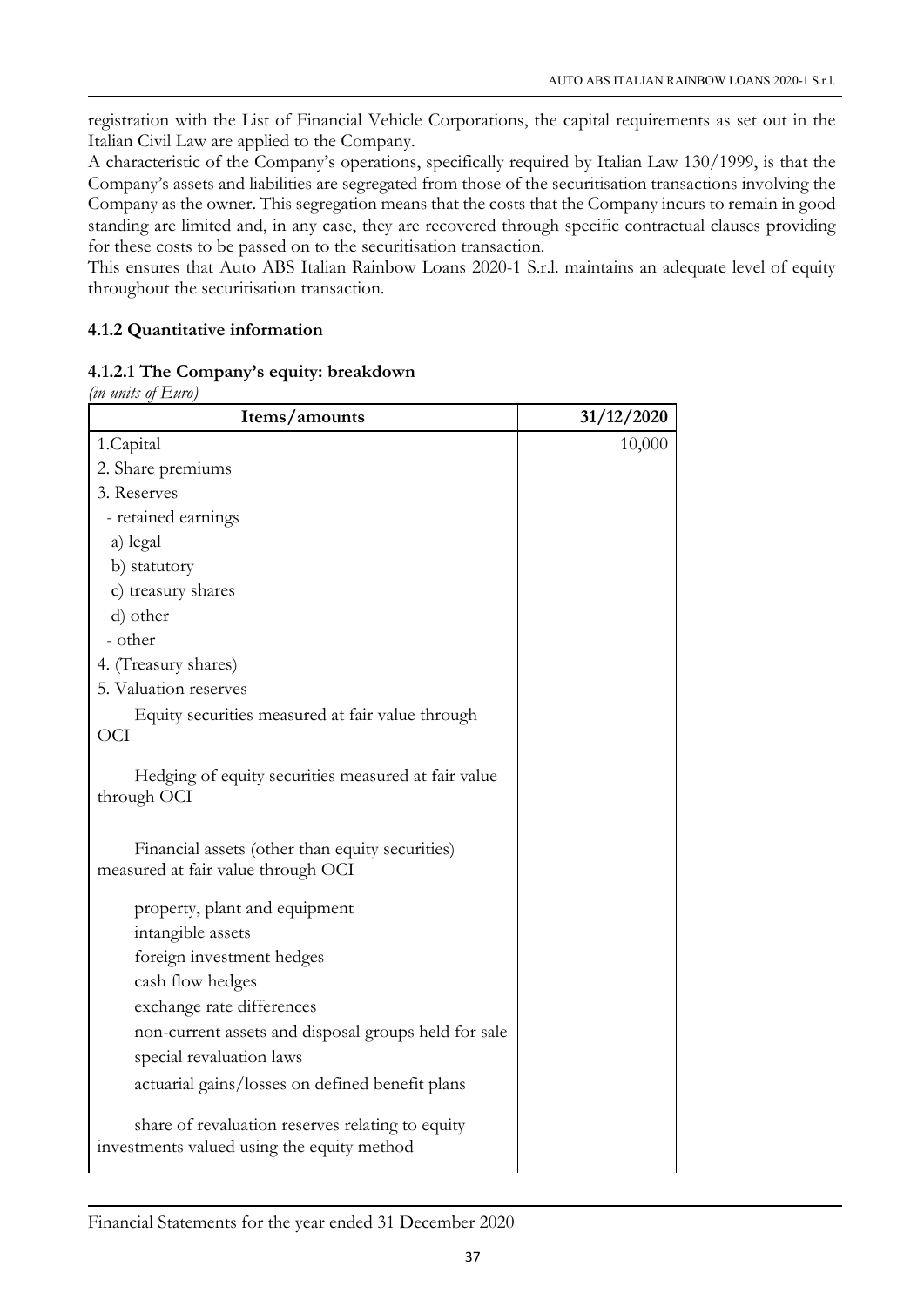registration with the List of Financial Vehicle Corporations, the capital requirements as set out in the Italian Civil Law are applied to the Company.

A characteristic of the Company's operations, specifically required by Italian Law 130/1999, is that the Company's assets and liabilities are segregated from those of the securitisation transactions involving the Company as the owner. This segregation means that the costs that the Company incurs to remain in good standing are limited and, in any case, they are recovered through specific contractual clauses providing for these costs to be passed on to the securitisation transaction.

This ensures that Auto ABS Italian Rainbow Loans 2020-1 S.r.l. maintains an adequate level of equity throughout the securitisation transaction.

### 4.1.2 Quantitative information

### 4.1.2.1 The Company's equity: breakdown

*(in units of Euro)*

| Items/amounts | 31/12/2020 |
|---|---|
| 1.Capital | 10,000 |
| 2. Share premiums | |
| 3. Reserves | |
| - retained earnings | |
| a) legal | |
| b) statutory | |
| c) treasury shares | |
| d) other | |
| - other | |
| 4. (Treasury shares) | |
| 5. Valuation reserves | |
| Equity securities measured at fair value through OCI | |
| Hedging of equity securities measured at fair value through OCI | |
| Financial assets (other than equity securities) measured at fair value through OCI | |
| property, plant and equipment | |
| intangible assets | |
| foreign investment hedges | |
| cash flow hedges | |
| exchange rate differences | |
| non-current assets and disposal groups held for sale | |
| special revaluation laws | |
| actuarial gains/losses on defined benefit plans | |
| share of revaluation reserves relating to equity investments valued using the equity method | |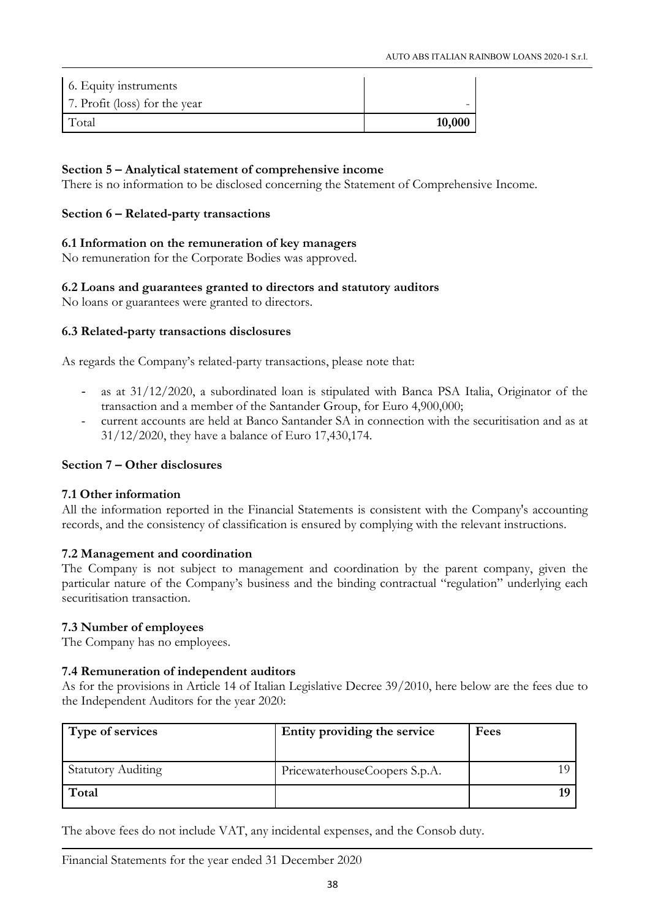| | |
|---|---|
| 6. Equity instruments | |
| 7. Profit (loss) for the year | - |
| Total | **10,000** |

**Section 5 – Analytical statement of comprehensive income**

There is no information to be disclosed concerning the Statement of Comprehensive Income.

**Section 6 – Related-party transactions**

**6.1 Information on the remuneration of key managers**

No remuneration for the Corporate Bodies was approved.

**6.2 Loans and guarantees granted to directors and statutory auditors**

No loans or guarantees were granted to directors.

**6.3 Related-party transactions disclosures**

As regards the Company's related-party transactions, please note that:

- as at 31/12/2020, a subordinated loan is stipulated with Banca PSA Italia, Originator of the transaction and a member of the Santander Group, for Euro 4,900,000;
- current accounts are held at Banco Santander SA in connection with the securitisation and as at 31/12/2020, they have a balance of Euro 17,430,174.

**Section 7 – Other disclosures**

**7.1 Other information**

All the information reported in the Financial Statements is consistent with the Company's accounting records, and the consistency of classification is ensured by complying with the relevant instructions.

**7.2 Management and coordination**

The Company is not subject to management and coordination by the parent company, given the particular nature of the Company's business and the binding contractual "regulation" underlying each securitisation transaction.

**7.3 Number of employees**

The Company has no employees.

**7.4 Remuneration of independent auditors**

As for the provisions in Article 14 of Italian Legislative Decree 39/2010, here below are the fees due to the Independent Auditors for the year 2020:

| Type of services | Entity providing the service | Fees |
|---|---|---|
| Statutory Auditing | PricewaterhouseCoopers S.p.A. | 19 |
| **Total** | | **19** |

The above fees do not include VAT, any incidental expenses, and the Consob duty.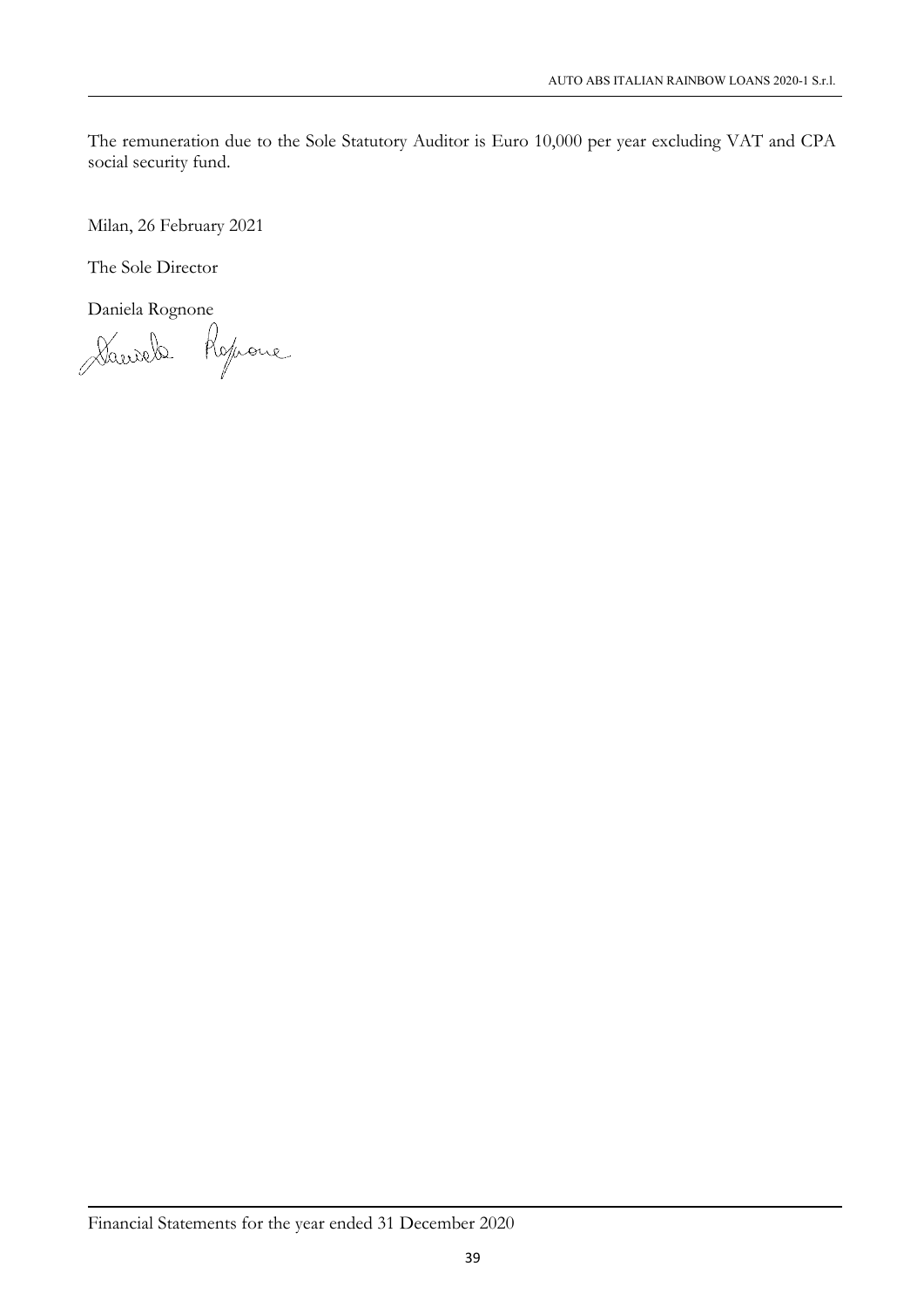The remuneration due to the Sole Statutory Auditor is Euro 10,000 per year excluding VAT and CPA social security fund.

Milan, 26 February 2021

The Sole Director

Daniela Rognone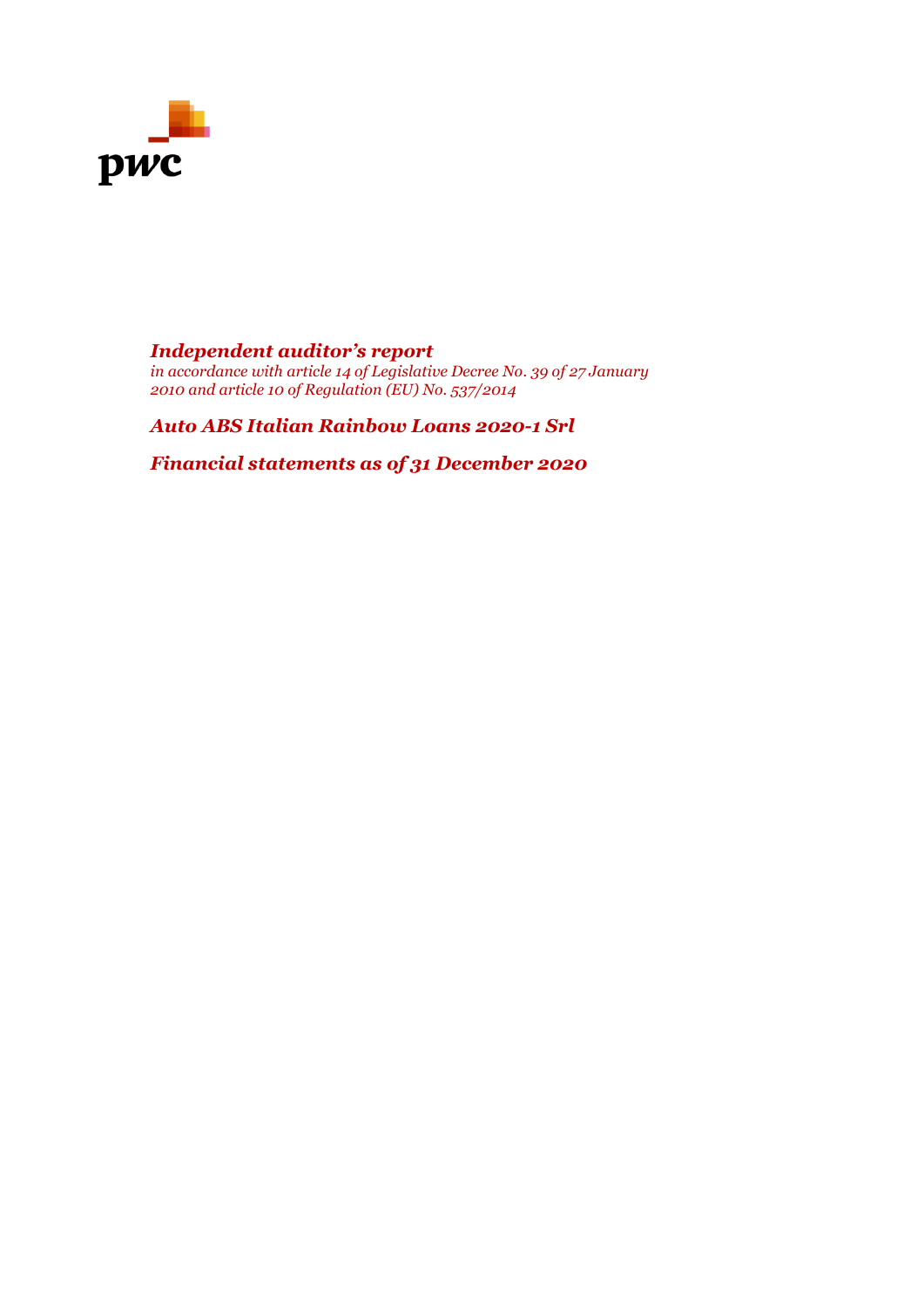*Independent auditor’s report*

*in accordance with article 14 of Legislative Decree No. 39 of 27 January 2010 and article 10 of Regulation (EU) No. 537/2014*

*Auto ABS Italian Rainbow Loans 2020-1 Srl*

*Financial statements as of 31 December 2020*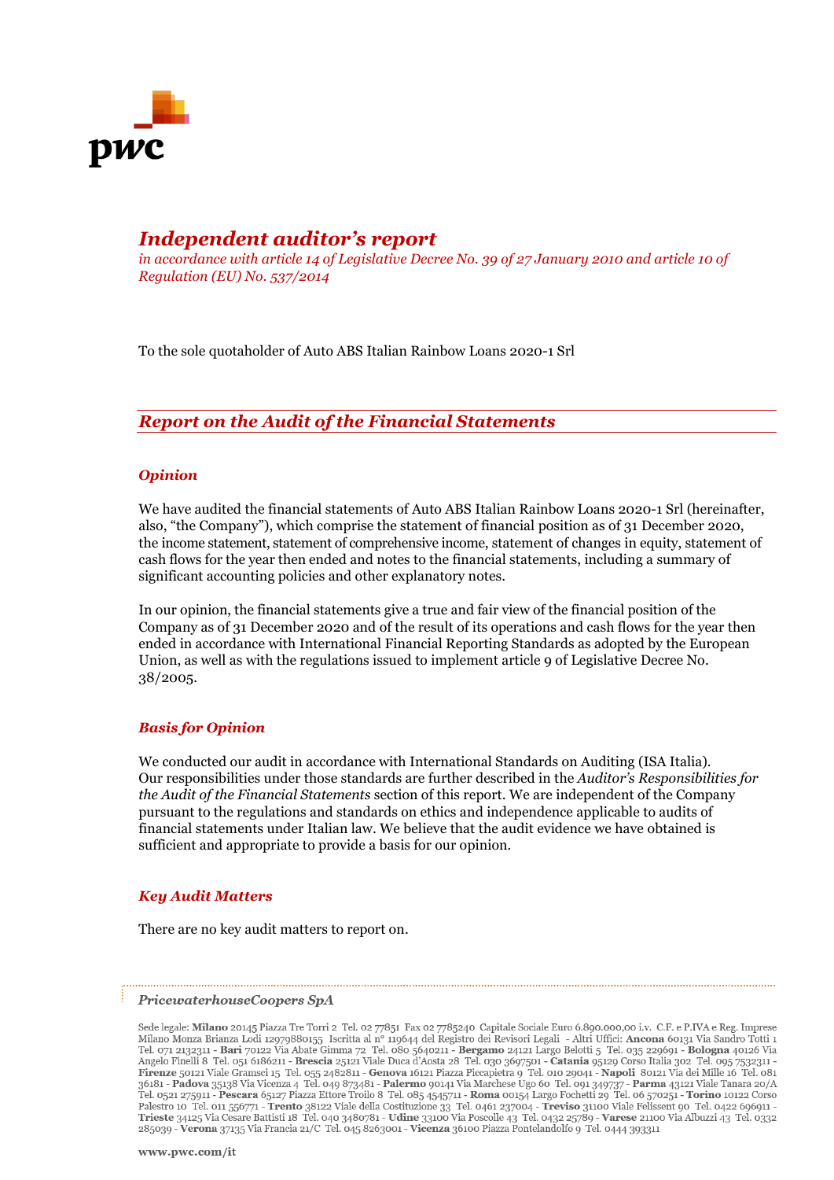# *Independent auditor's report*

*in accordance with article 14 of Legislative Decree No. 39 of 27 January 2010 and article 10 of Regulation (EU) No. 537/2014*

To the sole quotaholder of Auto ABS Italian Rainbow Loans 2020-1 Srl

## *Report on the Audit of the Financial Statements*

### *Opinion*

We have audited the financial statements of Auto ABS Italian Rainbow Loans 2020-1 Srl (hereinafter, also, "the Company"), which comprise the statement of financial position as of 31 December 2020, the income statement, statement of comprehensive income, statement of changes in equity, statement of cash flows for the year then ended and notes to the financial statements, including a summary of significant accounting policies and other explanatory notes.

In our opinion, the financial statements give a true and fair view of the financial position of the Company as of 31 December 2020 and of the result of its operations and cash flows for the year then ended in accordance with International Financial Reporting Standards as adopted by the European Union, as well as with the regulations issued to implement article 9 of Legislative Decree No. 38/2005.

### *Basis for Opinion*

We conducted our audit in accordance with International Standards on Auditing (ISA Italia). Our responsibilities under those standards are further described in the *Auditor's Responsibilities for the Audit of the Financial Statements* section of this report. We are independent of the Company pursuant to the regulations and standards on ethics and independence applicable to audits of financial statements under Italian law. We believe that the audit evidence we have obtained is sufficient and appropriate to provide a basis for our opinion.

### *Key Audit Matters*

There are no key audit matters to report on.

*PricewaterhouseCoopers SpA*

Sede legale: **Milano** 20145 Piazza Tre Torri 2 Tel. 02 77851 Fax 02 7785240 Capitale Sociale Euro 6.890.000,00 i.v. C.F. e P.IVA e Reg. Imprese Milano Monza Brianza Lodi 12979880155 Iscritta al n° 119644 del Registro dei Revisori Legali - Altri Uffici: **Ancona** 60131 Via Sandro Totti 1 Tel. 071 2132311 - **Bari** 70122 Via Abate Gimma 72 Tel. 080 5640211 - **Bergamo** 24121 Largo Belotti 5 Tel. 035 229691 - **Bologna** 40126 Via Angelo Finelli 8 Tel. 051 6186211 - **Brescia** 25121 Viale Duca d'Aosta 28 Tel. 030 3697501 - **Catania** 95129 Corso Italia 302 Tel. 095 7532311 - **Firenze** 50121 Viale Gramsci 15 Tel. 055 2482811 - **Genova** 16121 Piazza Piccapietra 9 Tel. 010 29041 - **Napoli** 80121 Via dei Mille 16 Tel. 081 36181 - **Padova** 35138 Via Vicenza 4 Tel. 049 873481 - **Palermo** 90141 Via Marchese Ugo 60 Tel. 091 349737 - **Parma** 43121 Viale Tanara 20/A Tel. 0521 275911 - **Pescara** 65127 Piazza Ettore Troilo 8 Tel. 085 4545711 - **Roma** 00154 Largo Fochetti 29 Tel. 06 570251 - **Torino** 10122 Corso Palestro 10 Tel. 011 556771 - **Trento** 38122 Viale della Costituzione 33 Tel. 0461 237004 - **Treviso** 31100 Viale Felissent 90 Tel. 0422 696911 - **Trieste** 34125 Via Cesare Battisti 18 Tel. 040 3480781 - **Udine** 33100 Via Poscolle 43 Tel. 0432 25789 - **Varese** 21100 Via Albuzzi 43 Tel. 0332 285039 - **Verona** 37135 Via Francia 21/C Tel. 045 8263001 - **Vicenza** 36100 Piazza Pontelandolfo 9 Tel. 0444 393311

**www.pwc.com/it**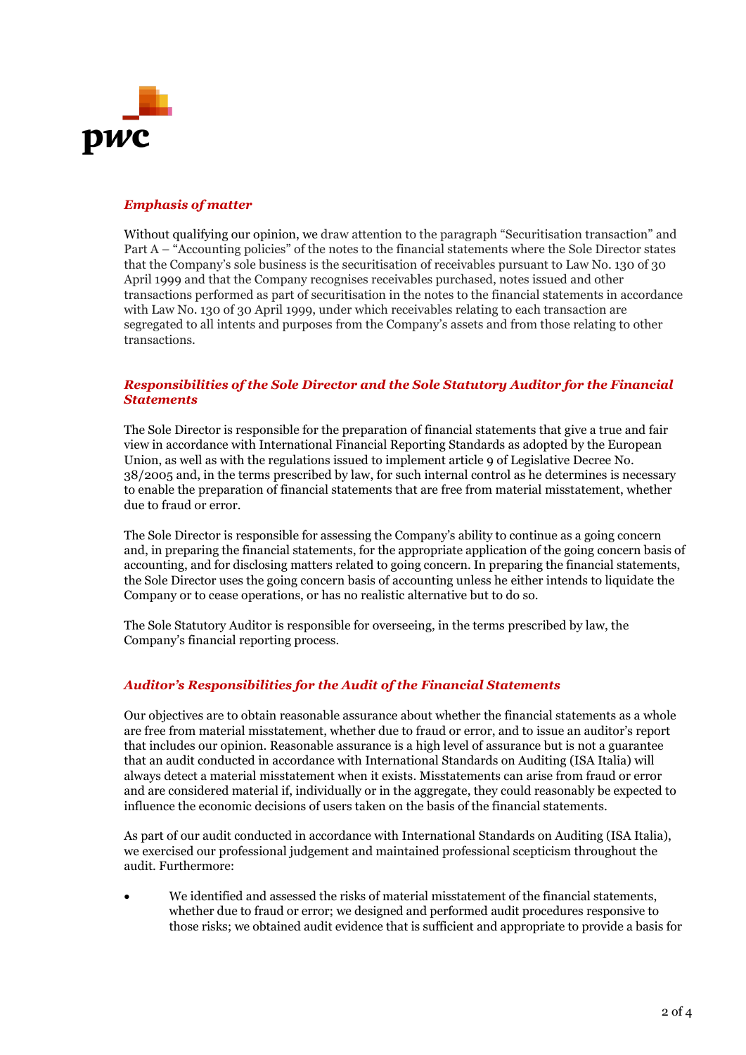### *Emphasis of matter*

Without qualifying our opinion, we draw attention to the paragraph "Securitisation transaction" and Part A – "Accounting policies" of the notes to the financial statements where the Sole Director states that the Company's sole business is the securitisation of receivables pursuant to Law No. 130 of 30 April 1999 and that the Company recognises receivables purchased, notes issued and other transactions performed as part of securitisation in the notes to the financial statements in accordance with Law No. 130 of 30 April 1999, under which receivables relating to each transaction are segregated to all intents and purposes from the Company's assets and from those relating to other transactions.

### *Responsibilities of the Sole Director and the Sole Statutory Auditor for the Financial Statements*

The Sole Director is responsible for the preparation of financial statements that give a true and fair view in accordance with International Financial Reporting Standards as adopted by the European Union, as well as with the regulations issued to implement article 9 of Legislative Decree No. 38/2005 and, in the terms prescribed by law, for such internal control as he determines is necessary to enable the preparation of financial statements that are free from material misstatement, whether due to fraud or error.

The Sole Director is responsible for assessing the Company's ability to continue as a going concern and, in preparing the financial statements, for the appropriate application of the going concern basis of accounting, and for disclosing matters related to going concern. In preparing the financial statements, the Sole Director uses the going concern basis of accounting unless he either intends to liquidate the Company or to cease operations, or has no realistic alternative but to do so.

The Sole Statutory Auditor is responsible for overseeing, in the terms prescribed by law, the Company's financial reporting process.

### *Auditor's Responsibilities for the Audit of the Financial Statements*

Our objectives are to obtain reasonable assurance about whether the financial statements as a whole are free from material misstatement, whether due to fraud or error, and to issue an auditor's report that includes our opinion. Reasonable assurance is a high level of assurance but is not a guarantee that an audit conducted in accordance with International Standards on Auditing (ISA Italia) will always detect a material misstatement when it exists. Misstatements can arise from fraud or error and are considered material if, individually or in the aggregate, they could reasonably be expected to influence the economic decisions of users taken on the basis of the financial statements.

As part of our audit conducted in accordance with International Standards on Auditing (ISA Italia), we exercised our professional judgement and maintained professional scepticism throughout the audit. Furthermore:

- We identified and assessed the risks of material misstatement of the financial statements, whether due to fraud or error; we designed and performed audit procedures responsive to those risks; we obtained audit evidence that is sufficient and appropriate to provide a basis for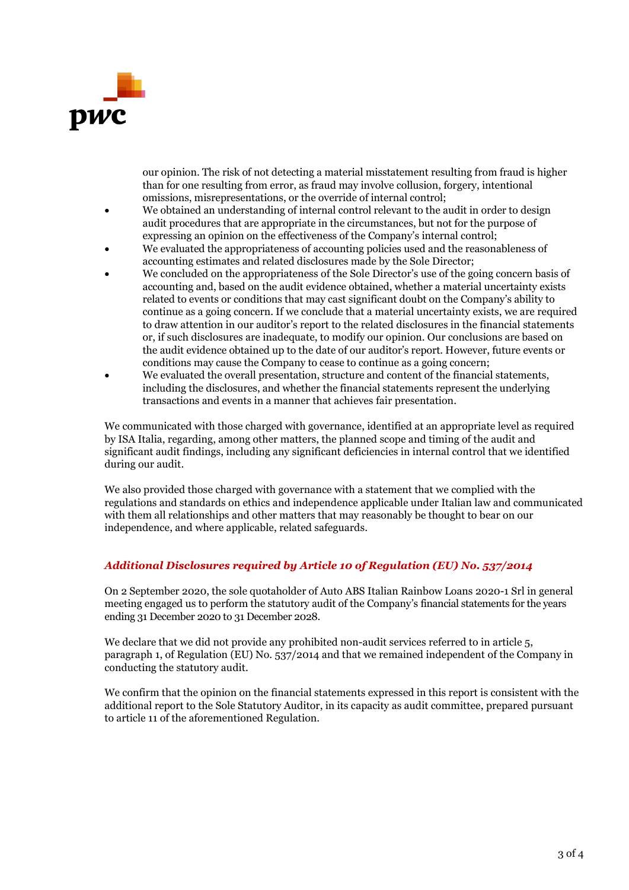our opinion. The risk of not detecting a material misstatement resulting from fraud is higher than for one resulting from error, as fraud may involve collusion, forgery, intentional omissions, misrepresentations, or the override of internal control;

- We obtained an understanding of internal control relevant to the audit in order to design audit procedures that are appropriate in the circumstances, but not for the purpose of expressing an opinion on the effectiveness of the Company's internal control;
- We evaluated the appropriateness of accounting policies used and the reasonableness of accounting estimates and related disclosures made by the Sole Director;
- We concluded on the appropriateness of the Sole Director's use of the going concern basis of accounting and, based on the audit evidence obtained, whether a material uncertainty exists related to events or conditions that may cast significant doubt on the Company's ability to continue as a going concern. If we conclude that a material uncertainty exists, we are required to draw attention in our auditor's report to the related disclosures in the financial statements or, if such disclosures are inadequate, to modify our opinion. Our conclusions are based on the audit evidence obtained up to the date of our auditor's report. However, future events or conditions may cause the Company to cease to continue as a going concern;
- We evaluated the overall presentation, structure and content of the financial statements, including the disclosures, and whether the financial statements represent the underlying transactions and events in a manner that achieves fair presentation.

We communicated with those charged with governance, identified at an appropriate level as required by ISA Italia, regarding, among other matters, the planned scope and timing of the audit and significant audit findings, including any significant deficiencies in internal control that we identified during our audit.

We also provided those charged with governance with a statement that we complied with the regulations and standards on ethics and independence applicable under Italian law and communicated with them all relationships and other matters that may reasonably be thought to bear on our independence, and where applicable, related safeguards.

### *Additional Disclosures required by Article 10 of Regulation (EU) No. 537/2014*

On 2 September 2020, the sole quotaholder of Auto ABS Italian Rainbow Loans 2020-1 Srl in general meeting engaged us to perform the statutory audit of the Company's financial statements for the years ending 31 December 2020 to 31 December 2028.

We declare that we did not provide any prohibited non-audit services referred to in article 5, paragraph 1, of Regulation (EU) No. 537/2014 and that we remained independent of the Company in conducting the statutory audit.

We confirm that the opinion on the financial statements expressed in this report is consistent with the additional report to the Sole Statutory Auditor, in its capacity as audit committee, prepared pursuant to article 11 of the aforementioned Regulation.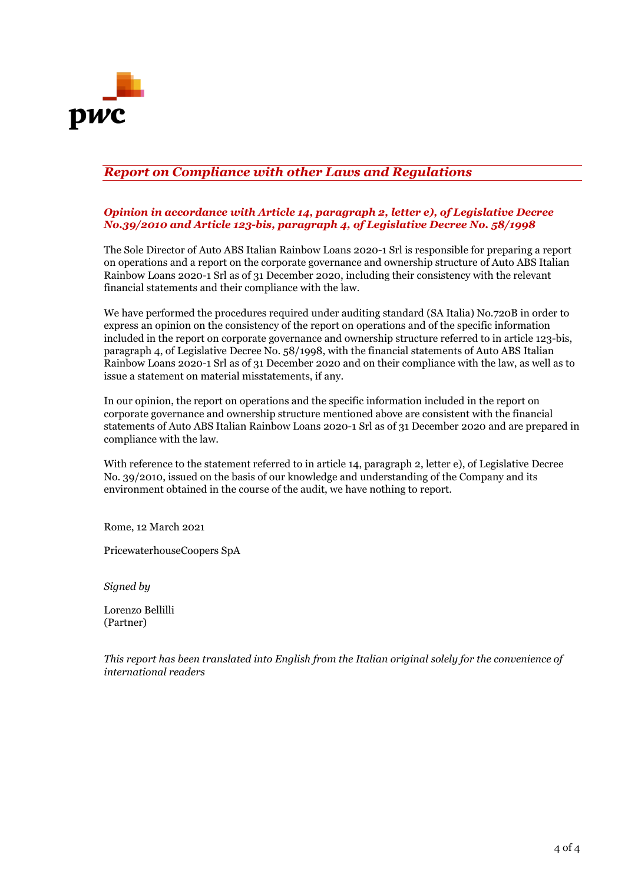## *Report on Compliance with other Laws and Regulations*

### *Opinion in accordance with Article 14, paragraph 2, letter e), of Legislative Decree No.39/2010 and Article 123-bis, paragraph 4, of Legislative Decree No. 58/1998*

The Sole Director of Auto ABS Italian Rainbow Loans 2020-1 Srl is responsible for preparing a report on operations and a report on the corporate governance and ownership structure of Auto ABS Italian Rainbow Loans 2020-1 Srl as of 31 December 2020, including their consistency with the relevant financial statements and their compliance with the law.

We have performed the procedures required under auditing standard (SA Italia) No.720B in order to express an opinion on the consistency of the report on operations and of the specific information included in the report on corporate governance and ownership structure referred to in article 123-bis, paragraph 4, of Legislative Decree No. 58/1998, with the financial statements of Auto ABS Italian Rainbow Loans 2020-1 Srl as of 31 December 2020 and on their compliance with the law, as well as to issue a statement on material misstatements, if any.

In our opinion, the report on operations and the specific information included in the report on corporate governance and ownership structure mentioned above are consistent with the financial statements of Auto ABS Italian Rainbow Loans 2020-1 Srl as of 31 December 2020 and are prepared in compliance with the law.

With reference to the statement referred to in article 14, paragraph 2, letter e), of Legislative Decree No. 39/2010, issued on the basis of our knowledge and understanding of the Company and its environment obtained in the course of the audit, we have nothing to report.

Rome, 12 March 2021

PricewaterhouseCoopers SpA

*Signed by*

Lorenzo Bellilli
(Partner)

*This report has been translated into English from the Italian original solely for the convenience of international readers*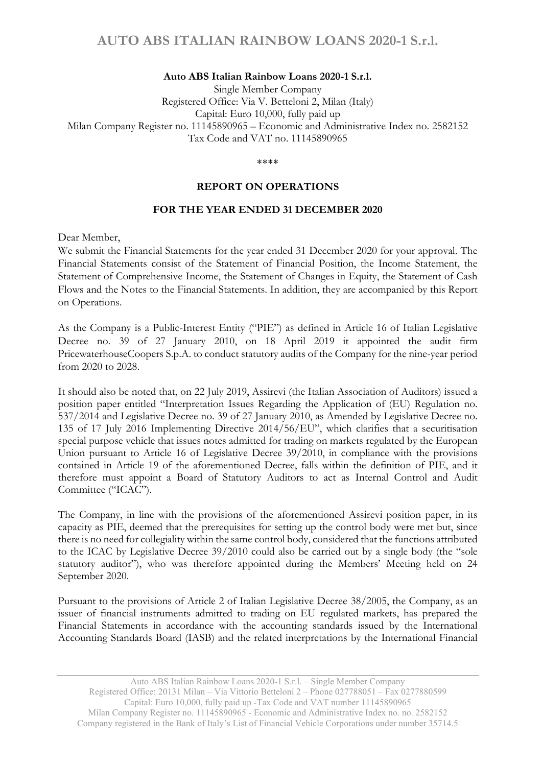# AUTO ABS ITALIAN RAINBOW LOANS 2020-1 S.r.l.

**Auto ABS Italian Rainbow Loans 2020-1 S.r.l.**

Single Member Company
Registered Office: Via V. Betteloni 2, Milan (Italy)
Capital: Euro 10,000, fully paid up
Milan Company Register no. 11145890965 – Economic and Administrative Index no. 2582152
Tax Code and VAT no. 11145890965

\*\*\*\*

**REPORT ON OPERATIONS**

**FOR THE YEAR ENDED 31 DECEMBER 2020**

Dear Member,
We submit the Financial Statements for the year ended 31 December 2020 for your approval. The Financial Statements consist of the Statement of Financial Position, the Income Statement, the Statement of Comprehensive Income, the Statement of Changes in Equity, the Statement of Cash Flows and the Notes to the Financial Statements. In addition, they are accompanied by this Report on Operations.

As the Company is a Public-Interest Entity ("PIE") as defined in Article 16 of Italian Legislative Decree no. 39 of 27 January 2010, on 18 April 2019 it appointed the audit firm PricewaterhouseCoopers S.p.A. to conduct statutory audits of the Company for the nine-year period from 2020 to 2028.

It should also be noted that, on 22 July 2019, Assirevi (the Italian Association of Auditors) issued a position paper entitled "Interpretation Issues Regarding the Application of (EU) Regulation no. 537/2014 and Legislative Decree no. 39 of 27 January 2010, as Amended by Legislative Decree no. 135 of 17 July 2016 Implementing Directive 2014/56/EU", which clarifies that a securitisation special purpose vehicle that issues notes admitted for trading on markets regulated by the European Union pursuant to Article 16 of Legislative Decree 39/2010, in compliance with the provisions contained in Article 19 of the aforementioned Decree, falls within the definition of PIE, and it therefore must appoint a Board of Statutory Auditors to act as Internal Control and Audit Committee ("ICAC").

The Company, in line with the provisions of the aforementioned Assirevi position paper, in its capacity as PIE, deemed that the prerequisites for setting up the control body were met but, since there is no need for collegiality within the same control body, considered that the functions attributed to the ICAC by Legislative Decree 39/2010 could also be carried out by a single body (the "sole statutory auditor"), who was therefore appointed during the Members' Meeting held on 24 September 2020.

Pursuant to the provisions of Article 2 of Italian Legislative Decree 38/2005, the Company, as an issuer of financial instruments admitted to trading on EU regulated markets, has prepared the Financial Statements in accordance with the accounting standards issued by the International Accounting Standards Board (IASB) and the related interpretations by the International Financial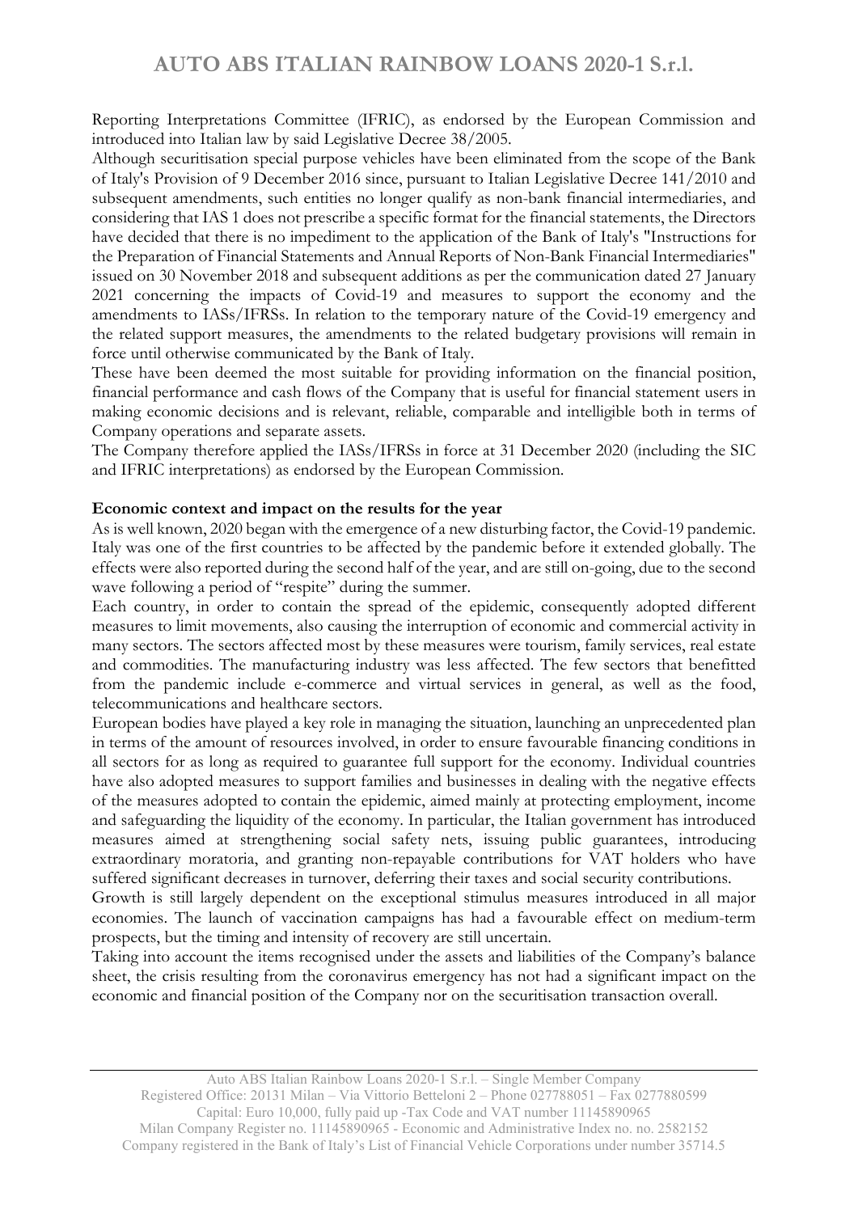Reporting Interpretations Committee (IFRIC), as endorsed by the European Commission and introduced into Italian law by said Legislative Decree 38/2005.

Although securitisation special purpose vehicles have been eliminated from the scope of the Bank of Italy's Provision of 9 December 2016 since, pursuant to Italian Legislative Decree 141/2010 and subsequent amendments, such entities no longer qualify as non-bank financial intermediaries, and considering that IAS 1 does not prescribe a specific format for the financial statements, the Directors have decided that there is no impediment to the application of the Bank of Italy's "Instructions for the Preparation of Financial Statements and Annual Reports of Non-Bank Financial Intermediaries" issued on 30 November 2018 and subsequent additions as per the communication dated 27 January 2021 concerning the impacts of Covid-19 and measures to support the economy and the amendments to IASs/IFRSs. In relation to the temporary nature of the Covid-19 emergency and the related support measures, the amendments to the related budgetary provisions will remain in force until otherwise communicated by the Bank of Italy.

These have been deemed the most suitable for providing information on the financial position, financial performance and cash flows of the Company that is useful for financial statement users in making economic decisions and is relevant, reliable, comparable and intelligible both in terms of Company operations and separate assets.

The Company therefore applied the IASs/IFRSs in force at 31 December 2020 (including the SIC and IFRIC interpretations) as endorsed by the European Commission.

**Economic context and impact on the results for the year**

As is well known, 2020 began with the emergence of a new disturbing factor, the Covid-19 pandemic. Italy was one of the first countries to be affected by the pandemic before it extended globally. The effects were also reported during the second half of the year, and are still on-going, due to the second wave following a period of "respite" during the summer.

Each country, in order to contain the spread of the epidemic, consequently adopted different measures to limit movements, also causing the interruption of economic and commercial activity in many sectors. The sectors affected most by these measures were tourism, family services, real estate and commodities. The manufacturing industry was less affected. The few sectors that benefitted from the pandemic include e-commerce and virtual services in general, as well as the food, telecommunications and healthcare sectors.

European bodies have played a key role in managing the situation, launching an unprecedented plan in terms of the amount of resources involved, in order to ensure favourable financing conditions in all sectors for as long as required to guarantee full support for the economy. Individual countries have also adopted measures to support families and businesses in dealing with the negative effects of the measures adopted to contain the epidemic, aimed mainly at protecting employment, income and safeguarding the liquidity of the economy. In particular, the Italian government has introduced measures aimed at strengthening social safety nets, issuing public guarantees, introducing extraordinary moratoria, and granting non-repayable contributions for VAT holders who have suffered significant decreases in turnover, deferring their taxes and social security contributions.

Growth is still largely dependent on the exceptional stimulus measures introduced in all major economies. The launch of vaccination campaigns has had a favourable effect on medium-term prospects, but the timing and intensity of recovery are still uncertain.

Taking into account the items recognised under the assets and liabilities of the Company's balance sheet, the crisis resulting from the coronavirus emergency has not had a significant impact on the economic and financial position of the Company nor on the securitisation transaction overall.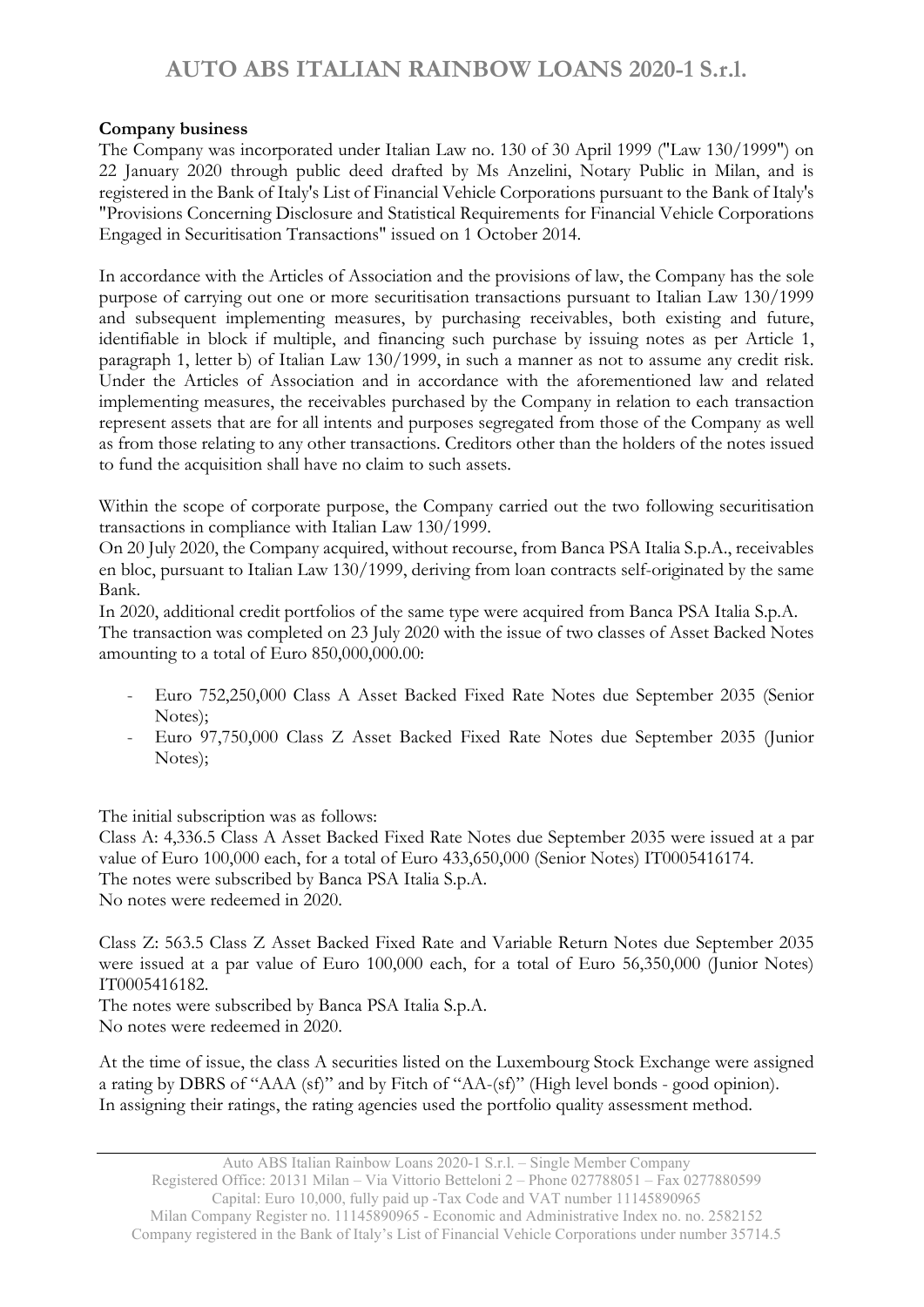**Company business**

The Company was incorporated under Italian Law no. 130 of 30 April 1999 ("Law 130/1999") on 22 January 2020 through public deed drafted by Ms Anzelini, Notary Public in Milan, and is registered in the Bank of Italy's List of Financial Vehicle Corporations pursuant to the Bank of Italy's "Provisions Concerning Disclosure and Statistical Requirements for Financial Vehicle Corporations Engaged in Securitisation Transactions" issued on 1 October 2014.

In accordance with the Articles of Association and the provisions of law, the Company has the sole purpose of carrying out one or more securitisation transactions pursuant to Italian Law 130/1999 and subsequent implementing measures, by purchasing receivables, both existing and future, identifiable in block if multiple, and financing such purchase by issuing notes as per Article 1, paragraph 1, letter b) of Italian Law 130/1999, in such a manner as not to assume any credit risk. Under the Articles of Association and in accordance with the aforementioned law and related implementing measures, the receivables purchased by the Company in relation to each transaction represent assets that are for all intents and purposes segregated from those of the Company as well as from those relating to any other transactions. Creditors other than the holders of the notes issued to fund the acquisition shall have no claim to such assets.

Within the scope of corporate purpose, the Company carried out the two following securitisation transactions in compliance with Italian Law 130/1999.

On 20 July 2020, the Company acquired, without recourse, from Banca PSA Italia S.p.A., receivables en bloc, pursuant to Italian Law 130/1999, deriving from loan contracts self-originated by the same Bank.

In 2020, additional credit portfolios of the same type were acquired from Banca PSA Italia S.p.A.

The transaction was completed on 23 July 2020 with the issue of two classes of Asset Backed Notes amounting to a total of Euro 850,000,000.00:

- Euro 752,250,000 Class A Asset Backed Fixed Rate Notes due September 2035 (Senior Notes);
- Euro 97,750,000 Class Z Asset Backed Fixed Rate Notes due September 2035 (Junior Notes);

The initial subscription was as follows:

Class A: 4,336.5 Class A Asset Backed Fixed Rate Notes due September 2035 were issued at a par value of Euro 100,000 each, for a total of Euro 433,650,000 (Senior Notes) IT0005416174.

The notes were subscribed by Banca PSA Italia S.p.A.

No notes were redeemed in 2020.

Class Z: 563.5 Class Z Asset Backed Fixed Rate and Variable Return Notes due September 2035 were issued at a par value of Euro 100,000 each, for a total of Euro 56,350,000 (Junior Notes) IT0005416182.

The notes were subscribed by Banca PSA Italia S.p.A.

No notes were redeemed in 2020.

At the time of issue, the class A securities listed on the Luxembourg Stock Exchange were assigned a rating by DBRS of "AAA (sf)" and by Fitch of "AA-(sf)" (High level bonds - good opinion).

In assigning their ratings, the rating agencies used the portfolio quality assessment method.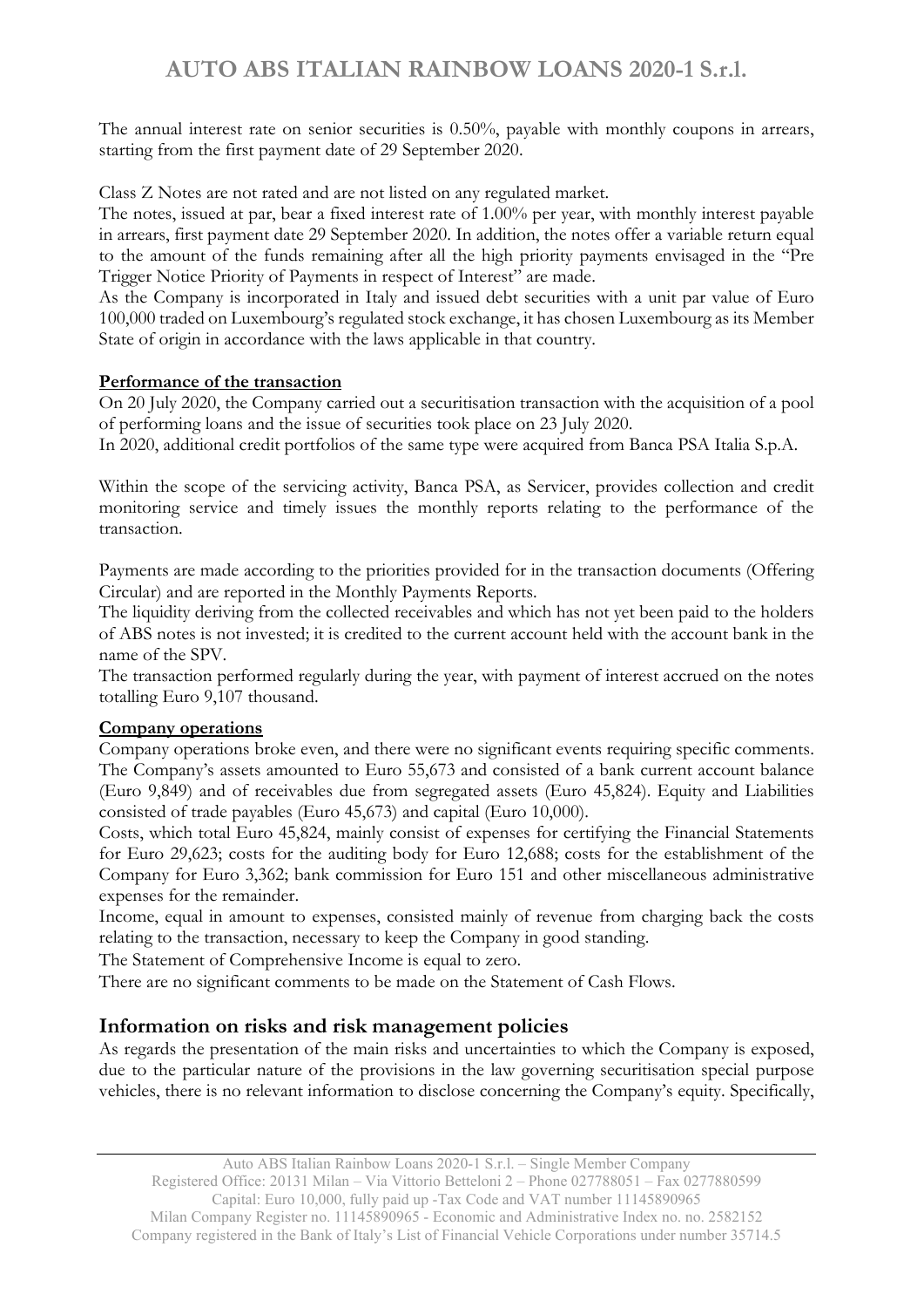The annual interest rate on senior securities is 0.50%, payable with monthly coupons in arrears, starting from the first payment date of 29 September 2020.

Class Z Notes are not rated and are not listed on any regulated market.

The notes, issued at par, bear a fixed interest rate of 1.00% per year, with monthly interest payable in arrears, first payment date 29 September 2020. In addition, the notes offer a variable return equal to the amount of the funds remaining after all the high priority payments envisaged in the "Pre Trigger Notice Priority of Payments in respect of Interest" are made.

As the Company is incorporated in Italy and issued debt securities with a unit par value of Euro 100,000 traded on Luxembourg's regulated stock exchange, it has chosen Luxembourg as its Member State of origin in accordance with the laws applicable in that country.

**Performance of the transaction**

On 20 July 2020, the Company carried out a securitisation transaction with the acquisition of a pool of performing loans and the issue of securities took place on 23 July 2020.

In 2020, additional credit portfolios of the same type were acquired from Banca PSA Italia S.p.A.

Within the scope of the servicing activity, Banca PSA, as Servicer, provides collection and credit monitoring service and timely issues the monthly reports relating to the performance of the transaction.

Payments are made according to the priorities provided for in the transaction documents (Offering Circular) and are reported in the Monthly Payments Reports.

The liquidity deriving from the collected receivables and which has not yet been paid to the holders of ABS notes is not invested; it is credited to the current account held with the account bank in the name of the SPV.

The transaction performed regularly during the year, with payment of interest accrued on the notes totalling Euro 9,107 thousand.

**Company operations**

Company operations broke even, and there were no significant events requiring specific comments. The Company's assets amounted to Euro 55,673 and consisted of a bank current account balance (Euro 9,849) and of receivables due from segregated assets (Euro 45,824). Equity and Liabilities consisted of trade payables (Euro 45,673) and capital (Euro 10,000).

Costs, which total Euro 45,824, mainly consist of expenses for certifying the Financial Statements for Euro 29,623; costs for the auditing body for Euro 12,688; costs for the establishment of the Company for Euro 3,362; bank commission for Euro 151 and other miscellaneous administrative expenses for the remainder.

Income, equal in amount to expenses, consisted mainly of revenue from charging back the costs relating to the transaction, necessary to keep the Company in good standing.

The Statement of Comprehensive Income is equal to zero.

There are no significant comments to be made on the Statement of Cash Flows.

## Information on risks and risk management policies

As regards the presentation of the main risks and uncertainties to which the Company is exposed, due to the particular nature of the provisions in the law governing securitisation special purpose vehicles, there is no relevant information to disclose concerning the Company's equity. Specifically,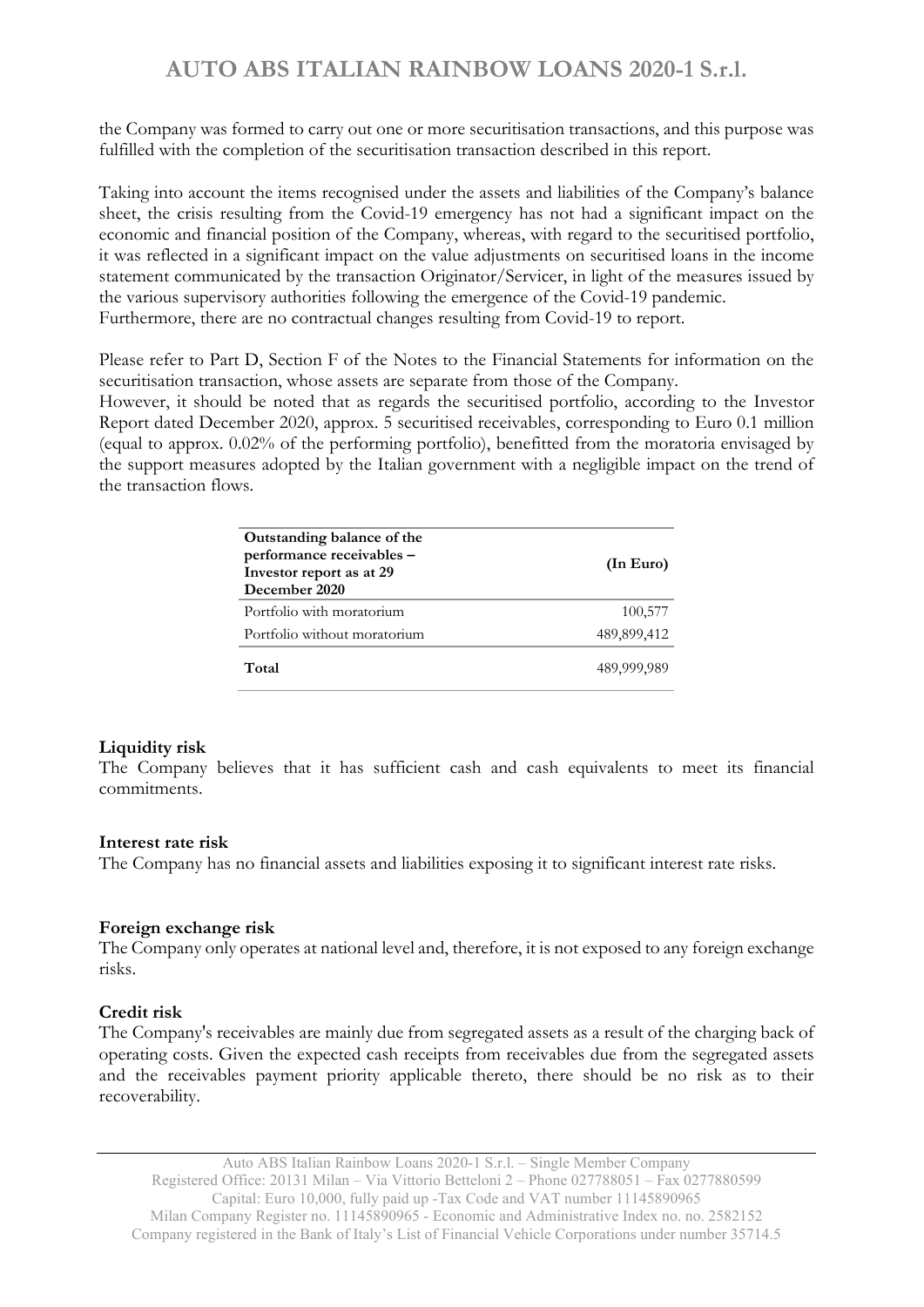the Company was formed to carry out one or more securitisation transactions, and this purpose was fulfilled with the completion of the securitisation transaction described in this report.

Taking into account the items recognised under the assets and liabilities of the Company's balance sheet, the crisis resulting from the Covid-19 emergency has not had a significant impact on the economic and financial position of the Company, whereas, with regard to the securitised portfolio, it was reflected in a significant impact on the value adjustments on securitised loans in the income statement communicated by the transaction Originator/Servicer, in light of the measures issued by the various supervisory authorities following the emergence of the Covid-19 pandemic.
Furthermore, there are no contractual changes resulting from Covid-19 to report.

Please refer to Part D, Section F of the Notes to the Financial Statements for information on the securitisation transaction, whose assets are separate from those of the Company.
However, it should be noted that as regards the securitised portfolio, according to the Investor Report dated December 2020, approx. 5 securitised receivables, corresponding to Euro 0.1 million (equal to approx. 0.02% of the performing portfolio), benefitted from the moratoria envisaged by the support measures adopted by the Italian government with a negligible impact on the trend of the transaction flows.

| Outstanding balance of the performance receivables – Investor report as at 29 December 2020 | (In Euro) |
|---|---|
| Portfolio with moratorium | 100,577 |
| Portfolio without moratorium | 489,899,412 |
| **Total** | 489,999,989 |

**Liquidity risk**
The Company believes that it has sufficient cash and cash equivalents to meet its financial commitments.

**Interest rate risk**
The Company has no financial assets and liabilities exposing it to significant interest rate risks.

**Foreign exchange risk**
The Company only operates at national level and, therefore, it is not exposed to any foreign exchange risks.

**Credit risk**
The Company's receivables are mainly due from segregated assets as a result of the charging back of operating costs. Given the expected cash receipts from receivables due from the segregated assets and the receivables payment priority applicable thereto, there should be no risk as to their recoverability.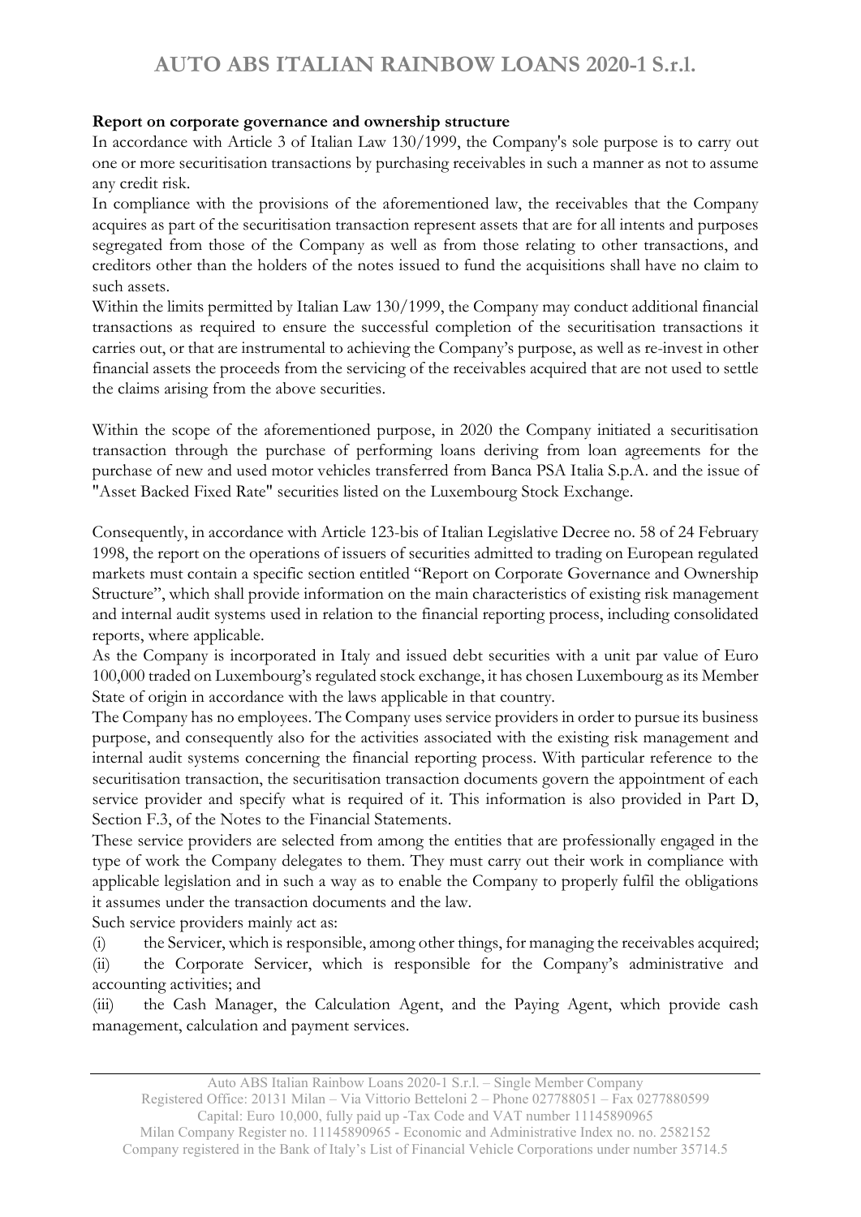**Report on corporate governance and ownership structure**

In accordance with Article 3 of Italian Law 130/1999, the Company's sole purpose is to carry out one or more securitisation transactions by purchasing receivables in such a manner as not to assume any credit risk.

In compliance with the provisions of the aforementioned law, the receivables that the Company acquires as part of the securitisation transaction represent assets that are for all intents and purposes segregated from those of the Company as well as from those relating to other transactions, and creditors other than the holders of the notes issued to fund the acquisitions shall have no claim to such assets.

Within the limits permitted by Italian Law 130/1999, the Company may conduct additional financial transactions as required to ensure the successful completion of the securitisation transactions it carries out, or that are instrumental to achieving the Company's purpose, as well as re-invest in other financial assets the proceeds from the servicing of the receivables acquired that are not used to settle the claims arising from the above securities.

Within the scope of the aforementioned purpose, in 2020 the Company initiated a securitisation transaction through the purchase of performing loans deriving from loan agreements for the purchase of new and used motor vehicles transferred from Banca PSA Italia S.p.A. and the issue of "Asset Backed Fixed Rate" securities listed on the Luxembourg Stock Exchange.

Consequently, in accordance with Article 123-bis of Italian Legislative Decree no. 58 of 24 February 1998, the report on the operations of issuers of securities admitted to trading on European regulated markets must contain a specific section entitled "Report on Corporate Governance and Ownership Structure", which shall provide information on the main characteristics of existing risk management and internal audit systems used in relation to the financial reporting process, including consolidated reports, where applicable.

As the Company is incorporated in Italy and issued debt securities with a unit par value of Euro 100,000 traded on Luxembourg's regulated stock exchange, it has chosen Luxembourg as its Member State of origin in accordance with the laws applicable in that country.

The Company has no employees. The Company uses service providers in order to pursue its business purpose, and consequently also for the activities associated with the existing risk management and internal audit systems concerning the financial reporting process. With particular reference to the securitisation transaction, the securitisation transaction documents govern the appointment of each service provider and specify what is required of it. This information is also provided in Part D, Section F.3, of the Notes to the Financial Statements.

These service providers are selected from among the entities that are professionally engaged in the type of work the Company delegates to them. They must carry out their work in compliance with applicable legislation and in such a way as to enable the Company to properly fulfil the obligations it assumes under the transaction documents and the law.

Such service providers mainly act as:

(i) the Servicer, which is responsible, among other things, for managing the receivables acquired;

(ii) the Corporate Servicer, which is responsible for the Company's administrative and accounting activities; and

(iii) the Cash Manager, the Calculation Agent, and the Paying Agent, which provide cash management, calculation and payment services.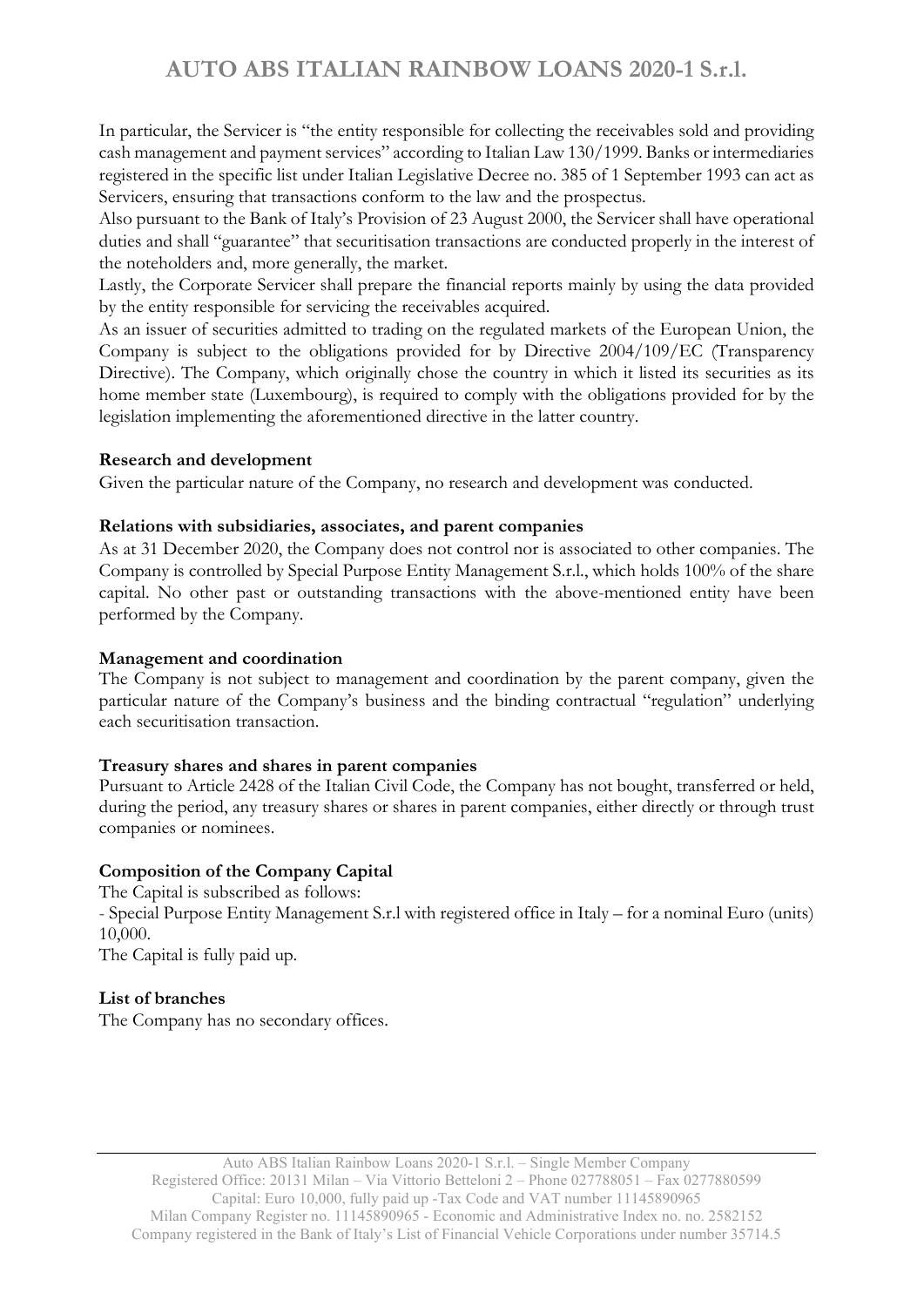In particular, the Servicer is "the entity responsible for collecting the receivables sold and providing cash management and payment services" according to Italian Law 130/1999. Banks or intermediaries registered in the specific list under Italian Legislative Decree no. 385 of 1 September 1993 can act as Servicers, ensuring that transactions conform to the law and the prospectus.

Also pursuant to the Bank of Italy's Provision of 23 August 2000, the Servicer shall have operational duties and shall "guarantee" that securitisation transactions are conducted properly in the interest of the noteholders and, more generally, the market.

Lastly, the Corporate Servicer shall prepare the financial reports mainly by using the data provided by the entity responsible for servicing the receivables acquired.

As an issuer of securities admitted to trading on the regulated markets of the European Union, the Company is subject to the obligations provided for by Directive 2004/109/EC (Transparency Directive). The Company, which originally chose the country in which it listed its securities as its home member state (Luxembourg), is required to comply with the obligations provided for by the legislation implementing the aforementioned directive in the latter country.

**Research and development**

Given the particular nature of the Company, no research and development was conducted.

**Relations with subsidiaries, associates, and parent companies**

As at 31 December 2020, the Company does not control nor is associated to other companies. The Company is controlled by Special Purpose Entity Management S.r.l., which holds 100% of the share capital. No other past or outstanding transactions with the above-mentioned entity have been performed by the Company.

**Management and coordination**

The Company is not subject to management and coordination by the parent company, given the particular nature of the Company's business and the binding contractual "regulation" underlying each securitisation transaction.

**Treasury shares and shares in parent companies**

Pursuant to Article 2428 of the Italian Civil Code, the Company has not bought, transferred or held, during the period, any treasury shares or shares in parent companies, either directly or through trust companies or nominees.

**Composition of the Company Capital**

The Capital is subscribed as follows:

- Special Purpose Entity Management S.r.l with registered office in Italy – for a nominal Euro (units) 10,000.

The Capital is fully paid up.

**List of branches**

The Company has no secondary offices.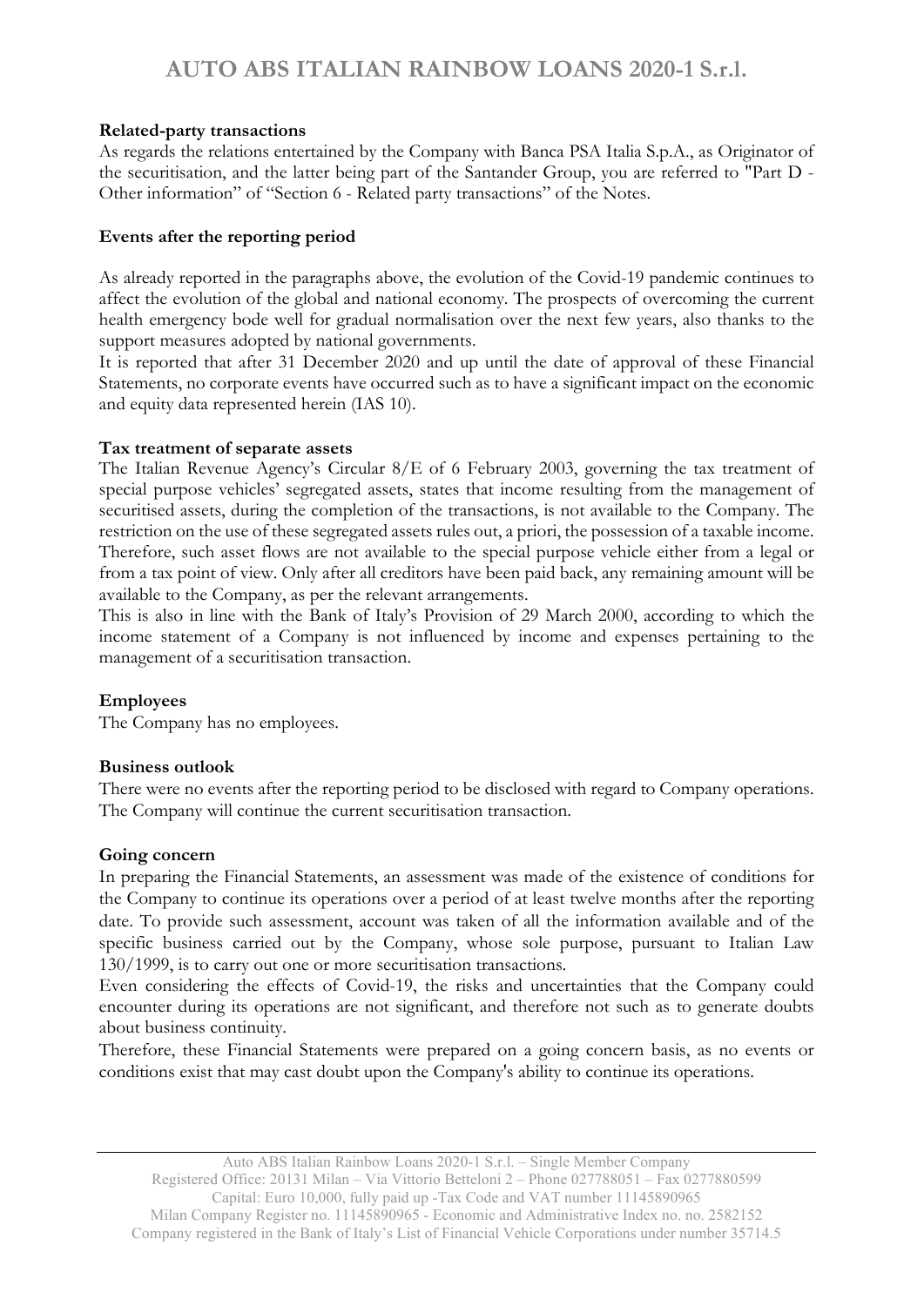**Related-party transactions**

As regards the relations entertained by the Company with Banca PSA Italia S.p.A., as Originator of the securitisation, and the latter being part of the Santander Group, you are referred to "Part D - Other information" of "Section 6 - Related party transactions" of the Notes.

**Events after the reporting period**

As already reported in the paragraphs above, the evolution of the Covid-19 pandemic continues to affect the evolution of the global and national economy. The prospects of overcoming the current health emergency bode well for gradual normalisation over the next few years, also thanks to the support measures adopted by national governments.

It is reported that after 31 December 2020 and up until the date of approval of these Financial Statements, no corporate events have occurred such as to have a significant impact on the economic and equity data represented herein (IAS 10).

**Tax treatment of separate assets**

The Italian Revenue Agency's Circular 8/E of 6 February 2003, governing the tax treatment of special purpose vehicles' segregated assets, states that income resulting from the management of securitised assets, during the completion of the transactions, is not available to the Company. The restriction on the use of these segregated assets rules out, a priori, the possession of a taxable income. Therefore, such asset flows are not available to the special purpose vehicle either from a legal or from a tax point of view. Only after all creditors have been paid back, any remaining amount will be available to the Company, as per the relevant arrangements.

This is also in line with the Bank of Italy's Provision of 29 March 2000, according to which the income statement of a Company is not influenced by income and expenses pertaining to the management of a securitisation transaction.

**Employees**

The Company has no employees.

**Business outlook**

There were no events after the reporting period to be disclosed with regard to Company operations. The Company will continue the current securitisation transaction.

**Going concern**

In preparing the Financial Statements, an assessment was made of the existence of conditions for the Company to continue its operations over a period of at least twelve months after the reporting date. To provide such assessment, account was taken of all the information available and of the specific business carried out by the Company, whose sole purpose, pursuant to Italian Law 130/1999, is to carry out one or more securitisation transactions.

Even considering the effects of Covid-19, the risks and uncertainties that the Company could encounter during its operations are not significant, and therefore not such as to generate doubts about business continuity.

Therefore, these Financial Statements were prepared on a going concern basis, as no events or conditions exist that may cast doubt upon the Company's ability to continue its operations.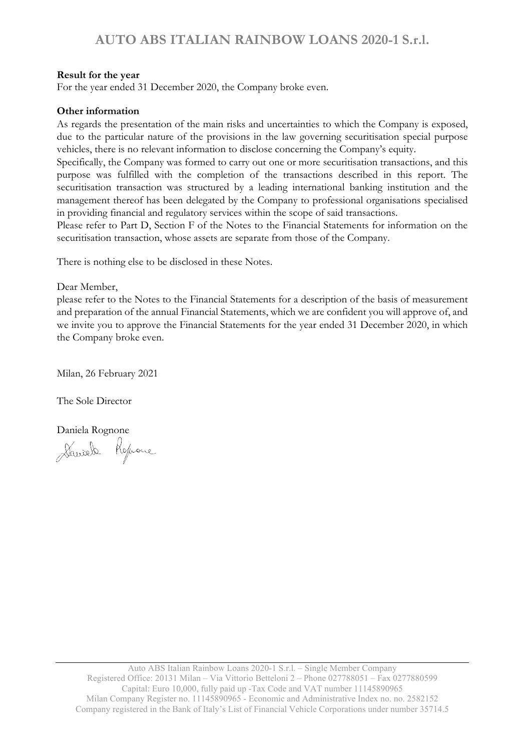**Result for the year**

For the year ended 31 December 2020, the Company broke even.

**Other information**

As regards the presentation of the main risks and uncertainties to which the Company is exposed, due to the particular nature of the provisions in the law governing securitisation special purpose vehicles, there is no relevant information to disclose concerning the Company's equity.

Specifically, the Company was formed to carry out one or more securitisation transactions, and this purpose was fulfilled with the completion of the transactions described in this report. The securitisation transaction was structured by a leading international banking institution and the management thereof has been delegated by the Company to professional organisations specialised in providing financial and regulatory services within the scope of said transactions.

Please refer to Part D, Section F of the Notes to the Financial Statements for information on the securitisation transaction, whose assets are separate from those of the Company.

There is nothing else to be disclosed in these Notes.

Dear Member,

please refer to the Notes to the Financial Statements for a description of the basis of measurement and preparation of the annual Financial Statements, which we are confident you will approve of, and we invite you to approve the Financial Statements for the year ended 31 December 2020, in which the Company broke even.

Milan, 26 February 2021

The Sole Director

Daniela Rognone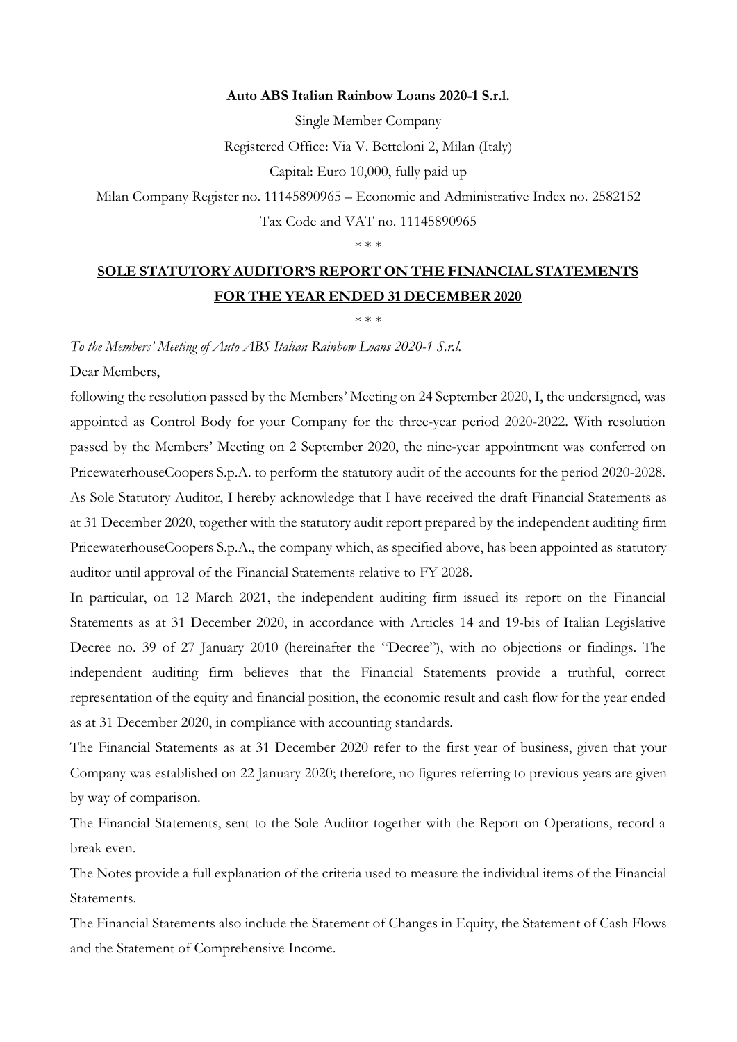**Auto ABS Italian Rainbow Loans 2020-1 S.r.l.**

Single Member Company

Registered Office: Via V. Betteloni 2, Milan (Italy)

Capital: Euro 10,000, fully paid up

Milan Company Register no. 11145890965 – Economic and Administrative Index no. 2582152

Tax Code and VAT no. 11145890965

\* \* \*

## SOLE STATUTORY AUDITOR'S REPORT ON THE FINANCIAL STATEMENTS FOR THE YEAR ENDED 31 DECEMBER 2020

\* \* \*

*To the Members' Meeting of Auto ABS Italian Rainbow Loans 2020-1 S.r.l.*

Dear Members,

following the resolution passed by the Members' Meeting on 24 September 2020, I, the undersigned, was appointed as Control Body for your Company for the three-year period 2020-2022. With resolution passed by the Members' Meeting on 2 September 2020, the nine-year appointment was conferred on PricewaterhouseCoopers S.p.A. to perform the statutory audit of the accounts for the period 2020-2028.

As Sole Statutory Auditor, I hereby acknowledge that I have received the draft Financial Statements as at 31 December 2020, together with the statutory audit report prepared by the independent auditing firm PricewaterhouseCoopers S.p.A., the company which, as specified above, has been appointed as statutory auditor until approval of the Financial Statements relative to FY 2028.

In particular, on 12 March 2021, the independent auditing firm issued its report on the Financial Statements as at 31 December 2020, in accordance with Articles 14 and 19-bis of Italian Legislative Decree no. 39 of 27 January 2010 (hereinafter the "Decree"), with no objections or findings. The independent auditing firm believes that the Financial Statements provide a truthful, correct representation of the equity and financial position, the economic result and cash flow for the year ended as at 31 December 2020, in compliance with accounting standards.

The Financial Statements as at 31 December 2020 refer to the first year of business, given that your Company was established on 22 January 2020; therefore, no figures referring to previous years are given by way of comparison.

The Financial Statements, sent to the Sole Auditor together with the Report on Operations, record a break even.

The Notes provide a full explanation of the criteria used to measure the individual items of the Financial Statements.

The Financial Statements also include the Statement of Changes in Equity, the Statement of Cash Flows and the Statement of Comprehensive Income.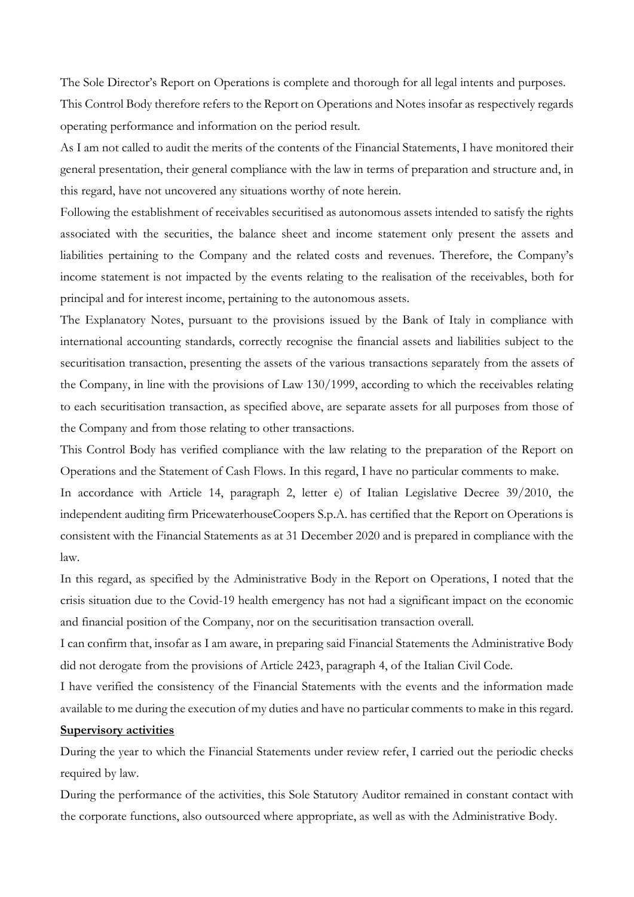The Sole Director's Report on Operations is complete and thorough for all legal intents and purposes.

This Control Body therefore refers to the Report on Operations and Notes insofar as respectively regards operating performance and information on the period result.

As I am not called to audit the merits of the contents of the Financial Statements, I have monitored their general presentation, their general compliance with the law in terms of preparation and structure and, in this regard, have not uncovered any situations worthy of note herein.

Following the establishment of receivables securitised as autonomous assets intended to satisfy the rights associated with the securities, the balance sheet and income statement only present the assets and liabilities pertaining to the Company and the related costs and revenues. Therefore, the Company's income statement is not impacted by the events relating to the realisation of the receivables, both for principal and for interest income, pertaining to the autonomous assets.

The Explanatory Notes, pursuant to the provisions issued by the Bank of Italy in compliance with international accounting standards, correctly recognise the financial assets and liabilities subject to the securitisation transaction, presenting the assets of the various transactions separately from the assets of the Company, in line with the provisions of Law 130/1999, according to which the receivables relating to each securitisation transaction, as specified above, are separate assets for all purposes from those of the Company and from those relating to other transactions.

This Control Body has verified compliance with the law relating to the preparation of the Report on Operations and the Statement of Cash Flows. In this regard, I have no particular comments to make.

In accordance with Article 14, paragraph 2, letter e) of Italian Legislative Decree 39/2010, the independent auditing firm PricewaterhouseCoopers S.p.A. has certified that the Report on Operations is consistent with the Financial Statements as at 31 December 2020 and is prepared in compliance with the law.

In this regard, as specified by the Administrative Body in the Report on Operations, I noted that the crisis situation due to the Covid-19 health emergency has not had a significant impact on the economic and financial position of the Company, nor on the securitisation transaction overall.

I can confirm that, insofar as I am aware, in preparing said Financial Statements the Administrative Body did not derogate from the provisions of Article 2423, paragraph 4, of the Italian Civil Code.

I have verified the consistency of the Financial Statements with the events and the information made available to me during the execution of my duties and have no particular comments to make in this regard.

**Supervisory activities**

During the year to which the Financial Statements under review refer, I carried out the periodic checks required by law.

During the performance of the activities, this Sole Statutory Auditor remained in constant contact with the corporate functions, also outsourced where appropriate, as well as with the Administrative Body.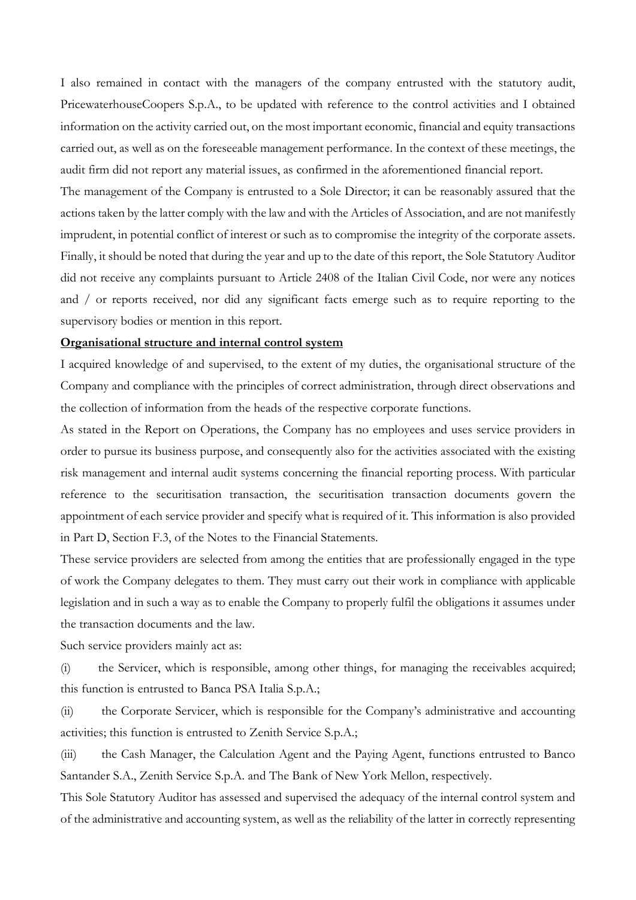I also remained in contact with the managers of the company entrusted with the statutory audit, PricewaterhouseCoopers S.p.A., to be updated with reference to the control activities and I obtained information on the activity carried out, on the most important economic, financial and equity transactions carried out, as well as on the foreseeable management performance. In the context of these meetings, the audit firm did not report any material issues, as confirmed in the aforementioned financial report.

The management of the Company is entrusted to a Sole Director; it can be reasonably assured that the actions taken by the latter comply with the law and with the Articles of Association, and are not manifestly imprudent, in potential conflict of interest or such as to compromise the integrity of the corporate assets. Finally, it should be noted that during the year and up to the date of this report, the Sole Statutory Auditor did not receive any complaints pursuant to Article 2408 of the Italian Civil Code, nor were any notices and / or reports received, nor did any significant facts emerge such as to require reporting to the supervisory bodies or mention in this report.

**Organisational structure and internal control system**

I acquired knowledge of and supervised, to the extent of my duties, the organisational structure of the Company and compliance with the principles of correct administration, through direct observations and the collection of information from the heads of the respective corporate functions.

As stated in the Report on Operations, the Company has no employees and uses service providers in order to pursue its business purpose, and consequently also for the activities associated with the existing risk management and internal audit systems concerning the financial reporting process. With particular reference to the securitisation transaction, the securitisation transaction documents govern the appointment of each service provider and specify what is required of it. This information is also provided in Part D, Section F.3, of the Notes to the Financial Statements.

These service providers are selected from among the entities that are professionally engaged in the type of work the Company delegates to them. They must carry out their work in compliance with applicable legislation and in such a way as to enable the Company to properly fulfil the obligations it assumes under the transaction documents and the law.

Such service providers mainly act as:

(i) the Servicer, which is responsible, among other things, for managing the receivables acquired; this function is entrusted to Banca PSA Italia S.p.A.;

(ii) the Corporate Servicer, which is responsible for the Company's administrative and accounting activities; this function is entrusted to Zenith Service S.p.A.;

(iii) the Cash Manager, the Calculation Agent and the Paying Agent, functions entrusted to Banco Santander S.A., Zenith Service S.p.A. and The Bank of New York Mellon, respectively.

This Sole Statutory Auditor has assessed and supervised the adequacy of the internal control system and of the administrative and accounting system, as well as the reliability of the latter in correctly representing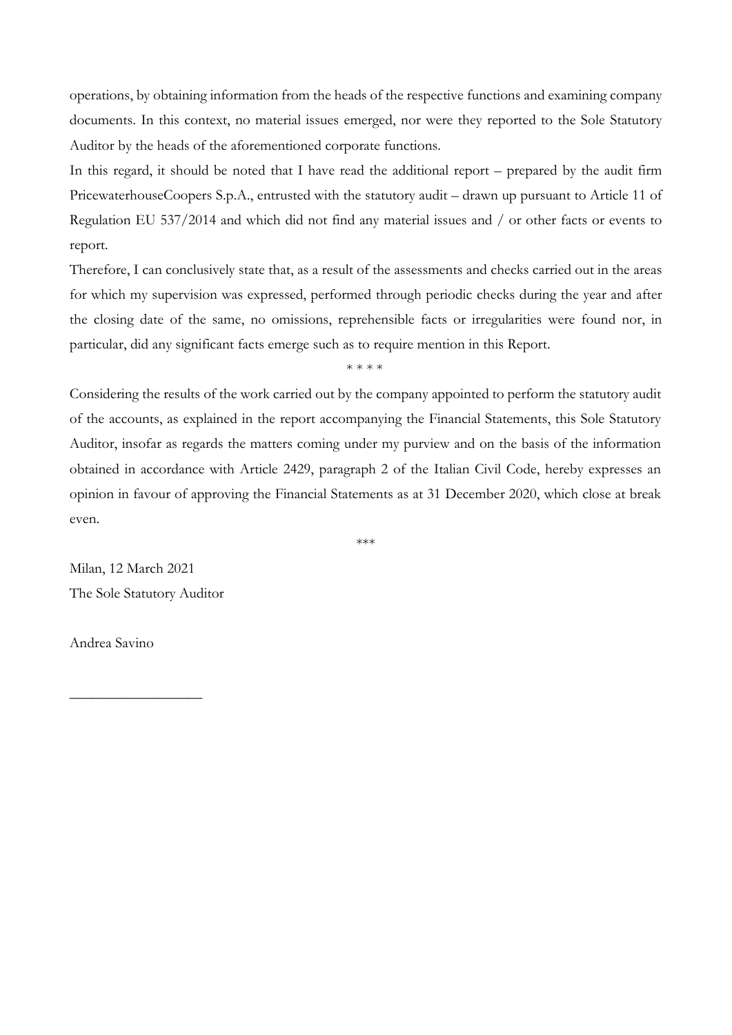operations, by obtaining information from the heads of the respective functions and examining company documents. In this context, no material issues emerged, nor were they reported to the Sole Statutory Auditor by the heads of the aforementioned corporate functions.

In this regard, it should be noted that I have read the additional report – prepared by the audit firm PricewaterhouseCoopers S.p.A., entrusted with the statutory audit – drawn up pursuant to Article 11 of Regulation EU 537/2014 and which did not find any material issues and / or other facts or events to report.

Therefore, I can conclusively state that, as a result of the assessments and checks carried out in the areas for which my supervision was expressed, performed through periodic checks during the year and after the closing date of the same, no omissions, reprehensible facts or irregularities were found nor, in particular, did any significant facts emerge such as to require mention in this Report.

\* \* \* \*

Considering the results of the work carried out by the company appointed to perform the statutory audit of the accounts, as explained in the report accompanying the Financial Statements, this Sole Statutory Auditor, insofar as regards the matters coming under my purview and on the basis of the information obtained in accordance with Article 2429, paragraph 2 of the Italian Civil Code, hereby expresses an opinion in favour of approving the Financial Statements as at 31 December 2020, which close at break even.

\*\*\*

Milan, 12 March 2021

The Sole Statutory Auditor

Andrea Savino

\_\_\_\_\_\_\_\_\_\_\_\_\_\_\_\_\_\_